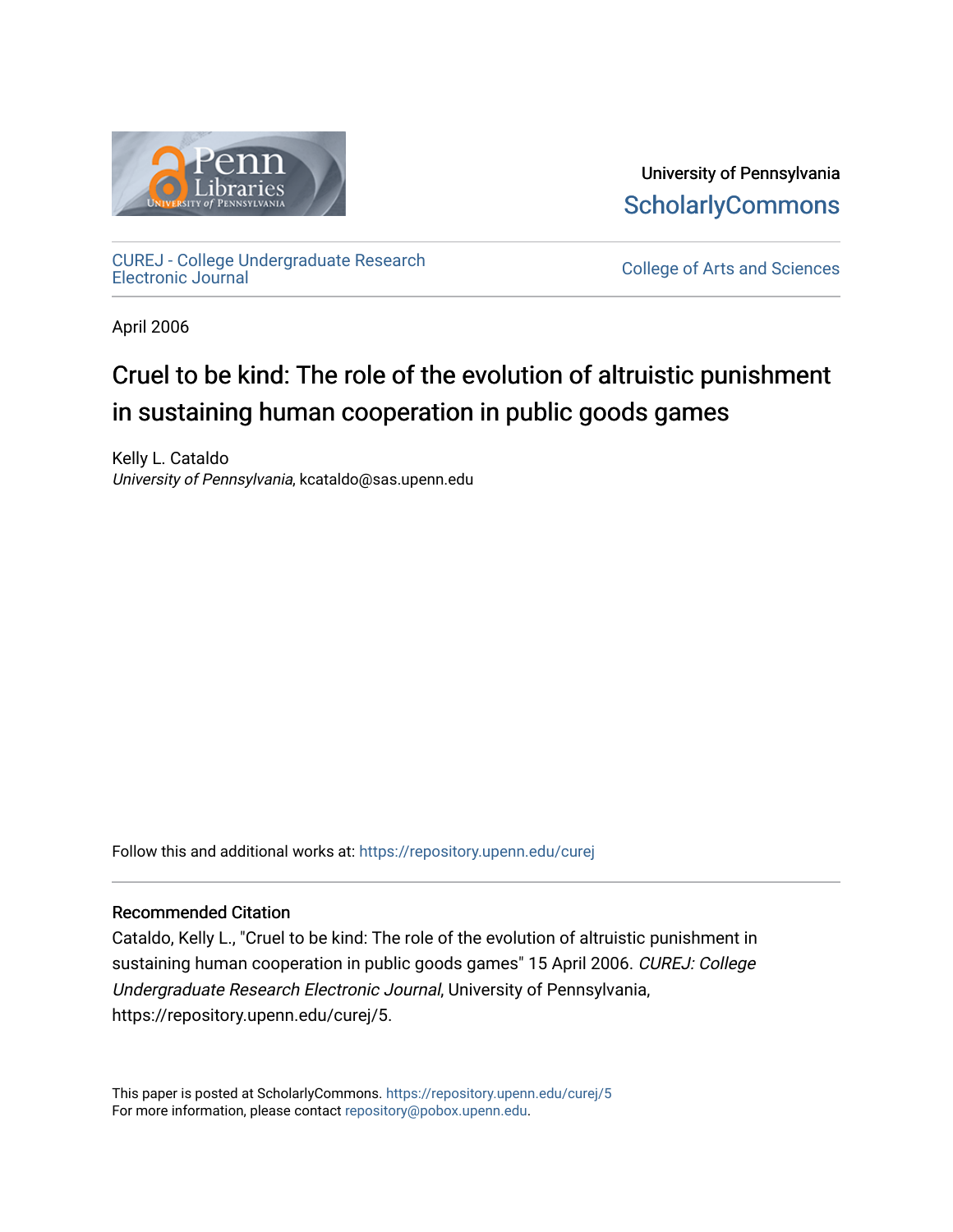University of Pennsylvania
ScholarlyCommons

CUREJ - College Undergraduate Research Electronic Journal

College of Arts and Sciences

April 2006

# Cruel to be kind: The role of the evolution of altruistic punishment in sustaining human cooperation in public goods games

Kelly L. Cataldo
*University of Pennsylvania*, kcataldo@sas.upenn.edu

Follow this and additional works at: https://repository.upenn.edu/curej

### Recommended Citation

Cataldo, Kelly L., "Cruel to be kind: The role of the evolution of altruistic punishment in sustaining human cooperation in public goods games" 15 April 2006. *CUREJ: College Undergraduate Research Electronic Journal*, University of Pennsylvania, https://repository.upenn.edu/curej/5.

This paper is posted at ScholarlyCommons. https://repository.upenn.edu/curej/5
For more information, please contact repository@pobox.upenn.edu.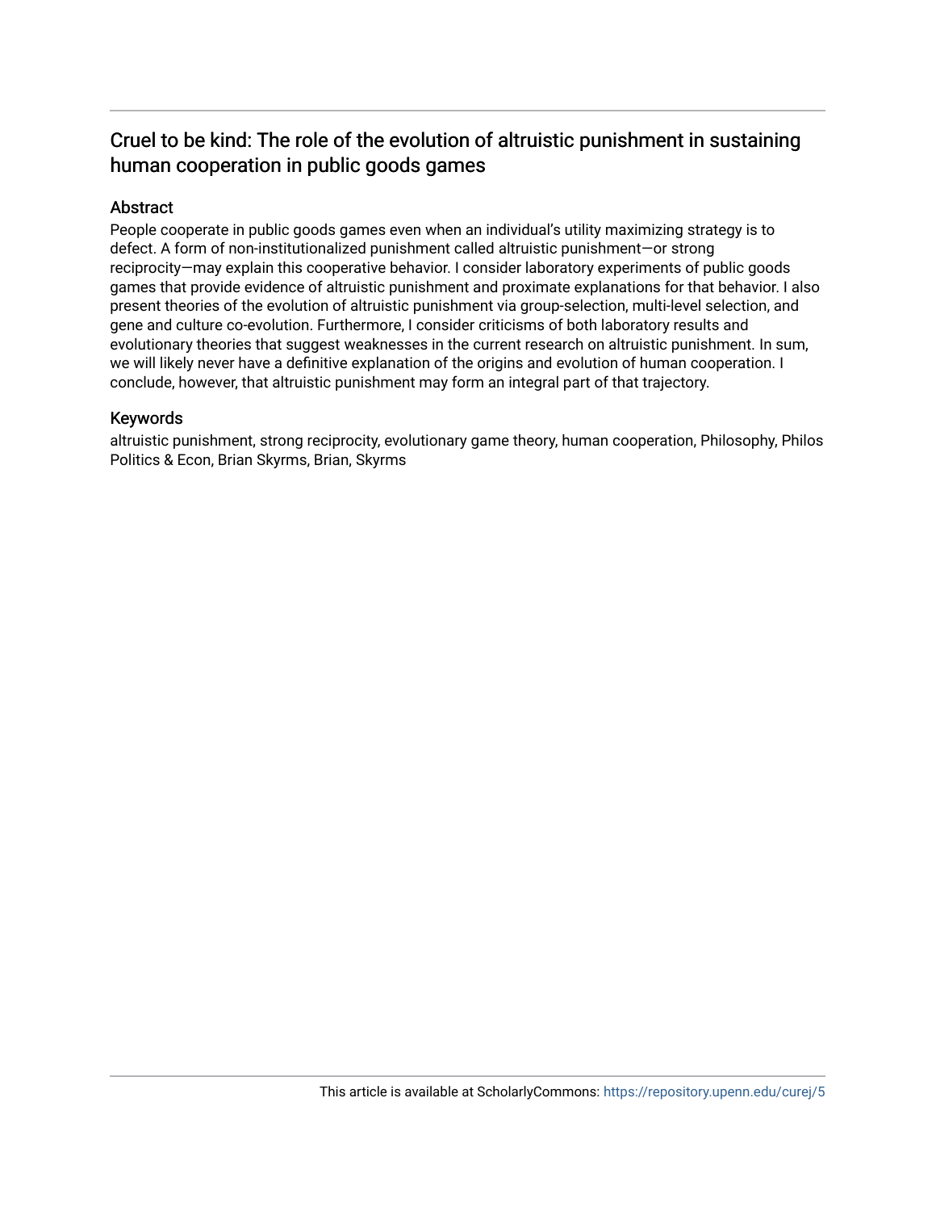# Cruel to be kind: The role of the evolution of altruistic punishment in sustaining human cooperation in public goods games

## Abstract

People cooperate in public goods games even when an individual's utility maximizing strategy is to defect. A form of non-institutionalized punishment called altruistic punishment—or strong reciprocity—may explain this cooperative behavior. I consider laboratory experiments of public goods games that provide evidence of altruistic punishment and proximate explanations for that behavior. I also present theories of the evolution of altruistic punishment via group-selection, multi-level selection, and gene and culture co-evolution. Furthermore, I consider criticisms of both laboratory results and evolutionary theories that suggest weaknesses in the current research on altruistic punishment. In sum, we will likely never have a definitive explanation of the origins and evolution of human cooperation. I conclude, however, that altruistic punishment may form an integral part of that trajectory.

## Keywords

altruistic punishment, strong reciprocity, evolutionary game theory, human cooperation, Philosophy, Philos Politics & Econ, Brian Skyrms, Brian, Skyrms

This article is available at ScholarlyCommons: https://repository.upenn.edu/curej/5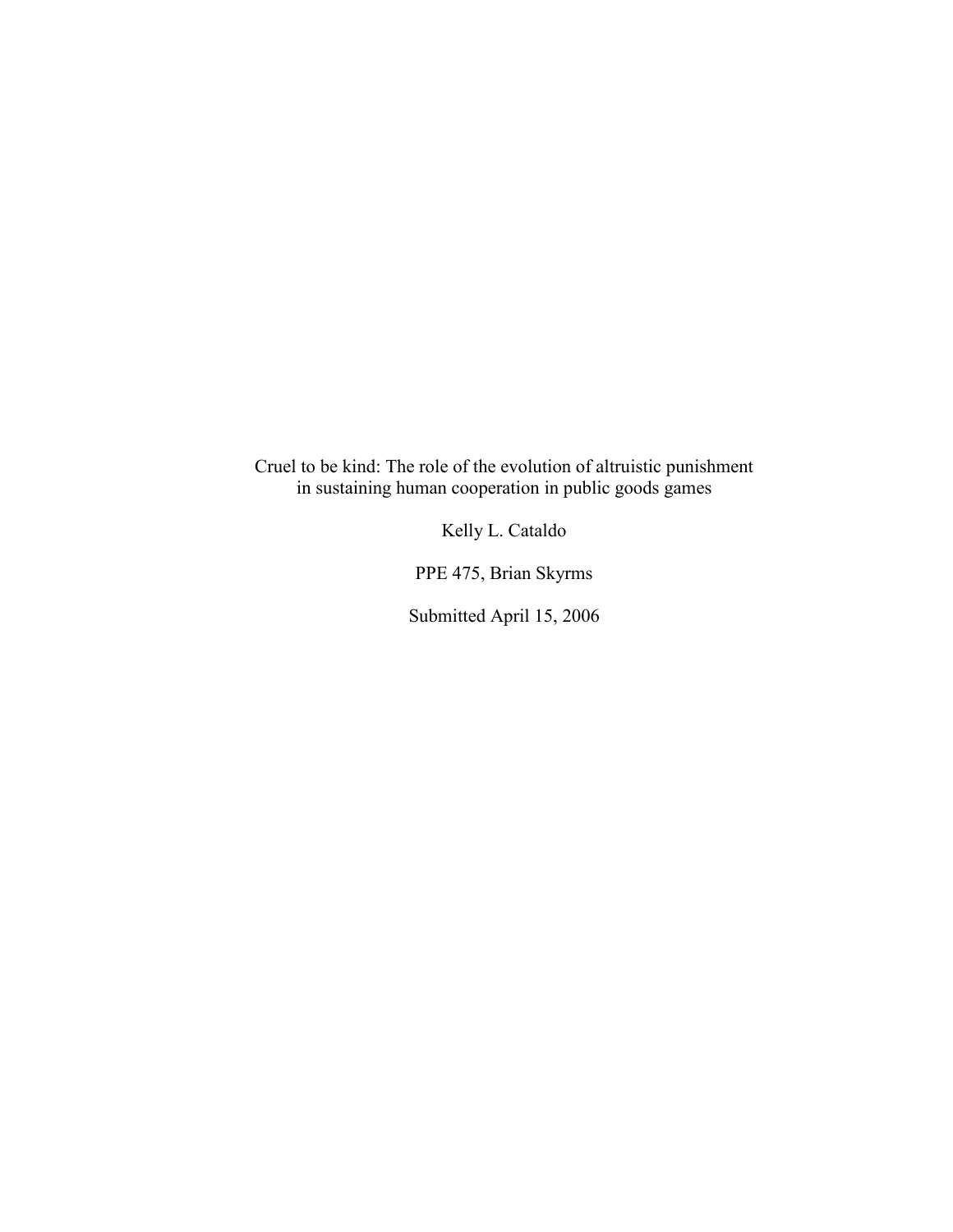Cruel to be kind: The role of the evolution of altruistic punishment in sustaining human cooperation in public goods games

Kelly L. Cataldo

PPE 475, Brian Skyrms

Submitted April 15, 2006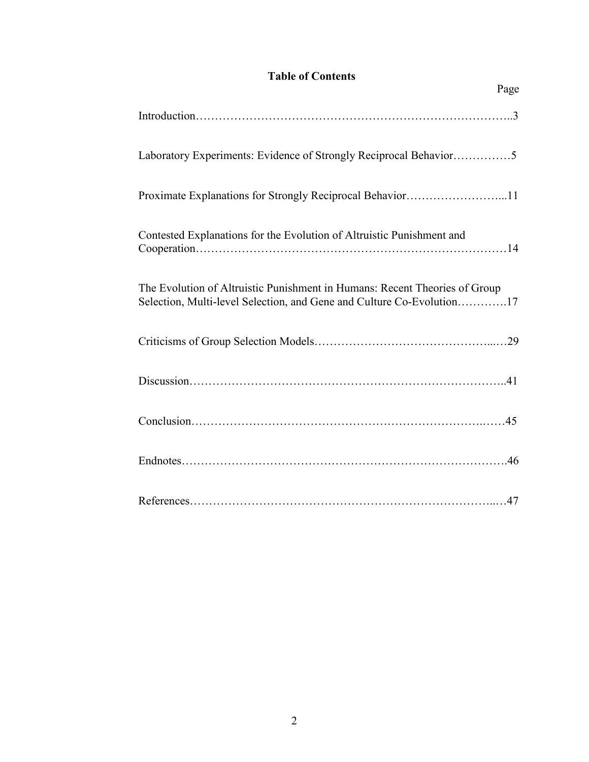# Table of Contents

| | Page |
|---|---|
| Introduction | 3 |
| Laboratory Experiments: Evidence of Strongly Reciprocal Behavior | 5 |
| Proximate Explanations for Strongly Reciprocal Behavior | 11 |
| Contested Explanations for the Evolution of Altruistic Punishment and Cooperation | 14 |
| The Evolution of Altruistic Punishment in Humans: Recent Theories of Group Selection, Multi-level Selection, and Gene and Culture Co-Evolution | 17 |
| Criticisms of Group Selection Models | 29 |
| Discussion | 41 |
| Conclusion | 45 |
| Endnotes | 46 |
| References | 47 |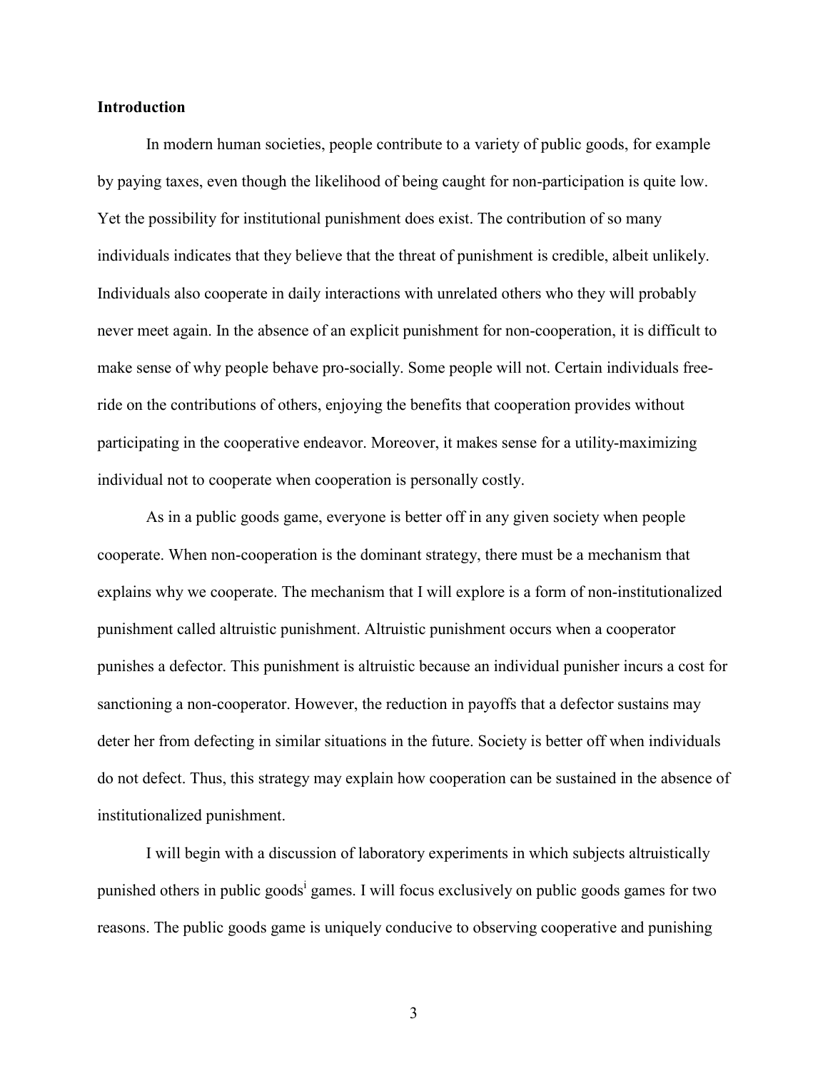**Introduction**

In modern human societies, people contribute to a variety of public goods, for example by paying taxes, even though the likelihood of being caught for non-participation is quite low. Yet the possibility for institutional punishment does exist. The contribution of so many individuals indicates that they believe that the threat of punishment is credible, albeit unlikely. Individuals also cooperate in daily interactions with unrelated others who they will probably never meet again. In the absence of an explicit punishment for non-cooperation, it is difficult to make sense of why people behave pro-socially. Some people will not. Certain individuals free-ride on the contributions of others, enjoying the benefits that cooperation provides without participating in the cooperative endeavor. Moreover, it makes sense for a utility-maximizing individual not to cooperate when cooperation is personally costly.

As in a public goods game, everyone is better off in any given society when people cooperate. When non-cooperation is the dominant strategy, there must be a mechanism that explains why we cooperate. The mechanism that I will explore is a form of non-institutionalized punishment called altruistic punishment. Altruistic punishment occurs when a cooperator punishes a defector. This punishment is altruistic because an individual punisher incurs a cost for sanctioning a non-cooperator. However, the reduction in payoffs that a defector sustains may deter her from defecting in similar situations in the future. Society is better off when individuals do not defect. Thus, this strategy may explain how cooperation can be sustained in the absence of institutionalized punishment.

I will begin with a discussion of laboratory experiments in which subjects altruistically punished others in public goods[i] games. I will focus exclusively on public goods games for two reasons. The public goods game is uniquely conducive to observing cooperative and punishing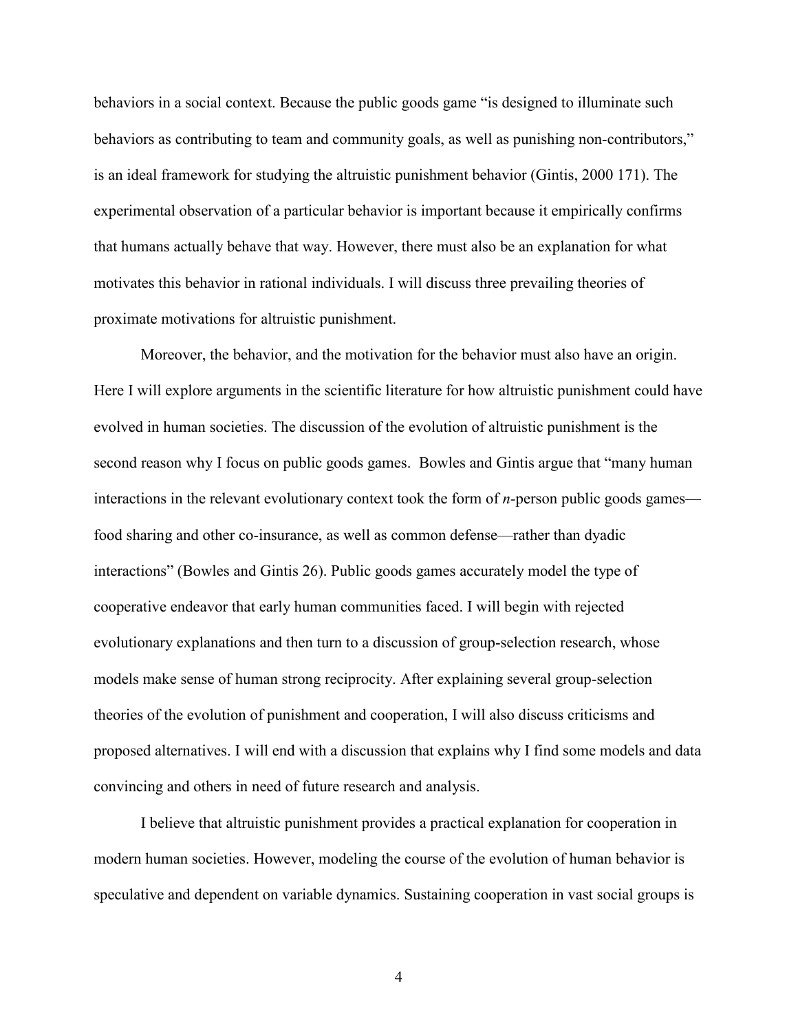behaviors in a social context. Because the public goods game "is designed to illuminate such behaviors as contributing to team and community goals, as well as punishing non-contributors," is an ideal framework for studying the altruistic punishment behavior (Gintis, 2000 171). The experimental observation of a particular behavior is important because it empirically confirms that humans actually behave that way. However, there must also be an explanation for what motivates this behavior in rational individuals. I will discuss three prevailing theories of proximate motivations for altruistic punishment.

Moreover, the behavior, and the motivation for the behavior must also have an origin. Here I will explore arguments in the scientific literature for how altruistic punishment could have evolved in human societies. The discussion of the evolution of altruistic punishment is the second reason why I focus on public goods games. Bowles and Gintis argue that "many human interactions in the relevant evolutionary context took the form of *n*-person public goods games—food sharing and other co-insurance, as well as common defense—rather than dyadic interactions" (Bowles and Gintis 26). Public goods games accurately model the type of cooperative endeavor that early human communities faced. I will begin with rejected evolutionary explanations and then turn to a discussion of group-selection research, whose models make sense of human strong reciprocity. After explaining several group-selection theories of the evolution of punishment and cooperation, I will also discuss criticisms and proposed alternatives. I will end with a discussion that explains why I find some models and data convincing and others in need of future research and analysis.

I believe that altruistic punishment provides a practical explanation for cooperation in modern human societies. However, modeling the course of the evolution of human behavior is speculative and dependent on variable dynamics. Sustaining cooperation in vast social groups is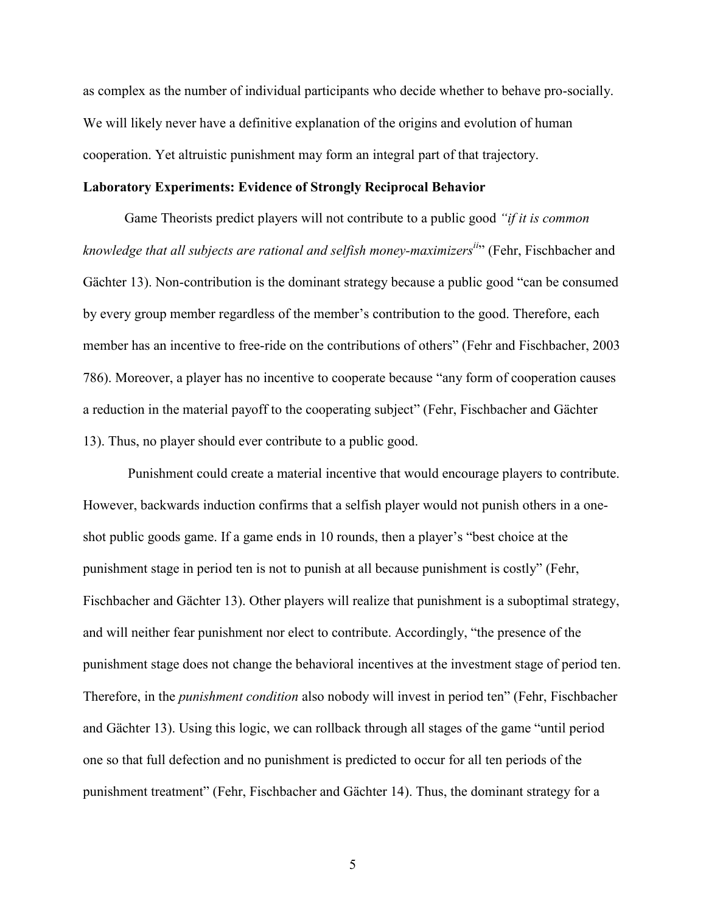as complex as the number of individual participants who decide whether to behave pro-socially. We will likely never have a definitive explanation of the origins and evolution of human cooperation. Yet altruistic punishment may form an integral part of that trajectory.

**Laboratory Experiments: Evidence of Strongly Reciprocal Behavior**

Game Theorists predict players will not contribute to a public good *"if it is common knowledge that all subjects are rational and selfish money-maximizers*[ii]" (Fehr, Fischbacher and Gächter 13). Non-contribution is the dominant strategy because a public good "can be consumed by every group member regardless of the member's contribution to the good. Therefore, each member has an incentive to free-ride on the contributions of others" (Fehr and Fischbacher, 2003 786). Moreover, a player has no incentive to cooperate because "any form of cooperation causes a reduction in the material payoff to the cooperating subject" (Fehr, Fischbacher and Gächter 13). Thus, no player should ever contribute to a public good.

Punishment could create a material incentive that would encourage players to contribute. However, backwards induction confirms that a selfish player would not punish others in a one-shot public goods game. If a game ends in 10 rounds, then a player's "best choice at the punishment stage in period ten is not to punish at all because punishment is costly" (Fehr, Fischbacher and Gächter 13). Other players will realize that punishment is a suboptimal strategy, and will neither fear punishment nor elect to contribute. Accordingly, "the presence of the punishment stage does not change the behavioral incentives at the investment stage of period ten. Therefore, in the *punishment condition* also nobody will invest in period ten" (Fehr, Fischbacher and Gächter 13). Using this logic, we can rollback through all stages of the game "until period one so that full defection and no punishment is predicted to occur for all ten periods of the punishment treatment" (Fehr, Fischbacher and Gächter 14). Thus, the dominant strategy for a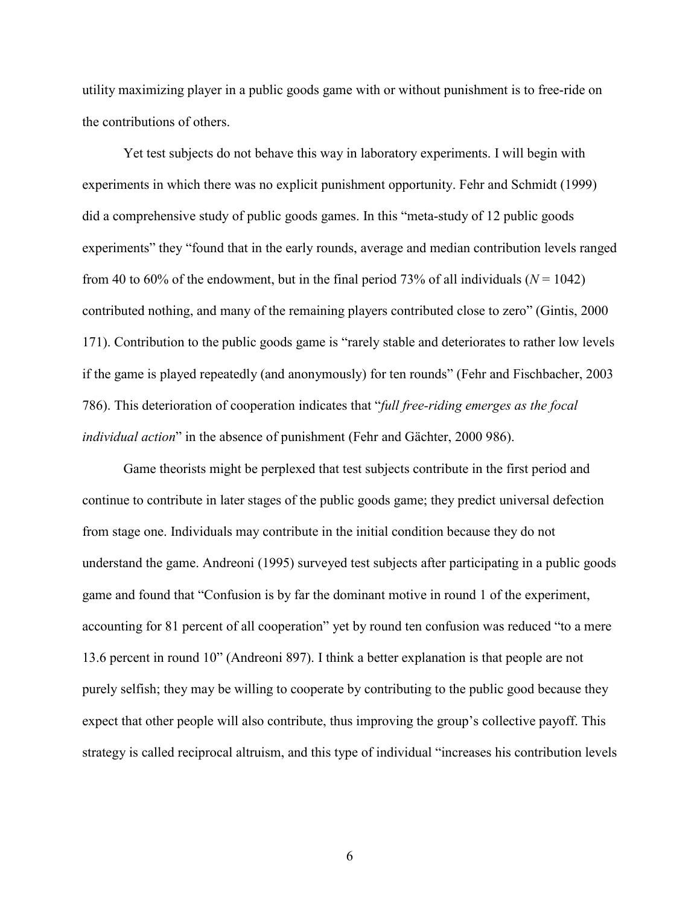utility maximizing player in a public goods game with or without punishment is to free-ride on the contributions of others.

Yet test subjects do not behave this way in laboratory experiments. I will begin with experiments in which there was no explicit punishment opportunity. Fehr and Schmidt (1999) did a comprehensive study of public goods games. In this "meta-study of 12 public goods experiments" they "found that in the early rounds, average and median contribution levels ranged from 40 to 60% of the endowment, but in the final period 73% of all individuals (*N* = 1042) contributed nothing, and many of the remaining players contributed close to zero" (Gintis, 2000 171). Contribution to the public goods game is "rarely stable and deteriorates to rather low levels if the game is played repeatedly (and anonymously) for ten rounds" (Fehr and Fischbacher, 2003 786). This deterioration of cooperation indicates that "*full free-riding emerges as the focal individual action*" in the absence of punishment (Fehr and Gächter, 2000 986).

Game theorists might be perplexed that test subjects contribute in the first period and continue to contribute in later stages of the public goods game; they predict universal defection from stage one. Individuals may contribute in the initial condition because they do not understand the game. Andreoni (1995) surveyed test subjects after participating in a public goods game and found that "Confusion is by far the dominant motive in round 1 of the experiment, accounting for 81 percent of all cooperation" yet by round ten confusion was reduced "to a mere 13.6 percent in round 10" (Andreoni 897). I think a better explanation is that people are not purely selfish; they may be willing to cooperate by contributing to the public good because they expect that other people will also contribute, thus improving the group's collective payoff. This strategy is called reciprocal altruism, and this type of individual "increases his contribution levels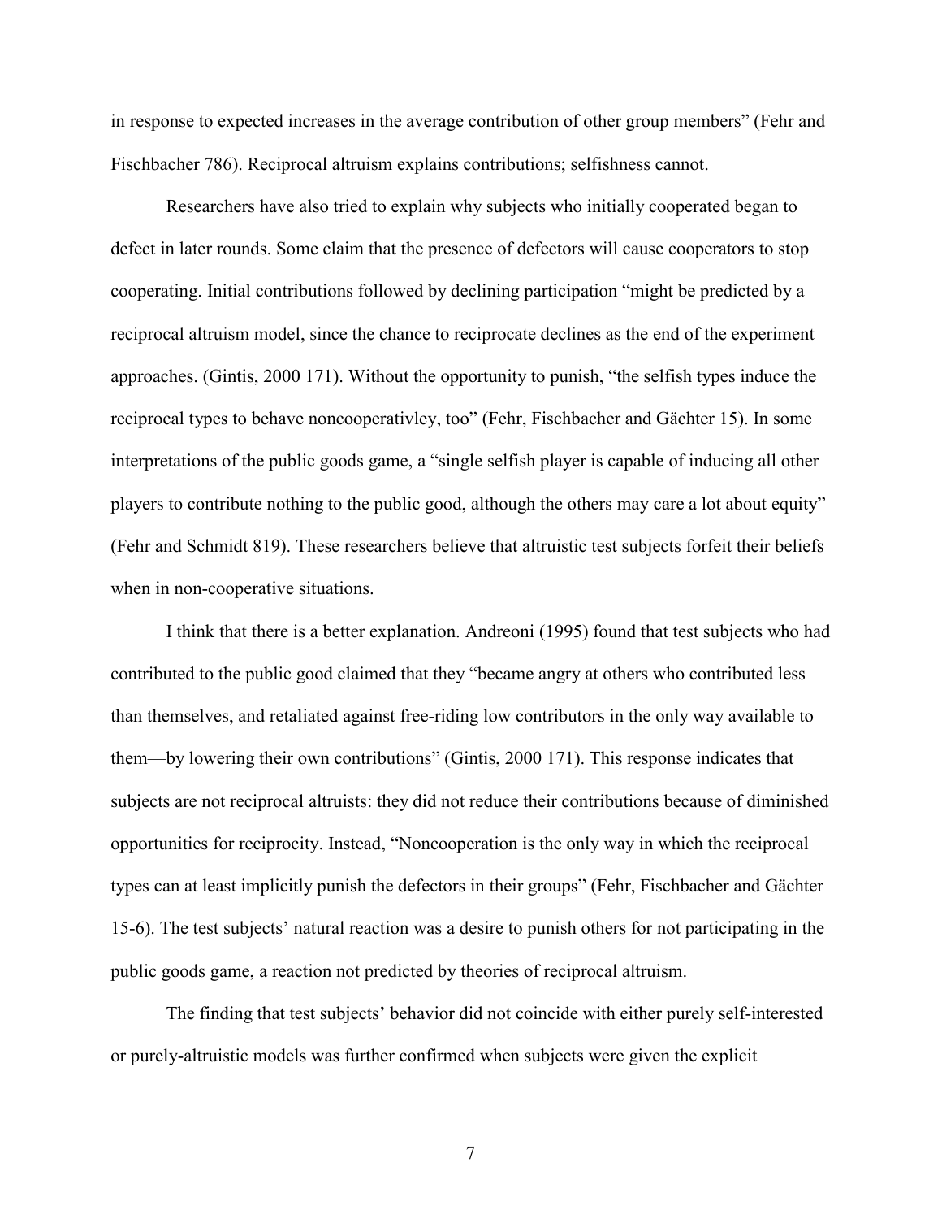in response to expected increases in the average contribution of other group members" (Fehr and Fischbacher 786). Reciprocal altruism explains contributions; selfishness cannot.

Researchers have also tried to explain why subjects who initially cooperated began to defect in later rounds. Some claim that the presence of defectors will cause cooperators to stop cooperating. Initial contributions followed by declining participation "might be predicted by a reciprocal altruism model, since the chance to reciprocate declines as the end of the experiment approaches. (Gintis, 2000 171). Without the opportunity to punish, "the selfish types induce the reciprocal types to behave noncooperativley, too" (Fehr, Fischbacher and Gächter 15). In some interpretations of the public goods game, a "single selfish player is capable of inducing all other players to contribute nothing to the public good, although the others may care a lot about equity" (Fehr and Schmidt 819). These researchers believe that altruistic test subjects forfeit their beliefs when in non-cooperative situations.

I think that there is a better explanation. Andreoni (1995) found that test subjects who had contributed to the public good claimed that they "became angry at others who contributed less than themselves, and retaliated against free-riding low contributors in the only way available to them—by lowering their own contributions" (Gintis, 2000 171). This response indicates that subjects are not reciprocal altruists: they did not reduce their contributions because of diminished opportunities for reciprocity. Instead, "Noncooperation is the only way in which the reciprocal types can at least implicitly punish the defectors in their groups" (Fehr, Fischbacher and Gächter 15-6). The test subjects' natural reaction was a desire to punish others for not participating in the public goods game, a reaction not predicted by theories of reciprocal altruism.

The finding that test subjects' behavior did not coincide with either purely self-interested or purely-altruistic models was further confirmed when subjects were given the explicit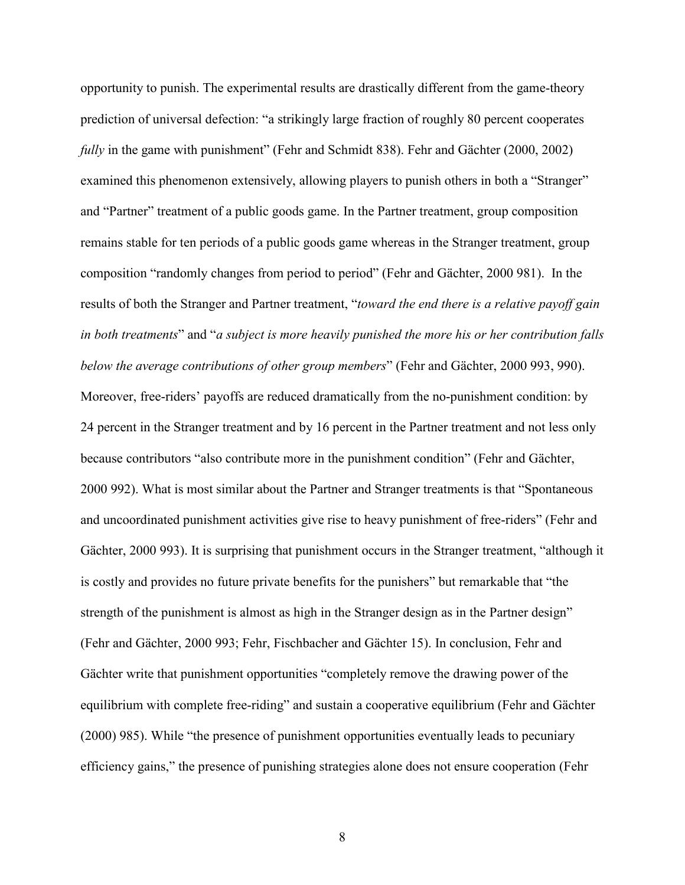opportunity to punish. The experimental results are drastically different from the game-theory prediction of universal defection: "a strikingly large fraction of roughly 80 percent cooperates *fully* in the game with punishment" (Fehr and Schmidt 838). Fehr and Gächter (2000, 2002) examined this phenomenon extensively, allowing players to punish others in both a "Stranger" and "Partner" treatment of a public goods game. In the Partner treatment, group composition remains stable for ten periods of a public goods game whereas in the Stranger treatment, group composition "randomly changes from period to period" (Fehr and Gächter, 2000 981). In the results of both the Stranger and Partner treatment, "*toward the end there is a relative payoff gain in both treatments*" and "*a subject is more heavily punished the more his or her contribution falls below the average contributions of other group members*" (Fehr and Gächter, 2000 993, 990). Moreover, free-riders' payoffs are reduced dramatically from the no-punishment condition: by 24 percent in the Stranger treatment and by 16 percent in the Partner treatment and not less only because contributors "also contribute more in the punishment condition" (Fehr and Gächter, 2000 992). What is most similar about the Partner and Stranger treatments is that "Spontaneous and uncoordinated punishment activities give rise to heavy punishment of free-riders" (Fehr and Gächter, 2000 993). It is surprising that punishment occurs in the Stranger treatment, "although it is costly and provides no future private benefits for the punishers" but remarkable that "the strength of the punishment is almost as high in the Stranger design as in the Partner design" (Fehr and Gächter, 2000 993; Fehr, Fischbacher and Gächter 15). In conclusion, Fehr and Gächter write that punishment opportunities "completely remove the drawing power of the equilibrium with complete free-riding" and sustain a cooperative equilibrium (Fehr and Gächter (2000) 985). While "the presence of punishment opportunities eventually leads to pecuniary efficiency gains," the presence of punishing strategies alone does not ensure cooperation (Fehr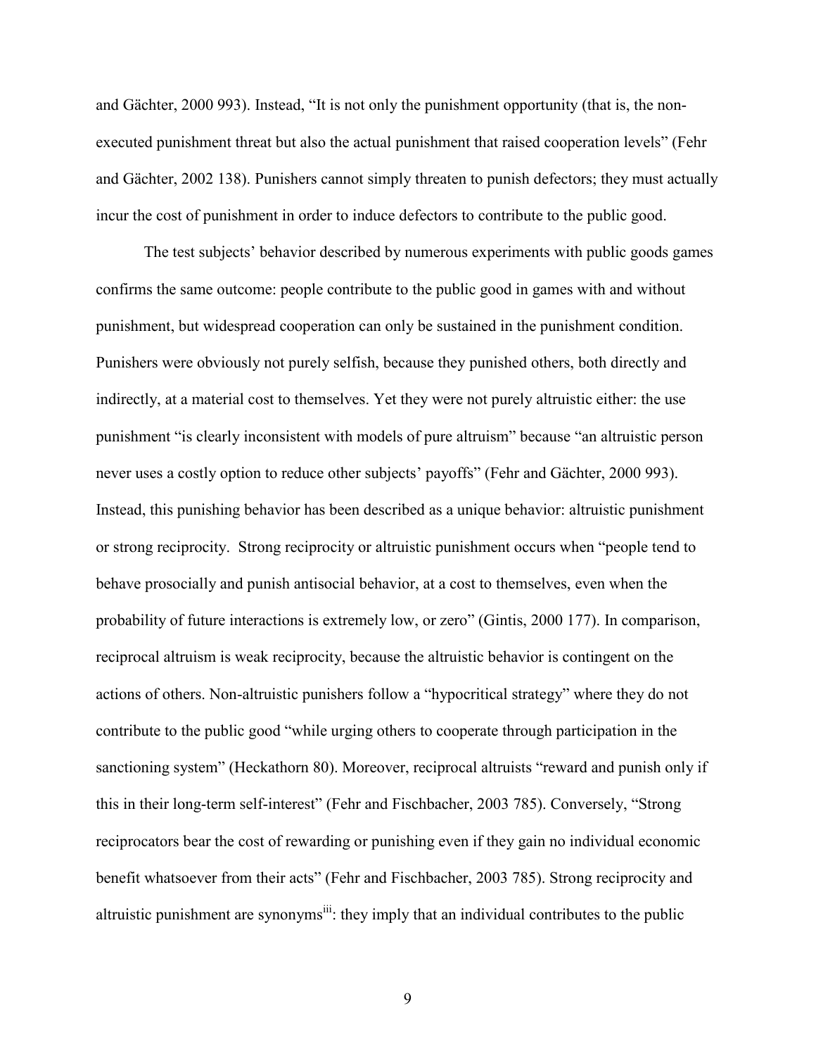and Gächter, 2000 993). Instead, “It is not only the punishment opportunity (that is, the non-executed punishment threat but also the actual punishment that raised cooperation levels” (Fehr and Gächter, 2002 138). Punishers cannot simply threaten to punish defectors; they must actually incur the cost of punishment in order to induce defectors to contribute to the public good.

The test subjects’ behavior described by numerous experiments with public goods games confirms the same outcome: people contribute to the public good in games with and without punishment, but widespread cooperation can only be sustained in the punishment condition. Punishers were obviously not purely selfish, because they punished others, both directly and indirectly, at a material cost to themselves. Yet they were not purely altruistic either: the use punishment “is clearly inconsistent with models of pure altruism” because “an altruistic person never uses a costly option to reduce other subjects’ payoffs” (Fehr and Gächter, 2000 993). Instead, this punishing behavior has been described as a unique behavior: altruistic punishment or strong reciprocity. Strong reciprocity or altruistic punishment occurs when “people tend to behave prosocially and punish antisocial behavior, at a cost to themselves, even when the probability of future interactions is extremely low, or zero” (Gintis, 2000 177). In comparison, reciprocal altruism is weak reciprocity, because the altruistic behavior is contingent on the actions of others. Non-altruistic punishers follow a “hypocritical strategy” where they do not contribute to the public good “while urging others to cooperate through participation in the sanctioning system” (Heckathorn 80). Moreover, reciprocal altruists “reward and punish only if this in their long-term self-interest” (Fehr and Fischbacher, 2003 785). Conversely, “Strong reciprocators bear the cost of rewarding or punishing even if they gain no individual economic benefit whatsoever from their acts” (Fehr and Fischbacher, 2003 785). Strong reciprocity and altruistic punishment are synonyms[iii]: they imply that an individual contributes to the public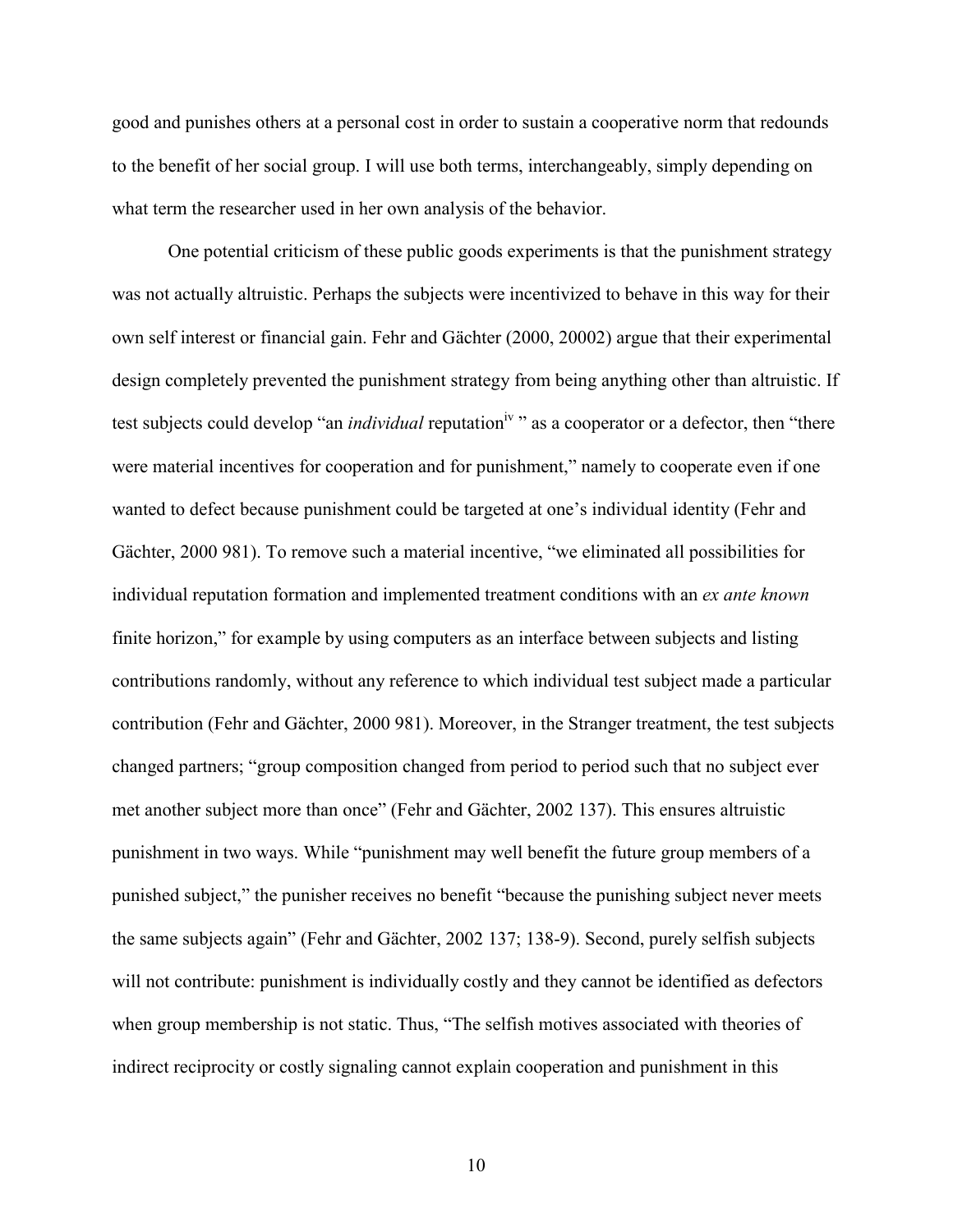good and punishes others at a personal cost in order to sustain a cooperative norm that redounds to the benefit of her social group. I will use both terms, interchangeably, simply depending on what term the researcher used in her own analysis of the behavior.

One potential criticism of these public goods experiments is that the punishment strategy was not actually altruistic. Perhaps the subjects were incentivized to behave in this way for their own self interest or financial gain. Fehr and Gächter (2000, 20002) argue that their experimental design completely prevented the punishment strategy from being anything other than altruistic. If test subjects could develop "an *individual* reputation[iv] " as a cooperator or a defector, then "there were material incentives for cooperation and for punishment," namely to cooperate even if one wanted to defect because punishment could be targeted at one's individual identity (Fehr and Gächter, 2000 981). To remove such a material incentive, "we eliminated all possibilities for individual reputation formation and implemented treatment conditions with an *ex ante known* finite horizon," for example by using computers as an interface between subjects and listing contributions randomly, without any reference to which individual test subject made a particular contribution (Fehr and Gächter, 2000 981). Moreover, in the Stranger treatment, the test subjects changed partners; "group composition changed from period to period such that no subject ever met another subject more than once" (Fehr and Gächter, 2002 137). This ensures altruistic punishment in two ways. While "punishment may well benefit the future group members of a punished subject," the punisher receives no benefit "because the punishing subject never meets the same subjects again" (Fehr and Gächter, 2002 137; 138-9). Second, purely selfish subjects will not contribute: punishment is individually costly and they cannot be identified as defectors when group membership is not static. Thus, "The selfish motives associated with theories of indirect reciprocity or costly signaling cannot explain cooperation and punishment in this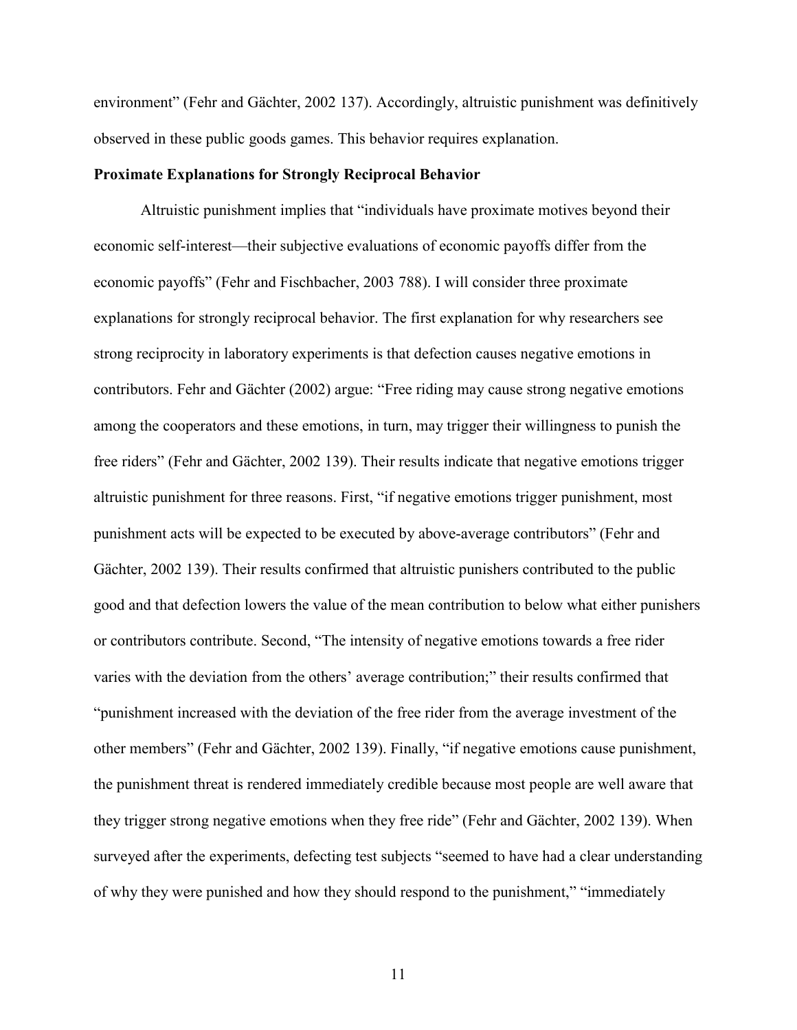environment” (Fehr and Gächter, 2002 137). Accordingly, altruistic punishment was definitively observed in these public goods games. This behavior requires explanation.

**Proximate Explanations for Strongly Reciprocal Behavior**

Altruistic punishment implies that “individuals have proximate motives beyond their economic self-interest—their subjective evaluations of economic payoffs differ from the economic payoffs” (Fehr and Fischbacher, 2003 788). I will consider three proximate explanations for strongly reciprocal behavior. The first explanation for why researchers see strong reciprocity in laboratory experiments is that defection causes negative emotions in contributors. Fehr and Gächter (2002) argue: “Free riding may cause strong negative emotions among the cooperators and these emotions, in turn, may trigger their willingness to punish the free riders” (Fehr and Gächter, 2002 139). Their results indicate that negative emotions trigger altruistic punishment for three reasons. First, “if negative emotions trigger punishment, most punishment acts will be expected to be executed by above-average contributors” (Fehr and Gächter, 2002 139). Their results confirmed that altruistic punishers contributed to the public good and that defection lowers the value of the mean contribution to below what either punishers or contributors contribute. Second, “The intensity of negative emotions towards a free rider varies with the deviation from the others’ average contribution;” their results confirmed that “punishment increased with the deviation of the free rider from the average investment of the other members” (Fehr and Gächter, 2002 139). Finally, “if negative emotions cause punishment, the punishment threat is rendered immediately credible because most people are well aware that they trigger strong negative emotions when they free ride” (Fehr and Gächter, 2002 139). When surveyed after the experiments, defecting test subjects “seemed to have had a clear understanding of why they were punished and how they should respond to the punishment,” “immediately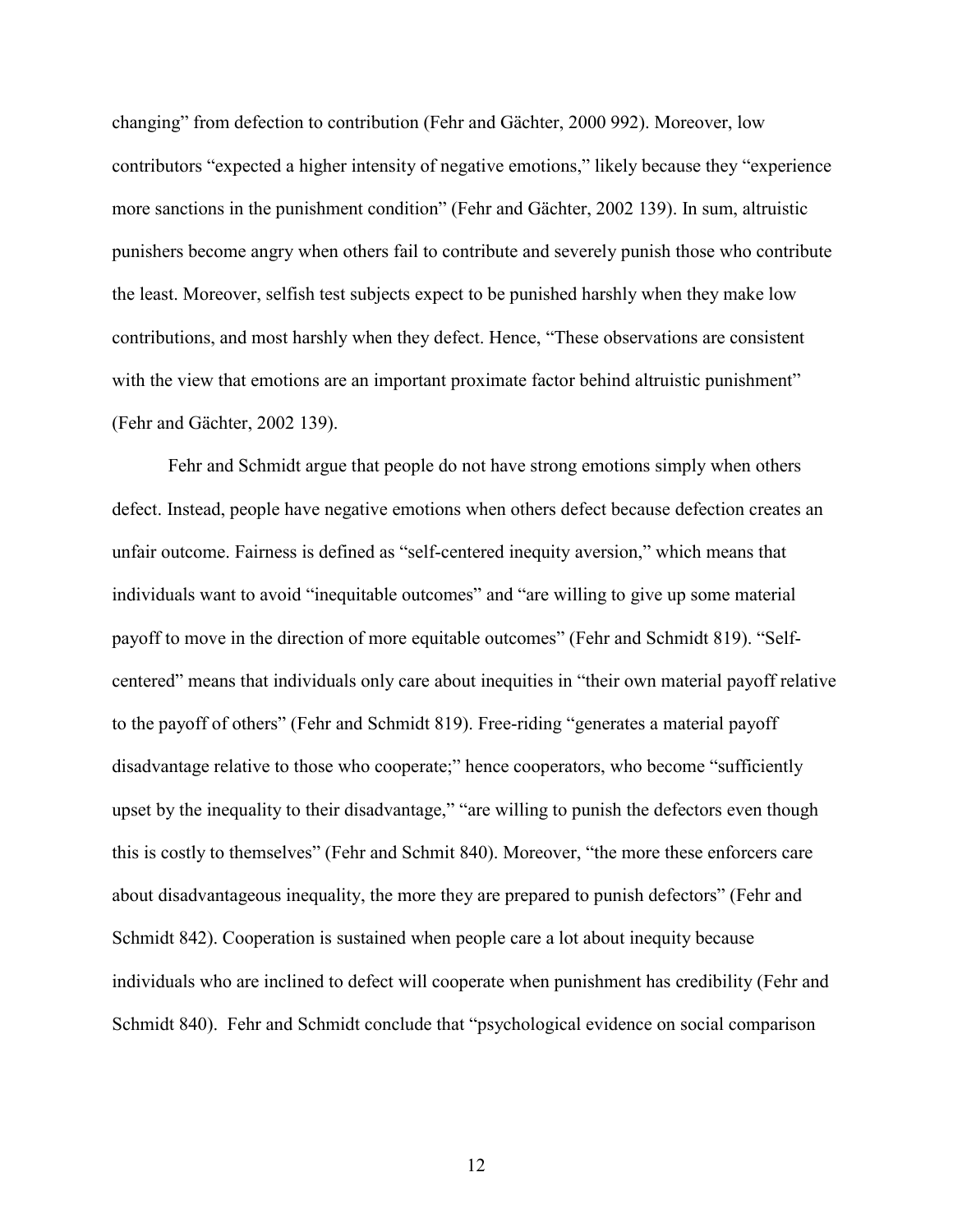changing" from defection to contribution (Fehr and Gächter, 2000 992). Moreover, low contributors "expected a higher intensity of negative emotions," likely because they "experience more sanctions in the punishment condition" (Fehr and Gächter, 2002 139). In sum, altruistic punishers become angry when others fail to contribute and severely punish those who contribute the least. Moreover, selfish test subjects expect to be punished harshly when they make low contributions, and most harshly when they defect. Hence, "These observations are consistent with the view that emotions are an important proximate factor behind altruistic punishment" (Fehr and Gächter, 2002 139).

Fehr and Schmidt argue that people do not have strong emotions simply when others defect. Instead, people have negative emotions when others defect because defection creates an unfair outcome. Fairness is defined as "self-centered inequity aversion," which means that individuals want to avoid "inequitable outcomes" and "are willing to give up some material payoff to move in the direction of more equitable outcomes" (Fehr and Schmidt 819). "Self-centered" means that individuals only care about inequities in "their own material payoff relative to the payoff of others" (Fehr and Schmidt 819). Free-riding "generates a material payoff disadvantage relative to those who cooperate;" hence cooperators, who become "sufficiently upset by the inequality to their disadvantage," "are willing to punish the defectors even though this is costly to themselves" (Fehr and Schmit 840). Moreover, "the more these enforcers care about disadvantageous inequality, the more they are prepared to punish defectors" (Fehr and Schmidt 842). Cooperation is sustained when people care a lot about inequity because individuals who are inclined to defect will cooperate when punishment has credibility (Fehr and Schmidt 840). Fehr and Schmidt conclude that "psychological evidence on social comparison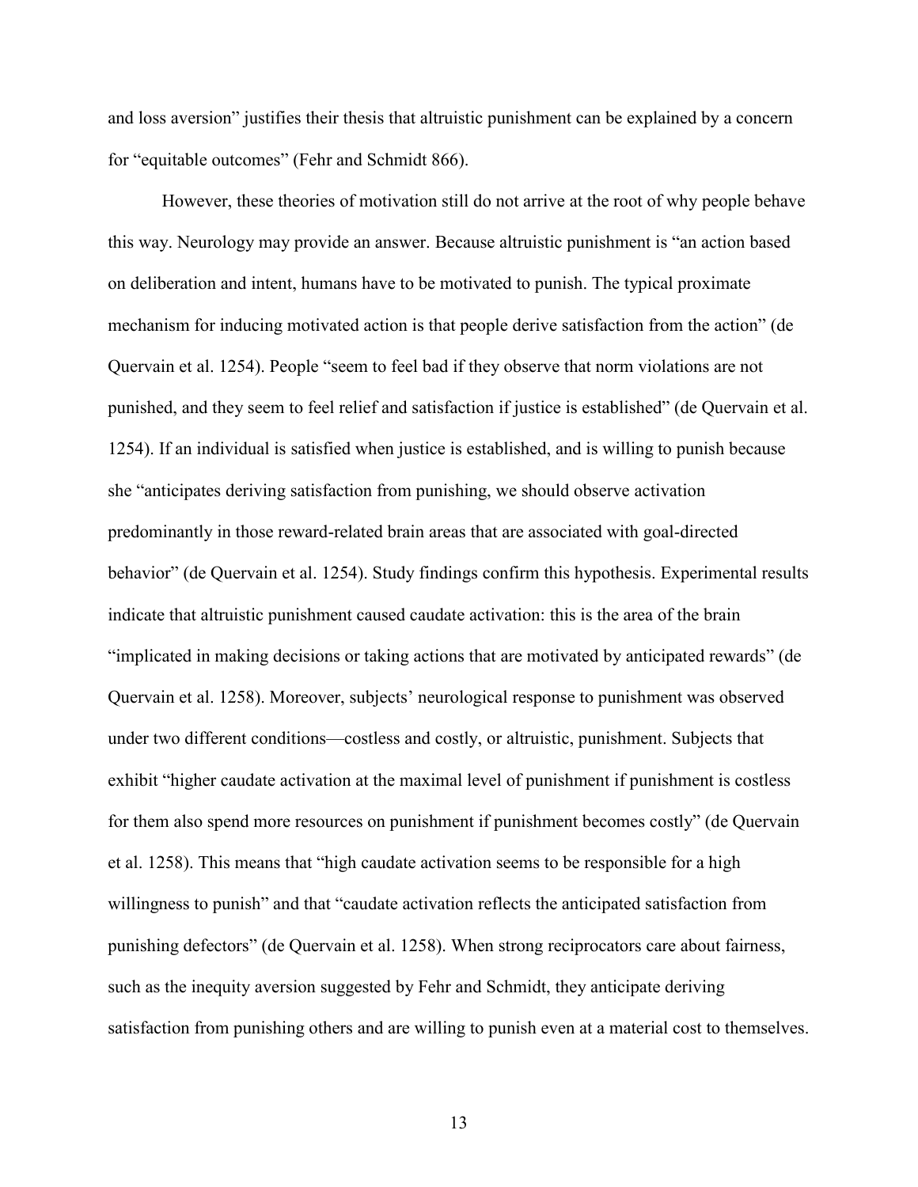and loss aversion" justifies their thesis that altruistic punishment can be explained by a concern for "equitable outcomes" (Fehr and Schmidt 866).

However, these theories of motivation still do not arrive at the root of why people behave this way. Neurology may provide an answer. Because altruistic punishment is "an action based on deliberation and intent, humans have to be motivated to punish. The typical proximate mechanism for inducing motivated action is that people derive satisfaction from the action" (de Quervain et al. 1254). People "seem to feel bad if they observe that norm violations are not punished, and they seem to feel relief and satisfaction if justice is established" (de Quervain et al. 1254). If an individual is satisfied when justice is established, and is willing to punish because she "anticipates deriving satisfaction from punishing, we should observe activation predominantly in those reward-related brain areas that are associated with goal-directed behavior" (de Quervain et al. 1254). Study findings confirm this hypothesis. Experimental results indicate that altruistic punishment caused caudate activation: this is the area of the brain "implicated in making decisions or taking actions that are motivated by anticipated rewards" (de Quervain et al. 1258). Moreover, subjects' neurological response to punishment was observed under two different conditions—costless and costly, or altruistic, punishment. Subjects that exhibit "higher caudate activation at the maximal level of punishment if punishment is costless for them also spend more resources on punishment if punishment becomes costly" (de Quervain et al. 1258). This means that "high caudate activation seems to be responsible for a high willingness to punish" and that "caudate activation reflects the anticipated satisfaction from punishing defectors" (de Quervain et al. 1258). When strong reciprocators care about fairness, such as the inequity aversion suggested by Fehr and Schmidt, they anticipate deriving satisfaction from punishing others and are willing to punish even at a material cost to themselves.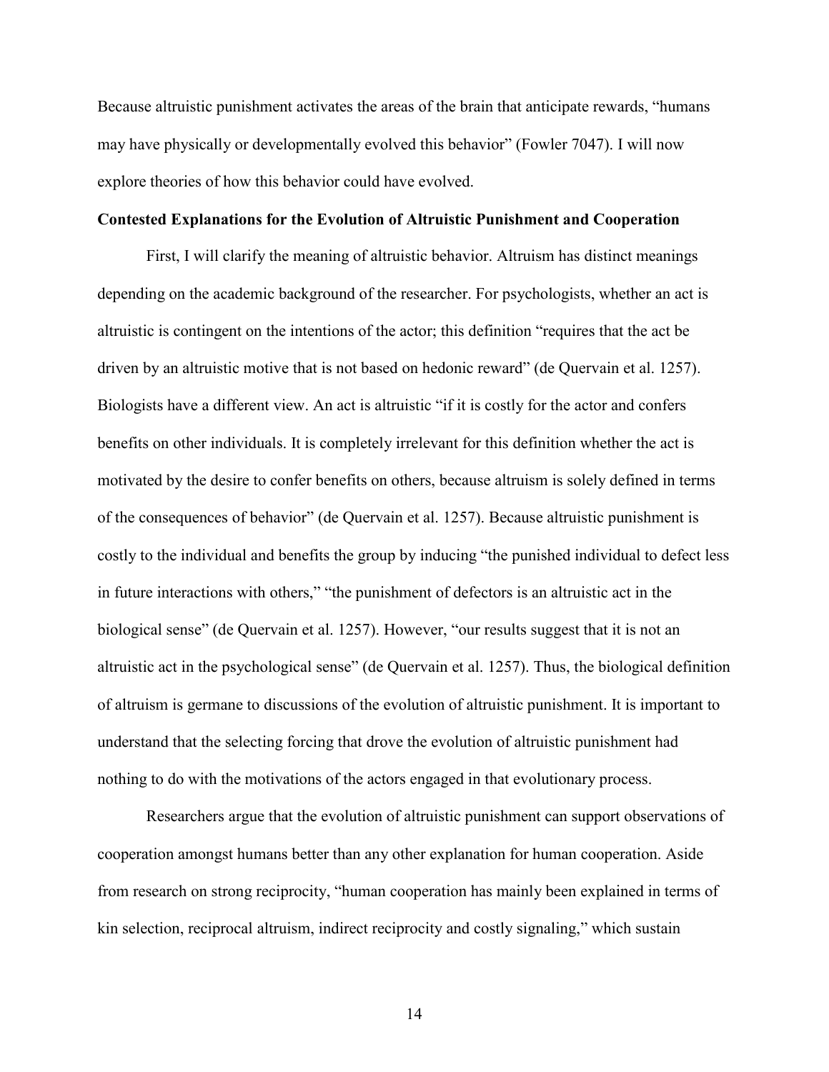Because altruistic punishment activates the areas of the brain that anticipate rewards, "humans may have physically or developmentally evolved this behavior" (Fowler 7047). I will now explore theories of how this behavior could have evolved.

**Contested Explanations for the Evolution of Altruistic Punishment and Cooperation**

First, I will clarify the meaning of altruistic behavior. Altruism has distinct meanings depending on the academic background of the researcher. For psychologists, whether an act is altruistic is contingent on the intentions of the actor; this definition "requires that the act be driven by an altruistic motive that is not based on hedonic reward" (de Quervain et al. 1257). Biologists have a different view. An act is altruistic "if it is costly for the actor and confers benefits on other individuals. It is completely irrelevant for this definition whether the act is motivated by the desire to confer benefits on others, because altruism is solely defined in terms of the consequences of behavior" (de Quervain et al. 1257). Because altruistic punishment is costly to the individual and benefits the group by inducing "the punished individual to defect less in future interactions with others," "the punishment of defectors is an altruistic act in the biological sense" (de Quervain et al. 1257). However, "our results suggest that it is not an altruistic act in the psychological sense" (de Quervain et al. 1257). Thus, the biological definition of altruism is germane to discussions of the evolution of altruistic punishment. It is important to understand that the selecting forcing that drove the evolution of altruistic punishment had nothing to do with the motivations of the actors engaged in that evolutionary process.

Researchers argue that the evolution of altruistic punishment can support observations of cooperation amongst humans better than any other explanation for human cooperation. Aside from research on strong reciprocity, "human cooperation has mainly been explained in terms of kin selection, reciprocal altruism, indirect reciprocity and costly signaling," which sustain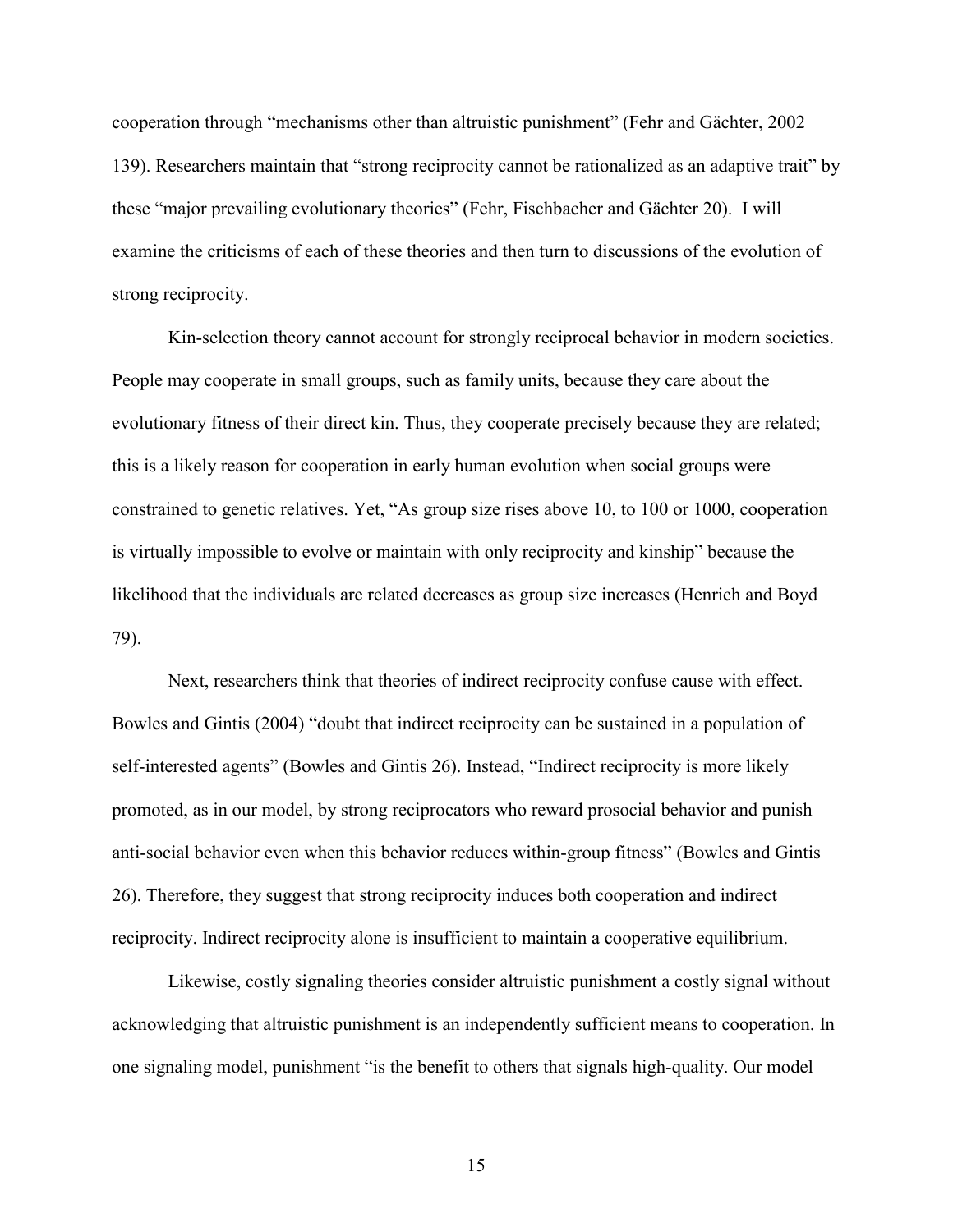cooperation through "mechanisms other than altruistic punishment" (Fehr and Gächter, 2002 139). Researchers maintain that "strong reciprocity cannot be rationalized as an adaptive trait" by these "major prevailing evolutionary theories" (Fehr, Fischbacher and Gächter 20). I will examine the criticisms of each of these theories and then turn to discussions of the evolution of strong reciprocity.

Kin-selection theory cannot account for strongly reciprocal behavior in modern societies. People may cooperate in small groups, such as family units, because they care about the evolutionary fitness of their direct kin. Thus, they cooperate precisely because they are related; this is a likely reason for cooperation in early human evolution when social groups were constrained to genetic relatives. Yet, "As group size rises above 10, to 100 or 1000, cooperation is virtually impossible to evolve or maintain with only reciprocity and kinship" because the likelihood that the individuals are related decreases as group size increases (Henrich and Boyd 79).

Next, researchers think that theories of indirect reciprocity confuse cause with effect. Bowles and Gintis (2004) "doubt that indirect reciprocity can be sustained in a population of self-interested agents" (Bowles and Gintis 26). Instead, "Indirect reciprocity is more likely promoted, as in our model, by strong reciprocators who reward prosocial behavior and punish anti-social behavior even when this behavior reduces within-group fitness" (Bowles and Gintis 26). Therefore, they suggest that strong reciprocity induces both cooperation and indirect reciprocity. Indirect reciprocity alone is insufficient to maintain a cooperative equilibrium.

Likewise, costly signaling theories consider altruistic punishment a costly signal without acknowledging that altruistic punishment is an independently sufficient means to cooperation. In one signaling model, punishment "is the benefit to others that signals high-quality. Our model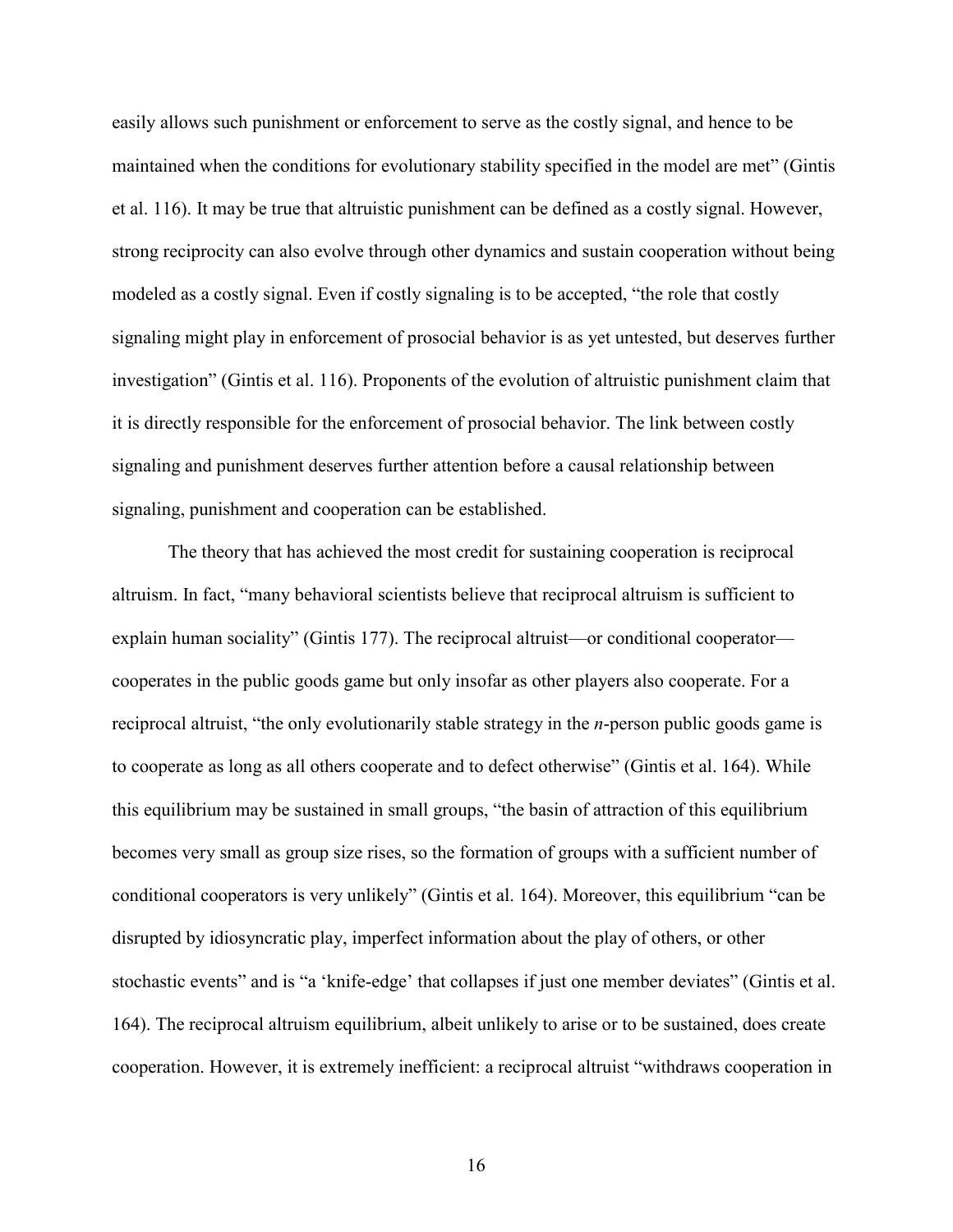easily allows such punishment or enforcement to serve as the costly signal, and hence to be maintained when the conditions for evolutionary stability specified in the model are met" (Gintis et al. 116). It may be true that altruistic punishment can be defined as a costly signal. However, strong reciprocity can also evolve through other dynamics and sustain cooperation without being modeled as a costly signal. Even if costly signaling is to be accepted, "the role that costly signaling might play in enforcement of prosocial behavior is as yet untested, but deserves further investigation" (Gintis et al. 116). Proponents of the evolution of altruistic punishment claim that it is directly responsible for the enforcement of prosocial behavior. The link between costly signaling and punishment deserves further attention before a causal relationship between signaling, punishment and cooperation can be established.

The theory that has achieved the most credit for sustaining cooperation is reciprocal altruism. In fact, "many behavioral scientists believe that reciprocal altruism is sufficient to explain human sociality" (Gintis 177). The reciprocal altruist—or conditional cooperator—cooperates in the public goods game but only insofar as other players also cooperate. For a reciprocal altruist, "the only evolutionarily stable strategy in the *n*-person public goods game is to cooperate as long as all others cooperate and to defect otherwise" (Gintis et al. 164). While this equilibrium may be sustained in small groups, "the basin of attraction of this equilibrium becomes very small as group size rises, so the formation of groups with a sufficient number of conditional cooperators is very unlikely" (Gintis et al. 164). Moreover, this equilibrium "can be disrupted by idiosyncratic play, imperfect information about the play of others, or other stochastic events" and is "a 'knife-edge' that collapses if just one member deviates" (Gintis et al. 164). The reciprocal altruism equilibrium, albeit unlikely to arise or to be sustained, does create cooperation. However, it is extremely inefficient: a reciprocal altruist "withdraws cooperation in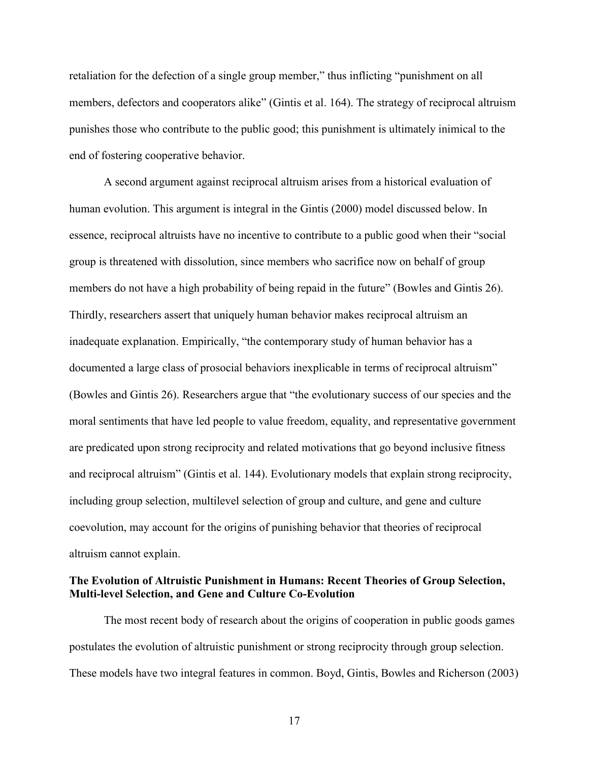retaliation for the defection of a single group member," thus inflicting "punishment on all members, defectors and cooperators alike" (Gintis et al. 164). The strategy of reciprocal altruism punishes those who contribute to the public good; this punishment is ultimately inimical to the end of fostering cooperative behavior.

A second argument against reciprocal altruism arises from a historical evaluation of human evolution. This argument is integral in the Gintis (2000) model discussed below. In essence, reciprocal altruists have no incentive to contribute to a public good when their "social group is threatened with dissolution, since members who sacrifice now on behalf of group members do not have a high probability of being repaid in the future" (Bowles and Gintis 26). Thirdly, researchers assert that uniquely human behavior makes reciprocal altruism an inadequate explanation. Empirically, "the contemporary study of human behavior has a documented a large class of prosocial behaviors inexplicable in terms of reciprocal altruism" (Bowles and Gintis 26). Researchers argue that "the evolutionary success of our species and the moral sentiments that have led people to value freedom, equality, and representative government are predicated upon strong reciprocity and related motivations that go beyond inclusive fitness and reciprocal altruism" (Gintis et al. 144). Evolutionary models that explain strong reciprocity, including group selection, multilevel selection of group and culture, and gene and culture coevolution, may account for the origins of punishing behavior that theories of reciprocal altruism cannot explain.

**The Evolution of Altruistic Punishment in Humans: Recent Theories of Group Selection, Multi-level Selection, and Gene and Culture Co-Evolution**

The most recent body of research about the origins of cooperation in public goods games postulates the evolution of altruistic punishment or strong reciprocity through group selection. These models have two integral features in common. Boyd, Gintis, Bowles and Richerson (2003)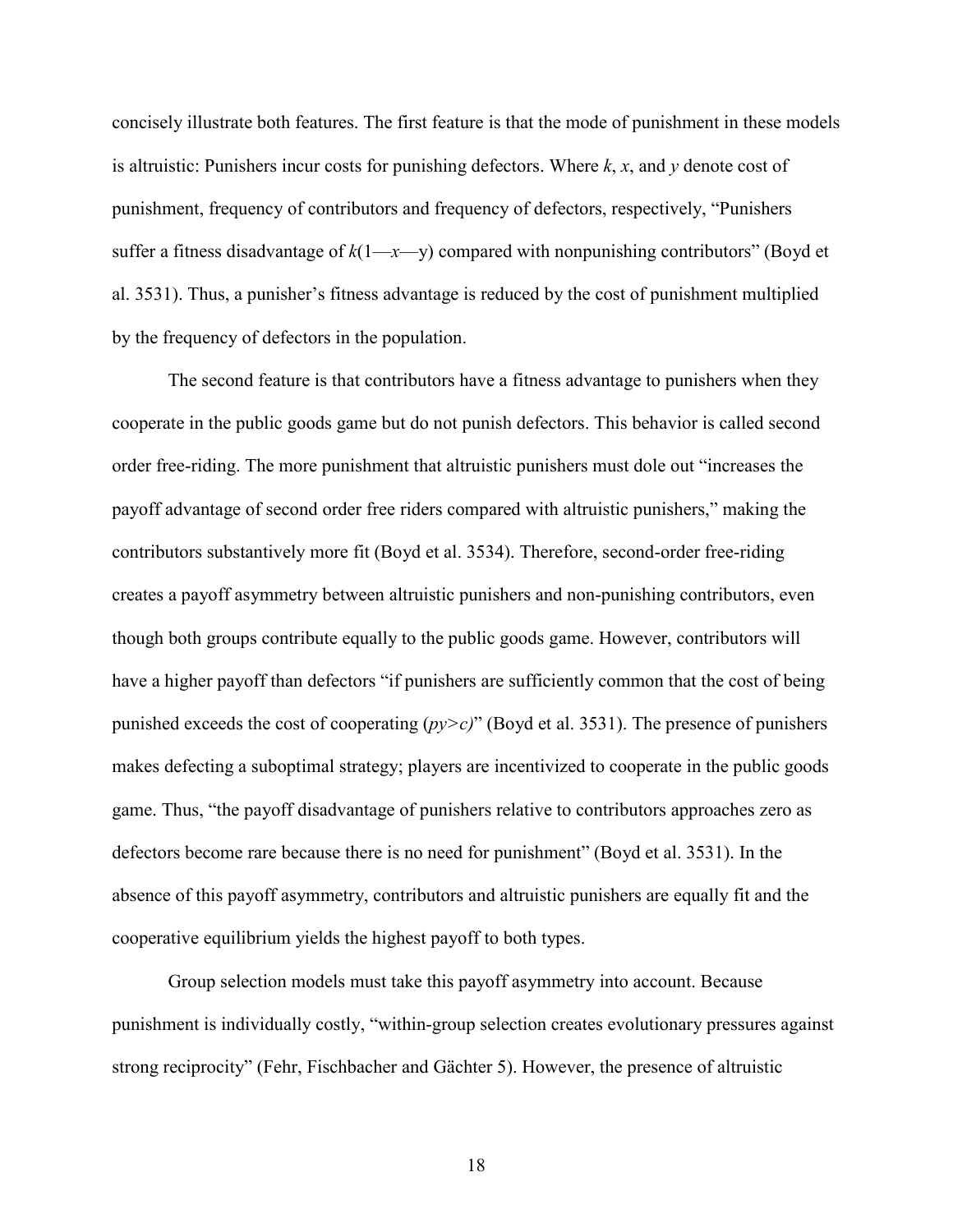concisely illustrate both features. The first feature is that the mode of punishment in these models is altruistic: Punishers incur costs for punishing defectors. Where $k$, $x$, and $y$ denote cost of punishment, frequency of contributors and frequency of defectors, respectively, "Punishers suffer a fitness disadvantage of $k(1—x—y)$ compared with nonpunishing contributors" (Boyd et al. 3531). Thus, a punisher's fitness advantage is reduced by the cost of punishment multiplied by the frequency of defectors in the population.

The second feature is that contributors have a fitness advantage to punishers when they cooperate in the public goods game but do not punish defectors. This behavior is called second order free-riding. The more punishment that altruistic punishers must dole out "increases the payoff advantage of second order free riders compared with altruistic punishers," making the contributors substantively more fit (Boyd et al. 3534). Therefore, second-order free-riding creates a payoff asymmetry between altruistic punishers and non-punishing contributors, even though both groups contribute equally to the public goods game. However, contributors will have a higher payoff than defectors "if punishers are sufficiently common that the cost of being punished exceeds the cost of cooperating ($py>c$)" (Boyd et al. 3531). The presence of punishers makes defecting a suboptimal strategy; players are incentivized to cooperate in the public goods game. Thus, "the payoff disadvantage of punishers relative to contributors approaches zero as defectors become rare because there is no need for punishment" (Boyd et al. 3531). In the absence of this payoff asymmetry, contributors and altruistic punishers are equally fit and the cooperative equilibrium yields the highest payoff to both types.

Group selection models must take this payoff asymmetry into account. Because punishment is individually costly, "within-group selection creates evolutionary pressures against strong reciprocity" (Fehr, Fischbacher and Gächter 5). However, the presence of altruistic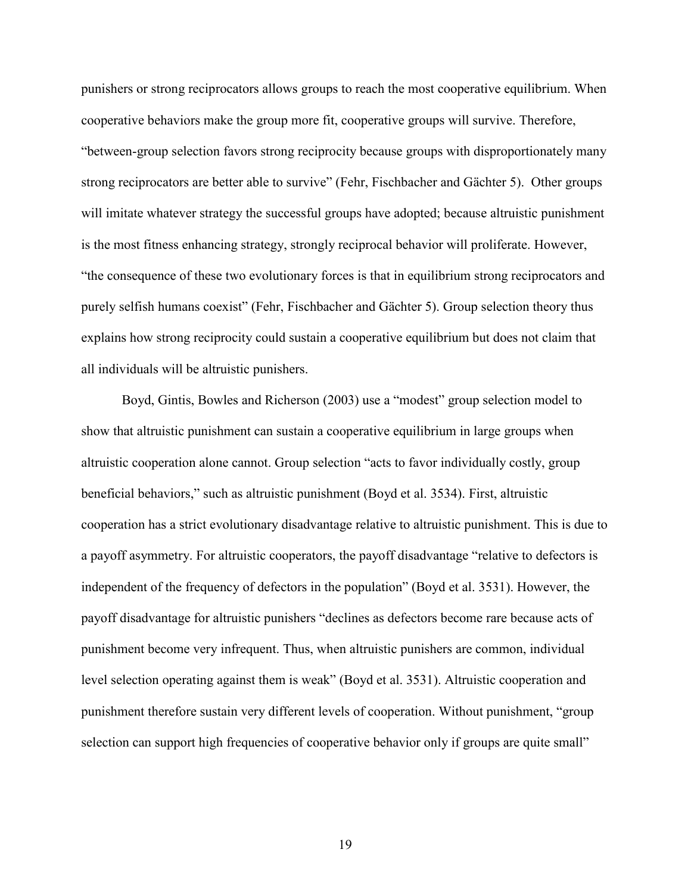punishers or strong reciprocators allows groups to reach the most cooperative equilibrium. When cooperative behaviors make the group more fit, cooperative groups will survive. Therefore, "between-group selection favors strong reciprocity because groups with disproportionately many strong reciprocators are better able to survive" (Fehr, Fischbacher and Gächter 5). Other groups will imitate whatever strategy the successful groups have adopted; because altruistic punishment is the most fitness enhancing strategy, strongly reciprocal behavior will proliferate. However, "the consequence of these two evolutionary forces is that in equilibrium strong reciprocators and purely selfish humans coexist" (Fehr, Fischbacher and Gächter 5). Group selection theory thus explains how strong reciprocity could sustain a cooperative equilibrium but does not claim that all individuals will be altruistic punishers.

Boyd, Gintis, Bowles and Richerson (2003) use a "modest" group selection model to show that altruistic punishment can sustain a cooperative equilibrium in large groups when altruistic cooperation alone cannot. Group selection "acts to favor individually costly, group beneficial behaviors," such as altruistic punishment (Boyd et al. 3534). First, altruistic cooperation has a strict evolutionary disadvantage relative to altruistic punishment. This is due to a payoff asymmetry. For altruistic cooperators, the payoff disadvantage "relative to defectors is independent of the frequency of defectors in the population" (Boyd et al. 3531). However, the payoff disadvantage for altruistic punishers "declines as defectors become rare because acts of punishment become very infrequent. Thus, when altruistic punishers are common, individual level selection operating against them is weak" (Boyd et al. 3531). Altruistic cooperation and punishment therefore sustain very different levels of cooperation. Without punishment, "group selection can support high frequencies of cooperative behavior only if groups are quite small"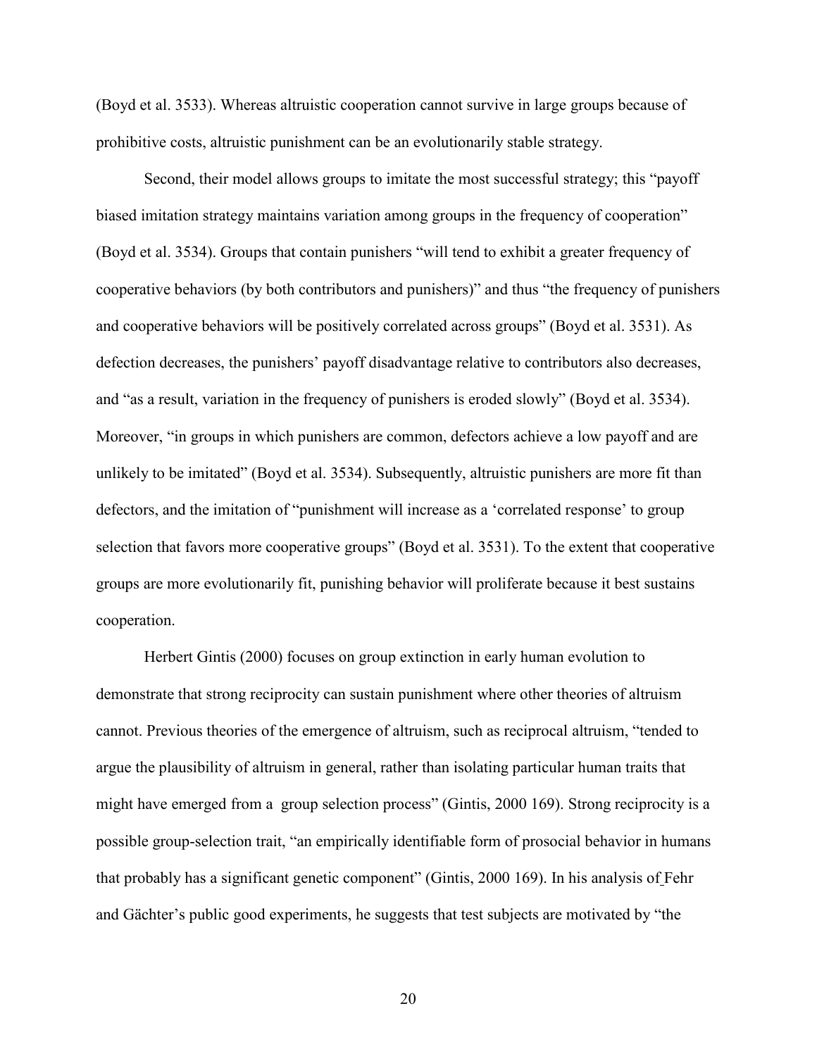(Boyd et al. 3533). Whereas altruistic cooperation cannot survive in large groups because of prohibitive costs, altruistic punishment can be an evolutionarily stable strategy.

Second, their model allows groups to imitate the most successful strategy; this "payoff biased imitation strategy maintains variation among groups in the frequency of cooperation" (Boyd et al. 3534). Groups that contain punishers "will tend to exhibit a greater frequency of cooperative behaviors (by both contributors and punishers)" and thus "the frequency of punishers and cooperative behaviors will be positively correlated across groups" (Boyd et al. 3531). As defection decreases, the punishers' payoff disadvantage relative to contributors also decreases, and "as a result, variation in the frequency of punishers is eroded slowly" (Boyd et al. 3534). Moreover, "in groups in which punishers are common, defectors achieve a low payoff and are unlikely to be imitated" (Boyd et al. 3534). Subsequently, altruistic punishers are more fit than defectors, and the imitation of "punishment will increase as a 'correlated response' to group selection that favors more cooperative groups" (Boyd et al. 3531). To the extent that cooperative groups are more evolutionarily fit, punishing behavior will proliferate because it best sustains cooperation.

Herbert Gintis (2000) focuses on group extinction in early human evolution to demonstrate that strong reciprocity can sustain punishment where other theories of altruism cannot. Previous theories of the emergence of altruism, such as reciprocal altruism, "tended to argue the plausibility of altruism in general, rather than isolating particular human traits that might have emerged from a group selection process" (Gintis, 2000 169). Strong reciprocity is a possible group-selection trait, "an empirically identifiable form of prosocial behavior in humans that probably has a significant genetic component" (Gintis, 2000 169). In his analysis of Fehr and Gächter's public good experiments, he suggests that test subjects are motivated by "the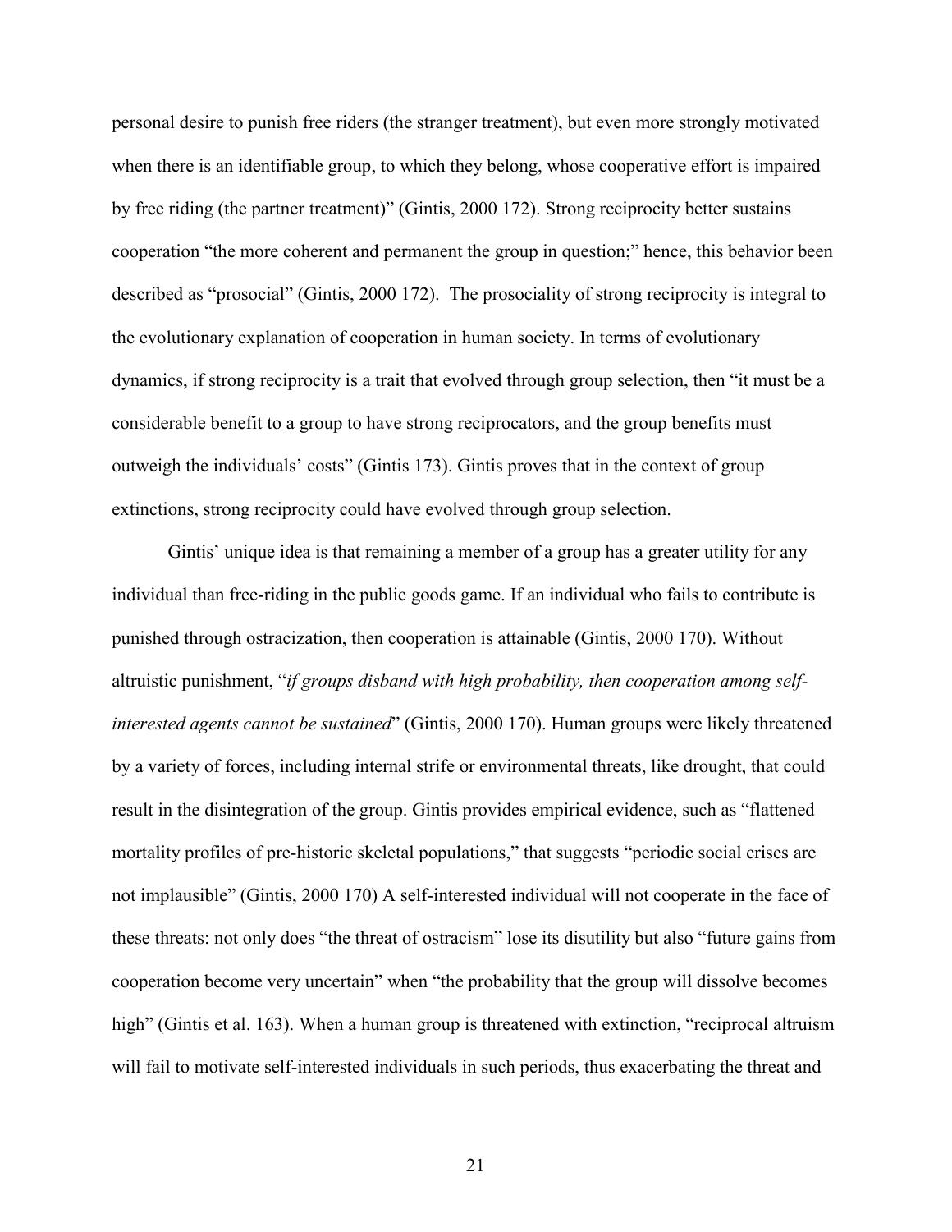personal desire to punish free riders (the stranger treatment), but even more strongly motivated when there is an identifiable group, to which they belong, whose cooperative effort is impaired by free riding (the partner treatment)" (Gintis, 2000 172). Strong reciprocity better sustains cooperation "the more coherent and permanent the group in question;" hence, this behavior been described as "prosocial" (Gintis, 2000 172). The prosociality of strong reciprocity is integral to the evolutionary explanation of cooperation in human society. In terms of evolutionary dynamics, if strong reciprocity is a trait that evolved through group selection, then "it must be a considerable benefit to a group to have strong reciprocators, and the group benefits must outweigh the individuals' costs" (Gintis 173). Gintis proves that in the context of group extinctions, strong reciprocity could have evolved through group selection.

Gintis' unique idea is that remaining a member of a group has a greater utility for any individual than free-riding in the public goods game. If an individual who fails to contribute is punished through ostracization, then cooperation is attainable (Gintis, 2000 170). Without altruistic punishment, "*if groups disband with high probability, then cooperation among self-interested agents cannot be sustained*" (Gintis, 2000 170). Human groups were likely threatened by a variety of forces, including internal strife or environmental threats, like drought, that could result in the disintegration of the group. Gintis provides empirical evidence, such as "flattened mortality profiles of pre-historic skeletal populations," that suggests "periodic social crises are not implausible" (Gintis, 2000 170) A self-interested individual will not cooperate in the face of these threats: not only does "the threat of ostracism" lose its disutility but also "future gains from cooperation become very uncertain" when "the probability that the group will dissolve becomes high" (Gintis et al. 163). When a human group is threatened with extinction, "reciprocal altruism will fail to motivate self-interested individuals in such periods, thus exacerbating the threat and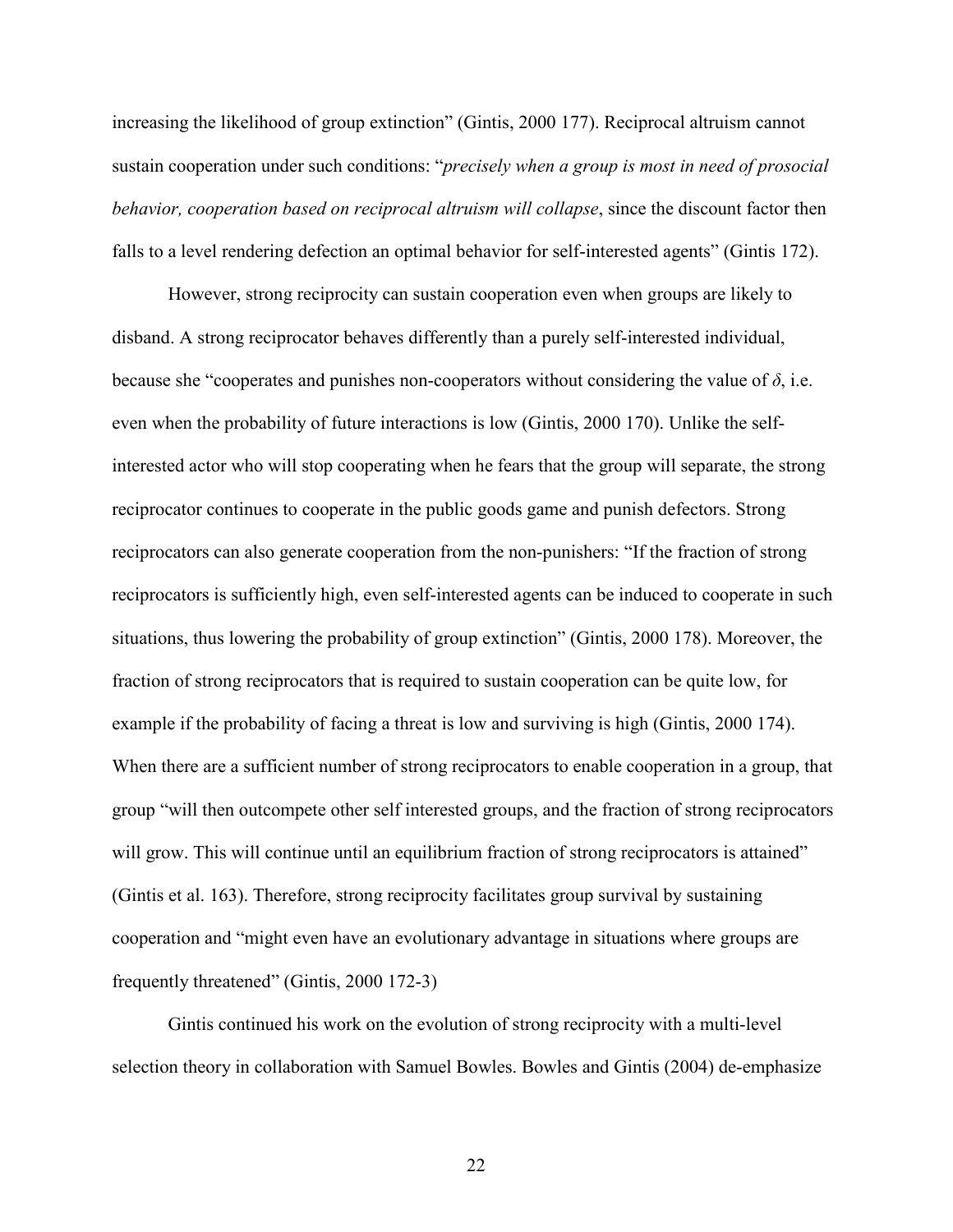increasing the likelihood of group extinction" (Gintis, 2000 177). Reciprocal altruism cannot sustain cooperation under such conditions: "*precisely when a group is most in need of prosocial behavior, cooperation based on reciprocal altruism will collapse*, since the discount factor then falls to a level rendering defection an optimal behavior for self-interested agents" (Gintis 172).

However, strong reciprocity can sustain cooperation even when groups are likely to disband. A strong reciprocator behaves differently than a purely self-interested individual, because she "cooperates and punishes non-cooperators without considering the value of $\delta$, i.e. even when the probability of future interactions is low (Gintis, 2000 170). Unlike the self-interested actor who will stop cooperating when he fears that the group will separate, the strong reciprocator continues to cooperate in the public goods game and punish defectors. Strong reciprocators can also generate cooperation from the non-punishers: "If the fraction of strong reciprocators is sufficiently high, even self-interested agents can be induced to cooperate in such situations, thus lowering the probability of group extinction" (Gintis, 2000 178). Moreover, the fraction of strong reciprocators that is required to sustain cooperation can be quite low, for example if the probability of facing a threat is low and surviving is high (Gintis, 2000 174). When there are a sufficient number of strong reciprocators to enable cooperation in a group, that group "will then outcompete other self interested groups, and the fraction of strong reciprocators will grow. This will continue until an equilibrium fraction of strong reciprocators is attained" (Gintis et al. 163). Therefore, strong reciprocity facilitates group survival by sustaining cooperation and "might even have an evolutionary advantage in situations where groups are frequently threatened" (Gintis, 2000 172-3)

Gintis continued his work on the evolution of strong reciprocity with a multi-level selection theory in collaboration with Samuel Bowles. Bowles and Gintis (2004) de-emphasize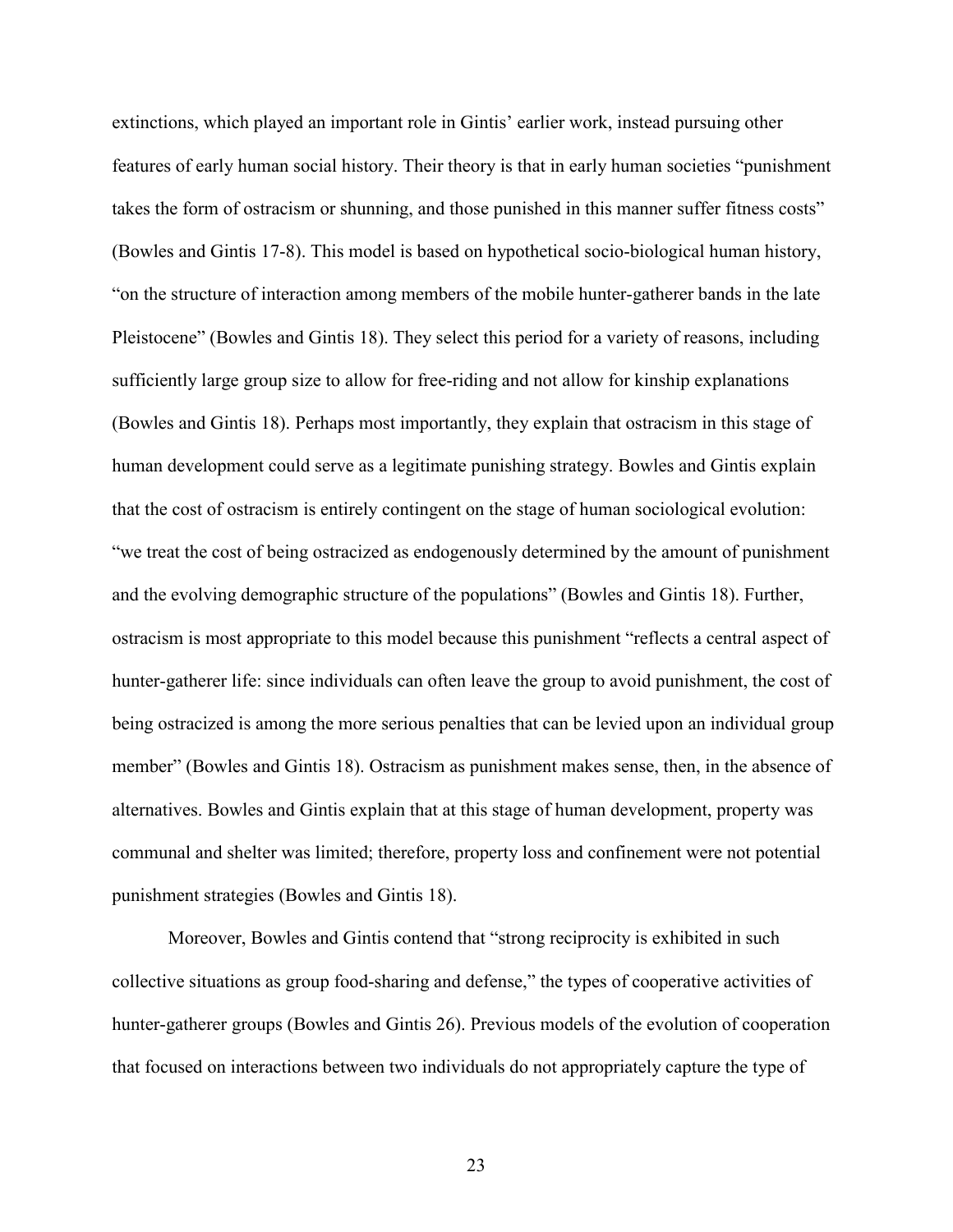extinctions, which played an important role in Gintis' earlier work, instead pursuing other features of early human social history. Their theory is that in early human societies "punishment takes the form of ostracism or shunning, and those punished in this manner suffer fitness costs" (Bowles and Gintis 17-8). This model is based on hypothetical socio-biological human history, "on the structure of interaction among members of the mobile hunter-gatherer bands in the late Pleistocene" (Bowles and Gintis 18). They select this period for a variety of reasons, including sufficiently large group size to allow for free-riding and not allow for kinship explanations (Bowles and Gintis 18). Perhaps most importantly, they explain that ostracism in this stage of human development could serve as a legitimate punishing strategy. Bowles and Gintis explain that the cost of ostracism is entirely contingent on the stage of human sociological evolution: "we treat the cost of being ostracized as endogenously determined by the amount of punishment and the evolving demographic structure of the populations" (Bowles and Gintis 18). Further, ostracism is most appropriate to this model because this punishment "reflects a central aspect of hunter-gatherer life: since individuals can often leave the group to avoid punishment, the cost of being ostracized is among the more serious penalties that can be levied upon an individual group member" (Bowles and Gintis 18). Ostracism as punishment makes sense, then, in the absence of alternatives. Bowles and Gintis explain that at this stage of human development, property was communal and shelter was limited; therefore, property loss and confinement were not potential punishment strategies (Bowles and Gintis 18).

Moreover, Bowles and Gintis contend that "strong reciprocity is exhibited in such collective situations as group food-sharing and defense," the types of cooperative activities of hunter-gatherer groups (Bowles and Gintis 26). Previous models of the evolution of cooperation that focused on interactions between two individuals do not appropriately capture the type of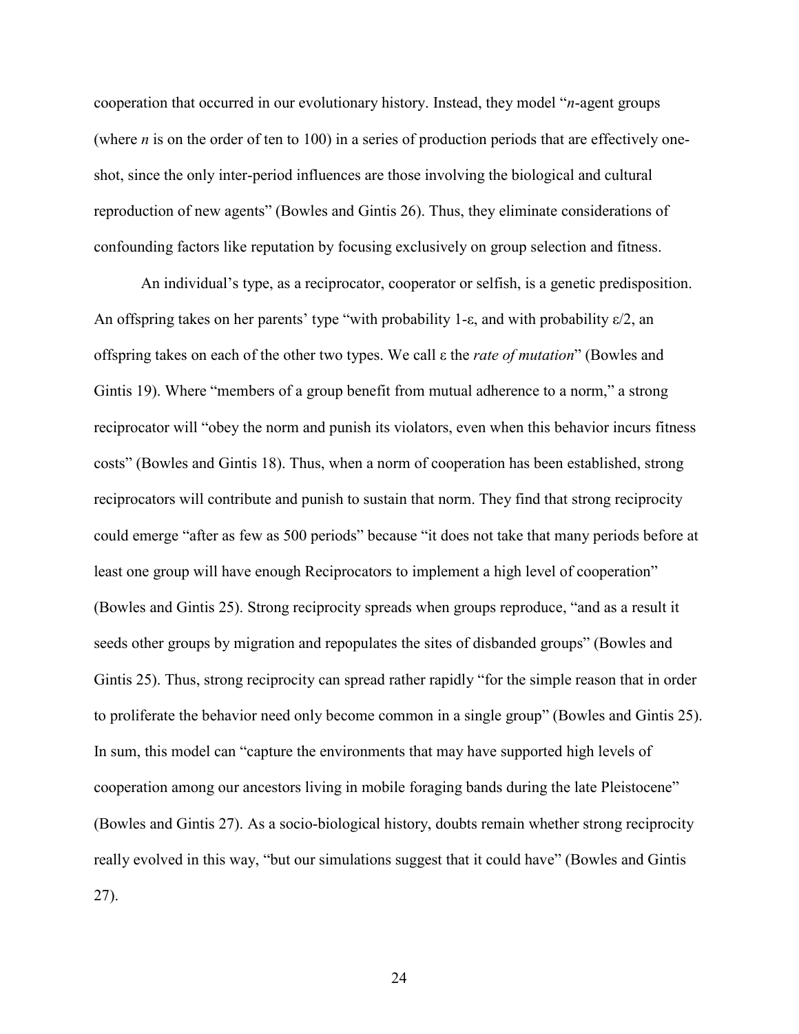cooperation that occurred in our evolutionary history. Instead, they model "*n*-agent groups (where *n* is on the order of ten to 100) in a series of production periods that are effectively one-shot, since the only inter-period influences are those involving the biological and cultural reproduction of new agents" (Bowles and Gintis 26). Thus, they eliminate considerations of confounding factors like reputation by focusing exclusively on group selection and fitness.

An individual's type, as a reciprocator, cooperator or selfish, is a genetic predisposition. An offspring takes on her parents' type "with probability $1-\varepsilon$, and with probability $\varepsilon/2$, an offspring takes on each of the other two types. We call $\varepsilon$ the *rate of mutation*" (Bowles and Gintis 19). Where "members of a group benefit from mutual adherence to a norm," a strong reciprocator will "obey the norm and punish its violators, even when this behavior incurs fitness costs" (Bowles and Gintis 18). Thus, when a norm of cooperation has been established, strong reciprocators will contribute and punish to sustain that norm. They find that strong reciprocity could emerge "after as few as 500 periods" because "it does not take that many periods before at least one group will have enough Reciprocators to implement a high level of cooperation" (Bowles and Gintis 25). Strong reciprocity spreads when groups reproduce, "and as a result it seeds other groups by migration and repopulates the sites of disbanded groups" (Bowles and Gintis 25). Thus, strong reciprocity can spread rather rapidly "for the simple reason that in order to proliferate the behavior need only become common in a single group" (Bowles and Gintis 25). In sum, this model can "capture the environments that may have supported high levels of cooperation among our ancestors living in mobile foraging bands during the late Pleistocene" (Bowles and Gintis 27). As a socio-biological history, doubts remain whether strong reciprocity really evolved in this way, "but our simulations suggest that it could have" (Bowles and Gintis 27).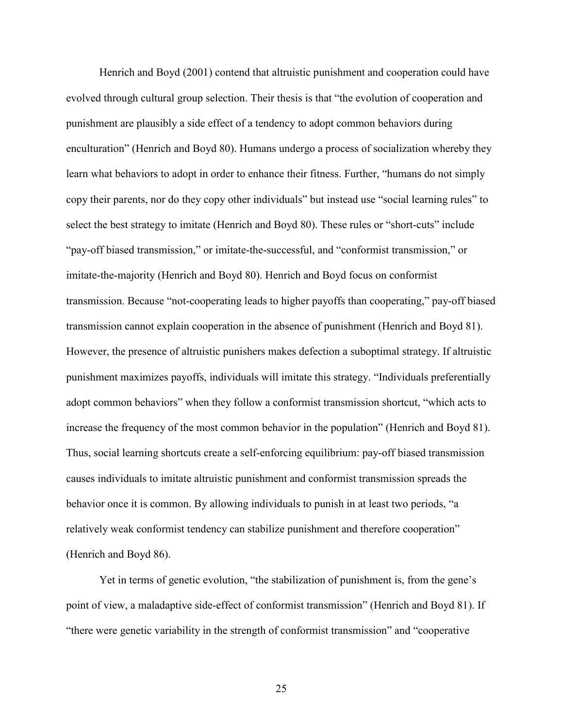Henrich and Boyd (2001) contend that altruistic punishment and cooperation could have evolved through cultural group selection. Their thesis is that "the evolution of cooperation and punishment are plausibly a side effect of a tendency to adopt common behaviors during enculturation" (Henrich and Boyd 80). Humans undergo a process of socialization whereby they learn what behaviors to adopt in order to enhance their fitness. Further, "humans do not simply copy their parents, nor do they copy other individuals" but instead use "social learning rules" to select the best strategy to imitate (Henrich and Boyd 80). These rules or "short-cuts" include "pay-off biased transmission," or imitate-the-successful, and "conformist transmission," or imitate-the-majority (Henrich and Boyd 80). Henrich and Boyd focus on conformist transmission. Because "not-cooperating leads to higher payoffs than cooperating," pay-off biased transmission cannot explain cooperation in the absence of punishment (Henrich and Boyd 81). However, the presence of altruistic punishers makes defection a suboptimal strategy. If altruistic punishment maximizes payoffs, individuals will imitate this strategy. "Individuals preferentially adopt common behaviors" when they follow a conformist transmission shortcut, "which acts to increase the frequency of the most common behavior in the population" (Henrich and Boyd 81). Thus, social learning shortcuts create a self-enforcing equilibrium: pay-off biased transmission causes individuals to imitate altruistic punishment and conformist transmission spreads the behavior once it is common. By allowing individuals to punish in at least two periods, "a relatively weak conformist tendency can stabilize punishment and therefore cooperation" (Henrich and Boyd 86).

Yet in terms of genetic evolution, "the stabilization of punishment is, from the gene's point of view, a maladaptive side-effect of conformist transmission" (Henrich and Boyd 81). If "there were genetic variability in the strength of conformist transmission" and "cooperative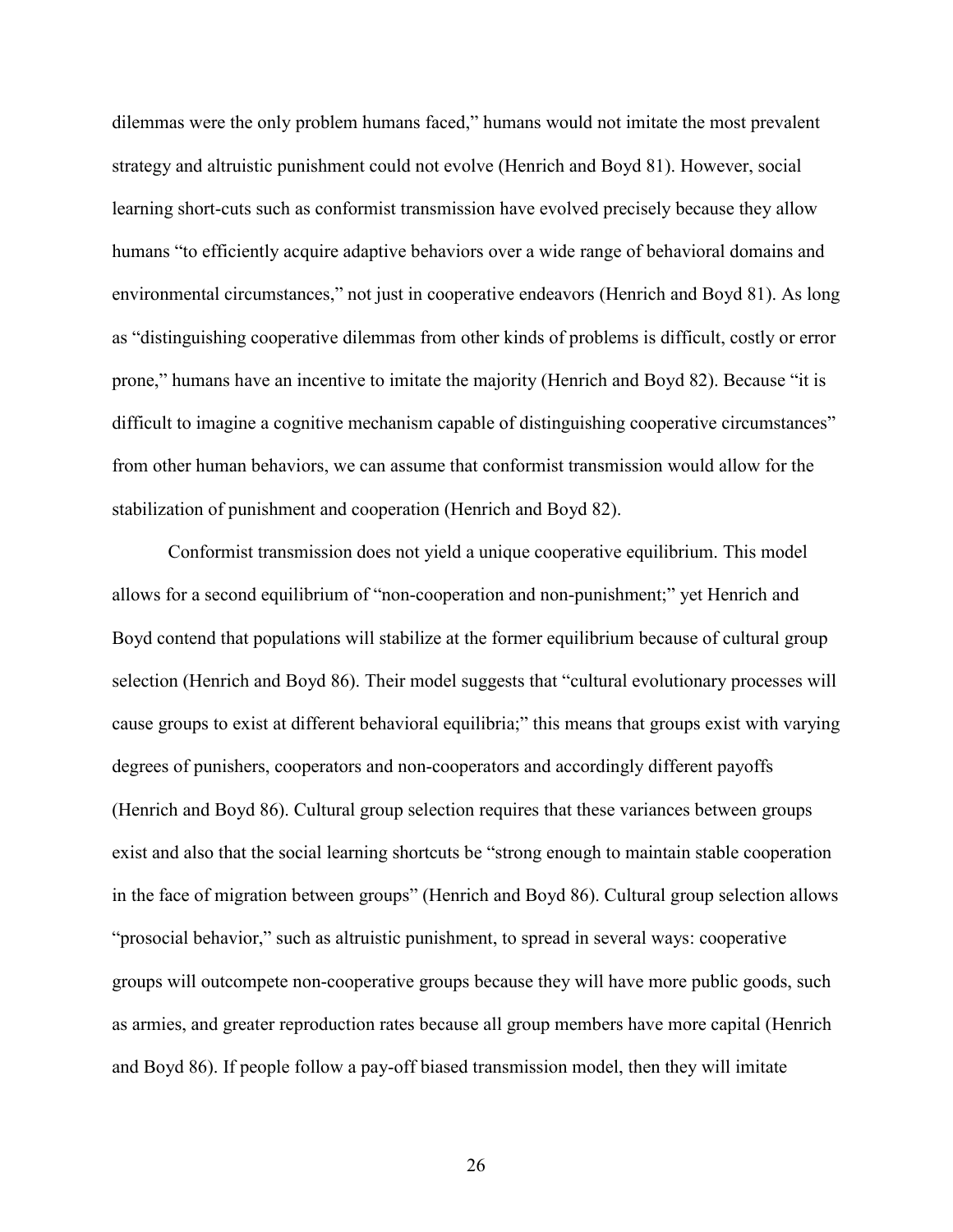dilemmas were the only problem humans faced," humans would not imitate the most prevalent strategy and altruistic punishment could not evolve (Henrich and Boyd 81). However, social learning short-cuts such as conformist transmission have evolved precisely because they allow humans "to efficiently acquire adaptive behaviors over a wide range of behavioral domains and environmental circumstances," not just in cooperative endeavors (Henrich and Boyd 81). As long as "distinguishing cooperative dilemmas from other kinds of problems is difficult, costly or error prone," humans have an incentive to imitate the majority (Henrich and Boyd 82). Because "it is difficult to imagine a cognitive mechanism capable of distinguishing cooperative circumstances" from other human behaviors, we can assume that conformist transmission would allow for the stabilization of punishment and cooperation (Henrich and Boyd 82).

Conformist transmission does not yield a unique cooperative equilibrium. This model allows for a second equilibrium of "non-cooperation and non-punishment;" yet Henrich and Boyd contend that populations will stabilize at the former equilibrium because of cultural group selection (Henrich and Boyd 86). Their model suggests that "cultural evolutionary processes will cause groups to exist at different behavioral equilibria;" this means that groups exist with varying degrees of punishers, cooperators and non-cooperators and accordingly different payoffs (Henrich and Boyd 86). Cultural group selection requires that these variances between groups exist and also that the social learning shortcuts be "strong enough to maintain stable cooperation in the face of migration between groups" (Henrich and Boyd 86). Cultural group selection allows "prosocial behavior," such as altruistic punishment, to spread in several ways: cooperative groups will outcompete non-cooperative groups because they will have more public goods, such as armies, and greater reproduction rates because all group members have more capital (Henrich and Boyd 86). If people follow a pay-off biased transmission model, then they will imitate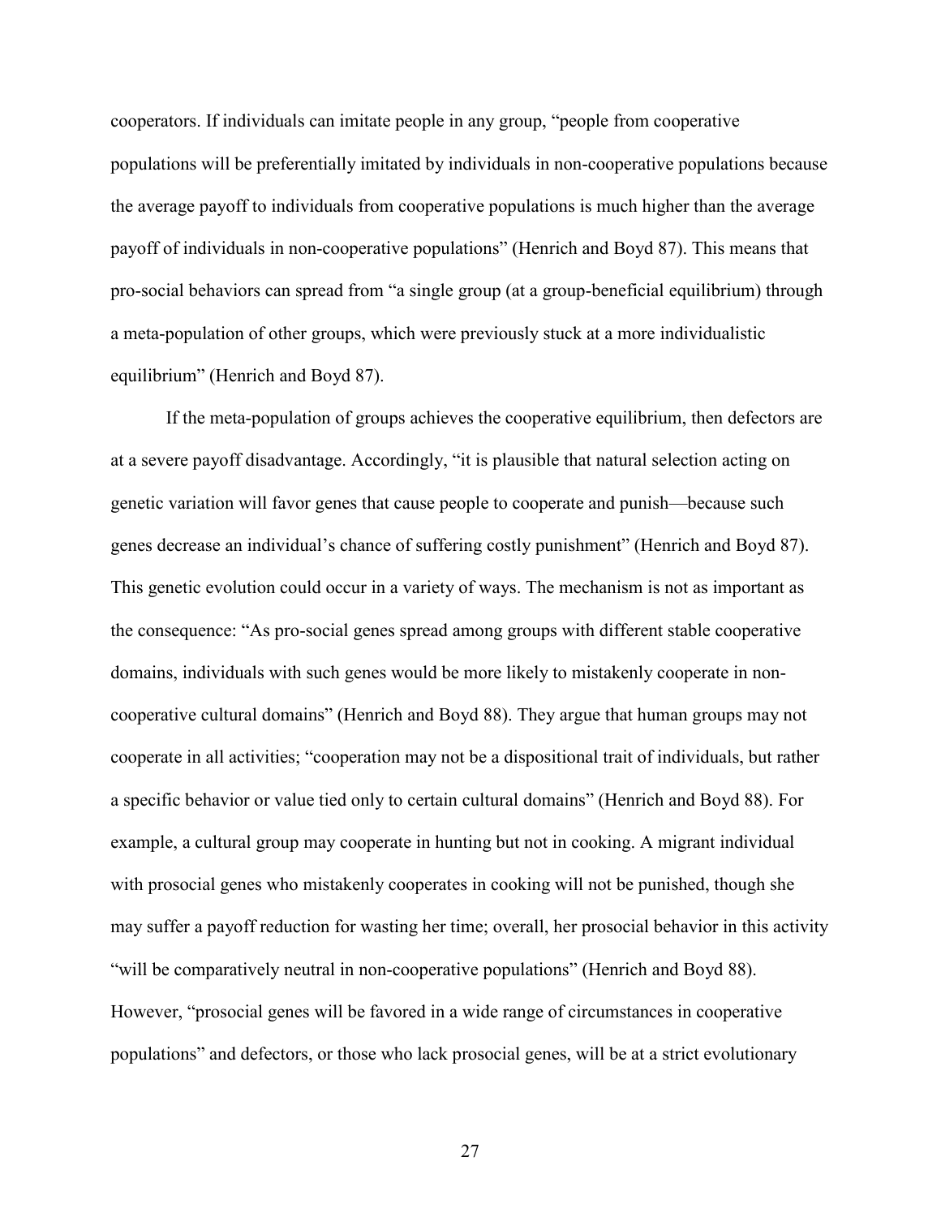cooperators. If individuals can imitate people in any group, "people from cooperative populations will be preferentially imitated by individuals in non-cooperative populations because the average payoff to individuals from cooperative populations is much higher than the average payoff of individuals in non-cooperative populations" (Henrich and Boyd 87). This means that pro-social behaviors can spread from "a single group (at a group-beneficial equilibrium) through a meta-population of other groups, which were previously stuck at a more individualistic equilibrium" (Henrich and Boyd 87).

If the meta-population of groups achieves the cooperative equilibrium, then defectors are at a severe payoff disadvantage. Accordingly, "it is plausible that natural selection acting on genetic variation will favor genes that cause people to cooperate and punish—because such genes decrease an individual's chance of suffering costly punishment" (Henrich and Boyd 87). This genetic evolution could occur in a variety of ways. The mechanism is not as important as the consequence: "As pro-social genes spread among groups with different stable cooperative domains, individuals with such genes would be more likely to mistakenly cooperate in non-cooperative cultural domains" (Henrich and Boyd 88). They argue that human groups may not cooperate in all activities; "cooperation may not be a dispositional trait of individuals, but rather a specific behavior or value tied only to certain cultural domains" (Henrich and Boyd 88). For example, a cultural group may cooperate in hunting but not in cooking. A migrant individual with prosocial genes who mistakenly cooperates in cooking will not be punished, though she may suffer a payoff reduction for wasting her time; overall, her prosocial behavior in this activity "will be comparatively neutral in non-cooperative populations" (Henrich and Boyd 88). However, "prosocial genes will be favored in a wide range of circumstances in cooperative populations" and defectors, or those who lack prosocial genes, will be at a strict evolutionary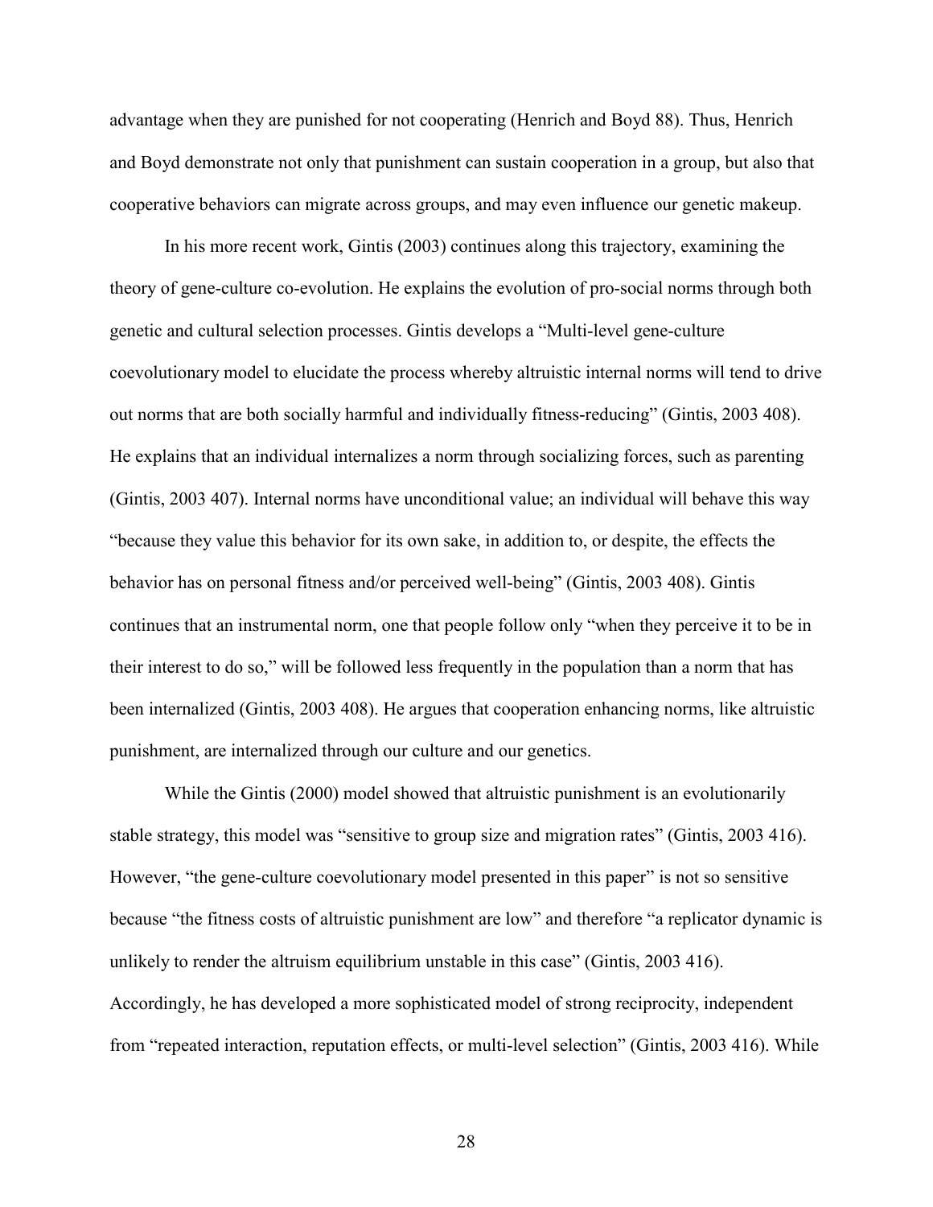advantage when they are punished for not cooperating (Henrich and Boyd 88). Thus, Henrich and Boyd demonstrate not only that punishment can sustain cooperation in a group, but also that cooperative behaviors can migrate across groups, and may even influence our genetic makeup.

In his more recent work, Gintis (2003) continues along this trajectory, examining the theory of gene-culture co-evolution. He explains the evolution of pro-social norms through both genetic and cultural selection processes. Gintis develops a "Multi-level gene-culture coevolutionary model to elucidate the process whereby altruistic internal norms will tend to drive out norms that are both socially harmful and individually fitness-reducing" (Gintis, 2003 408). He explains that an individual internalizes a norm through socializing forces, such as parenting (Gintis, 2003 407). Internal norms have unconditional value; an individual will behave this way "because they value this behavior for its own sake, in addition to, or despite, the effects the behavior has on personal fitness and/or perceived well-being" (Gintis, 2003 408). Gintis continues that an instrumental norm, one that people follow only "when they perceive it to be in their interest to do so," will be followed less frequently in the population than a norm that has been internalized (Gintis, 2003 408). He argues that cooperation enhancing norms, like altruistic punishment, are internalized through our culture and our genetics.

While the Gintis (2000) model showed that altruistic punishment is an evolutionarily stable strategy, this model was "sensitive to group size and migration rates" (Gintis, 2003 416). However, "the gene-culture coevolutionary model presented in this paper" is not so sensitive because "the fitness costs of altruistic punishment are low" and therefore "a replicator dynamic is unlikely to render the altruism equilibrium unstable in this case" (Gintis, 2003 416). Accordingly, he has developed a more sophisticated model of strong reciprocity, independent from "repeated interaction, reputation effects, or multi-level selection" (Gintis, 2003 416). While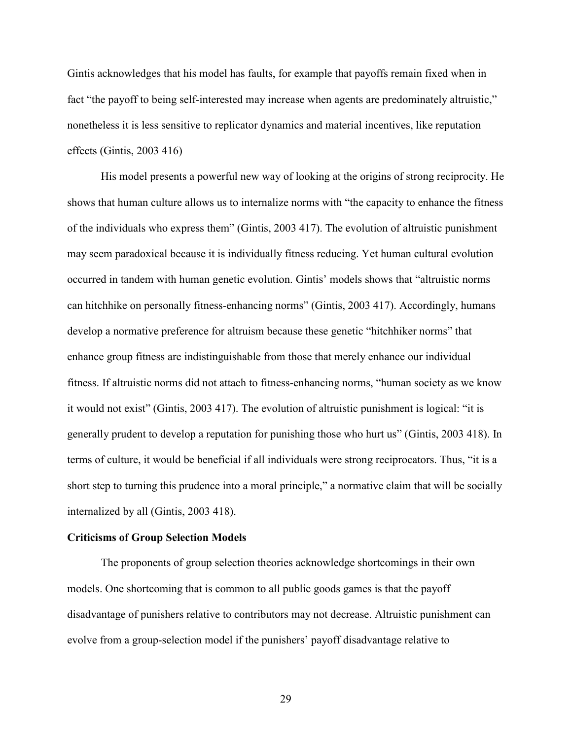Gintis acknowledges that his model has faults, for example that payoffs remain fixed when in fact "the payoff to being self-interested may increase when agents are predominately altruistic," nonetheless it is less sensitive to replicator dynamics and material incentives, like reputation effects (Gintis, 2003 416)

His model presents a powerful new way of looking at the origins of strong reciprocity. He shows that human culture allows us to internalize norms with "the capacity to enhance the fitness of the individuals who express them" (Gintis, 2003 417). The evolution of altruistic punishment may seem paradoxical because it is individually fitness reducing. Yet human cultural evolution occurred in tandem with human genetic evolution. Gintis' models shows that "altruistic norms can hitchhike on personally fitness-enhancing norms" (Gintis, 2003 417). Accordingly, humans develop a normative preference for altruism because these genetic "hitchhiker norms" that enhance group fitness are indistinguishable from those that merely enhance our individual fitness. If altruistic norms did not attach to fitness-enhancing norms, "human society as we know it would not exist" (Gintis, 2003 417). The evolution of altruistic punishment is logical: "it is generally prudent to develop a reputation for punishing those who hurt us" (Gintis, 2003 418). In terms of culture, it would be beneficial if all individuals were strong reciprocators. Thus, "it is a short step to turning this prudence into a moral principle," a normative claim that will be socially internalized by all (Gintis, 2003 418).

**Criticisms of Group Selection Models**

The proponents of group selection theories acknowledge shortcomings in their own models. One shortcoming that is common to all public goods games is that the payoff disadvantage of punishers relative to contributors may not decrease. Altruistic punishment can evolve from a group-selection model if the punishers' payoff disadvantage relative to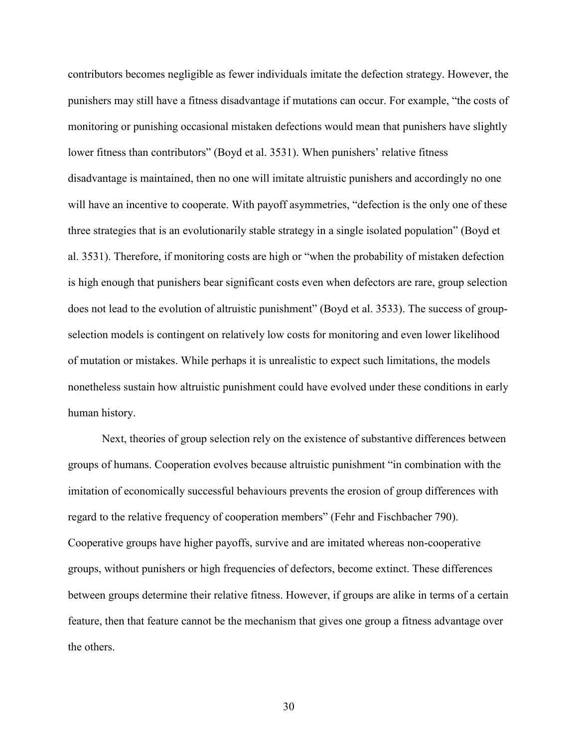contributors becomes negligible as fewer individuals imitate the defection strategy. However, the punishers may still have a fitness disadvantage if mutations can occur. For example, "the costs of monitoring or punishing occasional mistaken defections would mean that punishers have slightly lower fitness than contributors" (Boyd et al. 3531). When punishers' relative fitness disadvantage is maintained, then no one will imitate altruistic punishers and accordingly no one will have an incentive to cooperate. With payoff asymmetries, "defection is the only one of these three strategies that is an evolutionarily stable strategy in a single isolated population" (Boyd et al. 3531). Therefore, if monitoring costs are high or "when the probability of mistaken defection is high enough that punishers bear significant costs even when defectors are rare, group selection does not lead to the evolution of altruistic punishment" (Boyd et al. 3533). The success of group-selection models is contingent on relatively low costs for monitoring and even lower likelihood of mutation or mistakes. While perhaps it is unrealistic to expect such limitations, the models nonetheless sustain how altruistic punishment could have evolved under these conditions in early human history.

Next, theories of group selection rely on the existence of substantive differences between groups of humans. Cooperation evolves because altruistic punishment "in combination with the imitation of economically successful behaviours prevents the erosion of group differences with regard to the relative frequency of cooperation members" (Fehr and Fischbacher 790). Cooperative groups have higher payoffs, survive and are imitated whereas non-cooperative groups, without punishers or high frequencies of defectors, become extinct. These differences between groups determine their relative fitness. However, if groups are alike in terms of a certain feature, then that feature cannot be the mechanism that gives one group a fitness advantage over the others.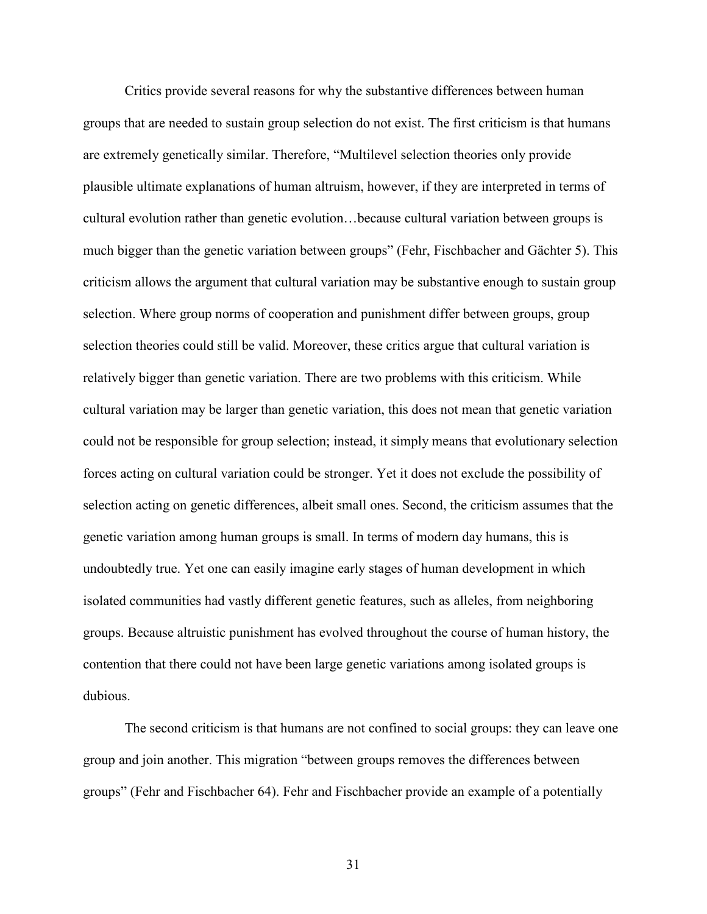Critics provide several reasons for why the substantive differences between human groups that are needed to sustain group selection do not exist. The first criticism is that humans are extremely genetically similar. Therefore, "Multilevel selection theories only provide plausible ultimate explanations of human altruism, however, if they are interpreted in terms of cultural evolution rather than genetic evolution…because cultural variation between groups is much bigger than the genetic variation between groups" (Fehr, Fischbacher and Gächter 5). This criticism allows the argument that cultural variation may be substantive enough to sustain group selection. Where group norms of cooperation and punishment differ between groups, group selection theories could still be valid. Moreover, these critics argue that cultural variation is relatively bigger than genetic variation. There are two problems with this criticism. While cultural variation may be larger than genetic variation, this does not mean that genetic variation could not be responsible for group selection; instead, it simply means that evolutionary selection forces acting on cultural variation could be stronger. Yet it does not exclude the possibility of selection acting on genetic differences, albeit small ones. Second, the criticism assumes that the genetic variation among human groups is small. In terms of modern day humans, this is undoubtedly true. Yet one can easily imagine early stages of human development in which isolated communities had vastly different genetic features, such as alleles, from neighboring groups. Because altruistic punishment has evolved throughout the course of human history, the contention that there could not have been large genetic variations among isolated groups is dubious.

The second criticism is that humans are not confined to social groups: they can leave one group and join another. This migration "between groups removes the differences between groups" (Fehr and Fischbacher 64). Fehr and Fischbacher provide an example of a potentially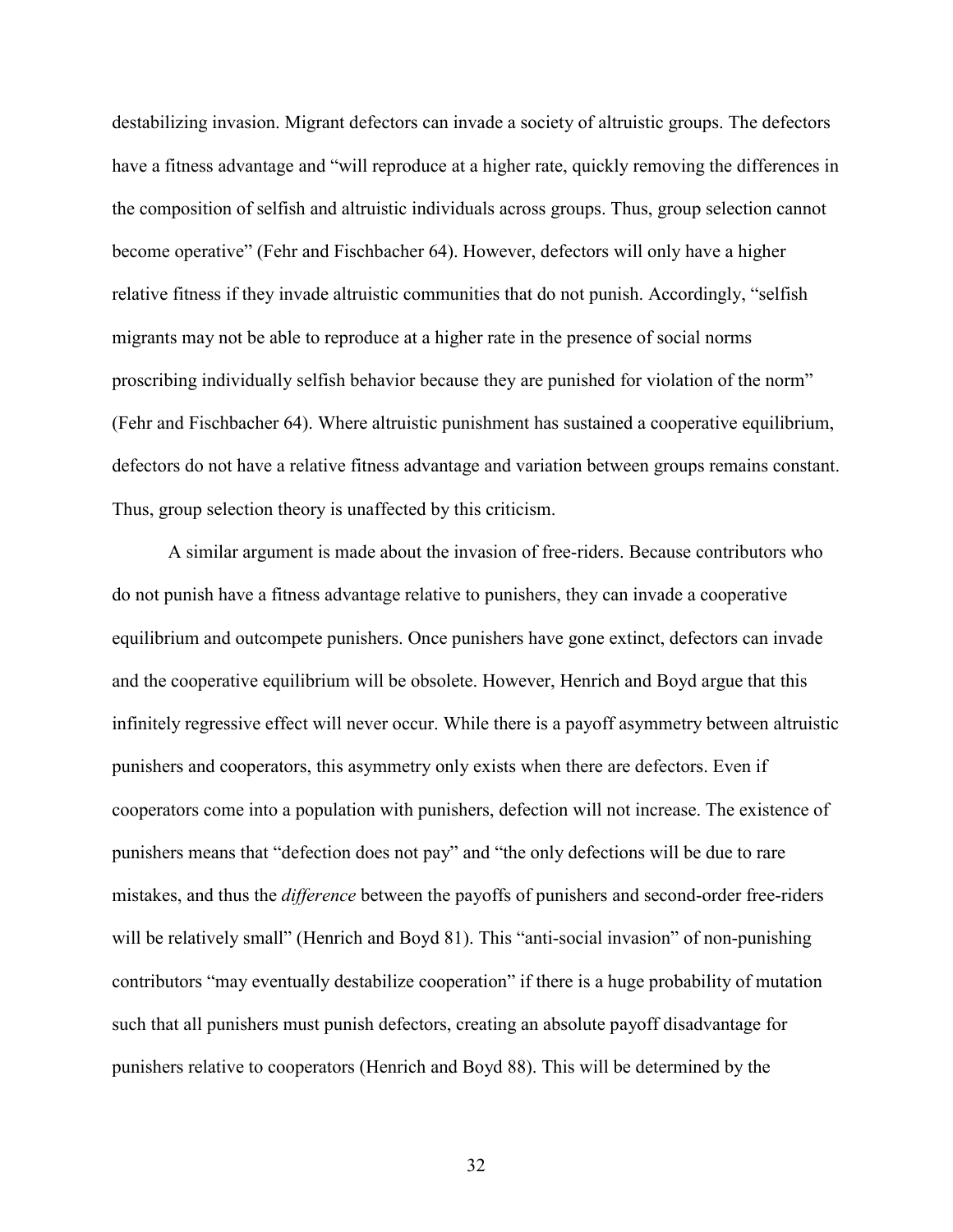destabilizing invasion. Migrant defectors can invade a society of altruistic groups. The defectors have a fitness advantage and "will reproduce at a higher rate, quickly removing the differences in the composition of selfish and altruistic individuals across groups. Thus, group selection cannot become operative" (Fehr and Fischbacher 64). However, defectors will only have a higher relative fitness if they invade altruistic communities that do not punish. Accordingly, "selfish migrants may not be able to reproduce at a higher rate in the presence of social norms proscribing individually selfish behavior because they are punished for violation of the norm" (Fehr and Fischbacher 64). Where altruistic punishment has sustained a cooperative equilibrium, defectors do not have a relative fitness advantage and variation between groups remains constant. Thus, group selection theory is unaffected by this criticism.

A similar argument is made about the invasion of free-riders. Because contributors who do not punish have a fitness advantage relative to punishers, they can invade a cooperative equilibrium and outcompete punishers. Once punishers have gone extinct, defectors can invade and the cooperative equilibrium will be obsolete. However, Henrich and Boyd argue that this infinitely regressive effect will never occur. While there is a payoff asymmetry between altruistic punishers and cooperators, this asymmetry only exists when there are defectors. Even if cooperators come into a population with punishers, defection will not increase. The existence of punishers means that "defection does not pay" and "the only defections will be due to rare mistakes, and thus the *difference* between the payoffs of punishers and second-order free-riders will be relatively small" (Henrich and Boyd 81). This "anti-social invasion" of non-punishing contributors "may eventually destabilize cooperation" if there is a huge probability of mutation such that all punishers must punish defectors, creating an absolute payoff disadvantage for punishers relative to cooperators (Henrich and Boyd 88). This will be determined by the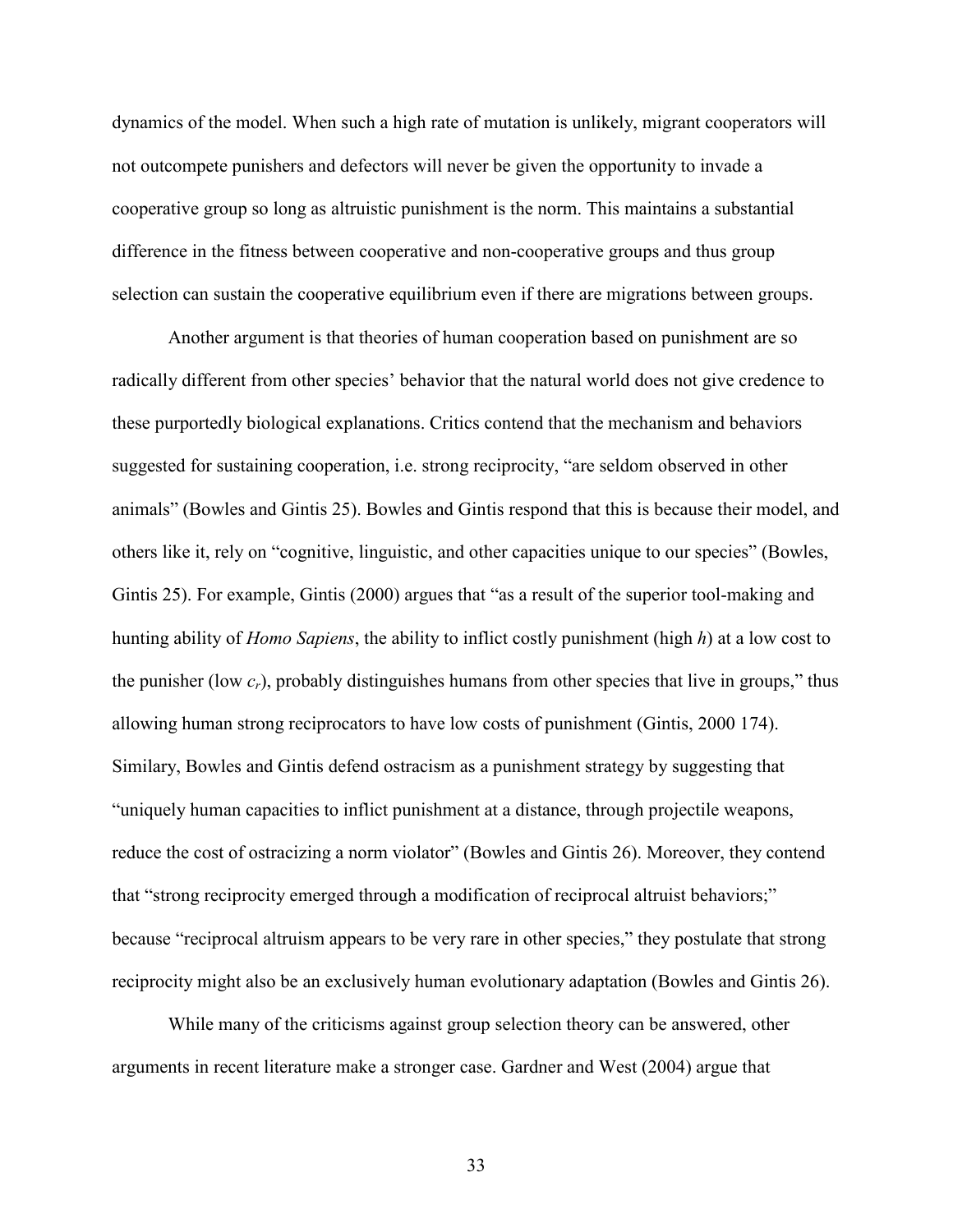dynamics of the model. When such a high rate of mutation is unlikely, migrant cooperators will not outcompete punishers and defectors will never be given the opportunity to invade a cooperative group so long as altruistic punishment is the norm. This maintains a substantial difference in the fitness between cooperative and non-cooperative groups and thus group selection can sustain the cooperative equilibrium even if there are migrations between groups.

Another argument is that theories of human cooperation based on punishment are so radically different from other species' behavior that the natural world does not give credence to these purportedly biological explanations. Critics contend that the mechanism and behaviors suggested for sustaining cooperation, i.e. strong reciprocity, "are seldom observed in other animals" (Bowles and Gintis 25). Bowles and Gintis respond that this is because their model, and others like it, rely on "cognitive, linguistic, and other capacities unique to our species" (Bowles, Gintis 25). For example, Gintis (2000) argues that "as a result of the superior tool-making and hunting ability of *Homo Sapiens*, the ability to inflict costly punishment (high $h$) at a low cost to the punisher (low $c_r$), probably distinguishes humans from other species that live in groups," thus allowing human strong reciprocators to have low costs of punishment (Gintis, 2000 174). Similary, Bowles and Gintis defend ostracism as a punishment strategy by suggesting that "uniquely human capacities to inflict punishment at a distance, through projectile weapons, reduce the cost of ostracizing a norm violator" (Bowles and Gintis 26). Moreover, they contend that "strong reciprocity emerged through a modification of reciprocal altruist behaviors;" because "reciprocal altruism appears to be very rare in other species," they postulate that strong reciprocity might also be an exclusively human evolutionary adaptation (Bowles and Gintis 26).

While many of the criticisms against group selection theory can be answered, other arguments in recent literature make a stronger case. Gardner and West (2004) argue that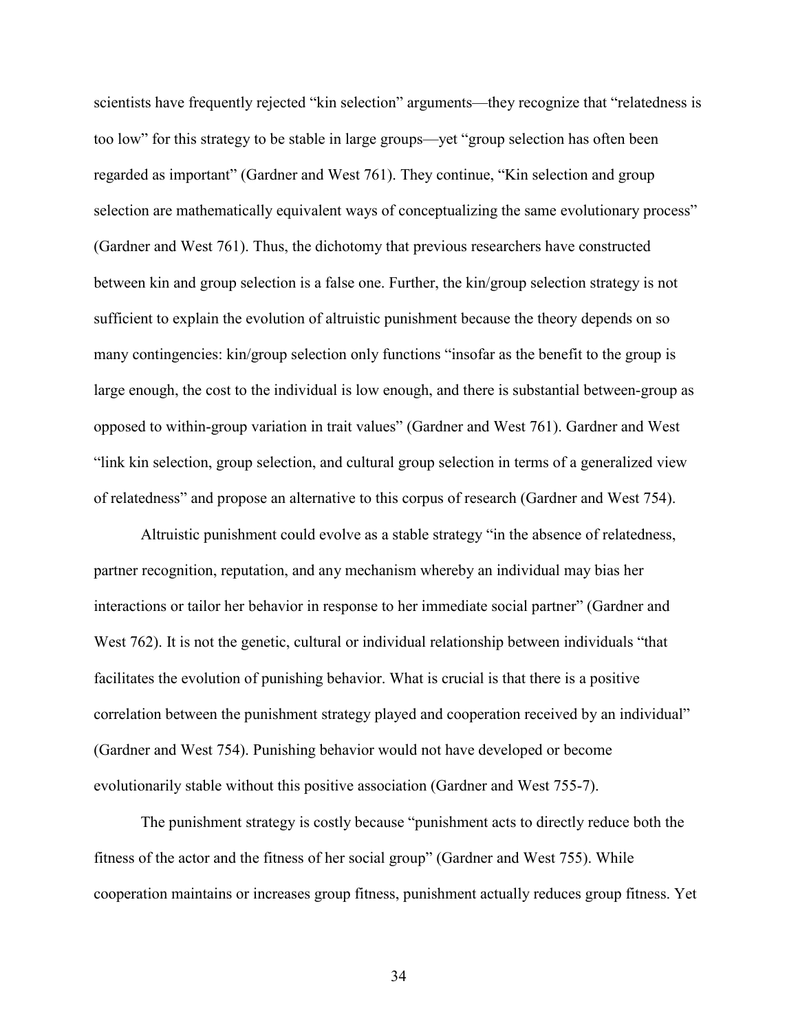scientists have frequently rejected "kin selection" arguments—they recognize that "relatedness is too low" for this strategy to be stable in large groups—yet "group selection has often been regarded as important" (Gardner and West 761). They continue, "Kin selection and group selection are mathematically equivalent ways of conceptualizing the same evolutionary process" (Gardner and West 761). Thus, the dichotomy that previous researchers have constructed between kin and group selection is a false one. Further, the kin/group selection strategy is not sufficient to explain the evolution of altruistic punishment because the theory depends on so many contingencies: kin/group selection only functions "insofar as the benefit to the group is large enough, the cost to the individual is low enough, and there is substantial between-group as opposed to within-group variation in trait values" (Gardner and West 761). Gardner and West "link kin selection, group selection, and cultural group selection in terms of a generalized view of relatedness" and propose an alternative to this corpus of research (Gardner and West 754).

Altruistic punishment could evolve as a stable strategy "in the absence of relatedness, partner recognition, reputation, and any mechanism whereby an individual may bias her interactions or tailor her behavior in response to her immediate social partner" (Gardner and West 762). It is not the genetic, cultural or individual relationship between individuals "that facilitates the evolution of punishing behavior. What is crucial is that there is a positive correlation between the punishment strategy played and cooperation received by an individual" (Gardner and West 754). Punishing behavior would not have developed or become evolutionarily stable without this positive association (Gardner and West 755-7).

The punishment strategy is costly because "punishment acts to directly reduce both the fitness of the actor and the fitness of her social group" (Gardner and West 755). While cooperation maintains or increases group fitness, punishment actually reduces group fitness. Yet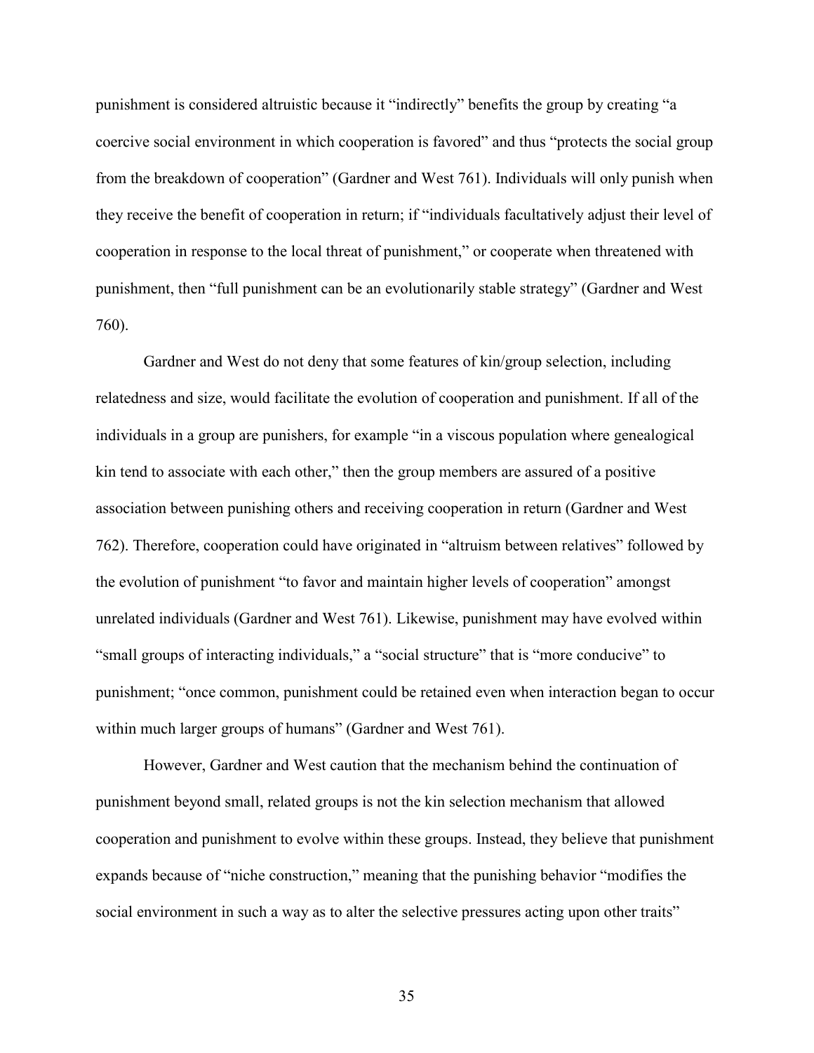punishment is considered altruistic because it "indirectly" benefits the group by creating "a coercive social environment in which cooperation is favored" and thus "protects the social group from the breakdown of cooperation" (Gardner and West 761). Individuals will only punish when they receive the benefit of cooperation in return; if "individuals facultatively adjust their level of cooperation in response to the local threat of punishment," or cooperate when threatened with punishment, then "full punishment can be an evolutionarily stable strategy" (Gardner and West 760).

Gardner and West do not deny that some features of kin/group selection, including relatedness and size, would facilitate the evolution of cooperation and punishment. If all of the individuals in a group are punishers, for example "in a viscous population where genealogical kin tend to associate with each other," then the group members are assured of a positive association between punishing others and receiving cooperation in return (Gardner and West 762). Therefore, cooperation could have originated in "altruism between relatives" followed by the evolution of punishment "to favor and maintain higher levels of cooperation" amongst unrelated individuals (Gardner and West 761). Likewise, punishment may have evolved within "small groups of interacting individuals," a "social structure" that is "more conducive" to punishment; "once common, punishment could be retained even when interaction began to occur within much larger groups of humans" (Gardner and West 761).

However, Gardner and West caution that the mechanism behind the continuation of punishment beyond small, related groups is not the kin selection mechanism that allowed cooperation and punishment to evolve within these groups. Instead, they believe that punishment expands because of "niche construction," meaning that the punishing behavior "modifies the social environment in such a way as to alter the selective pressures acting upon other traits"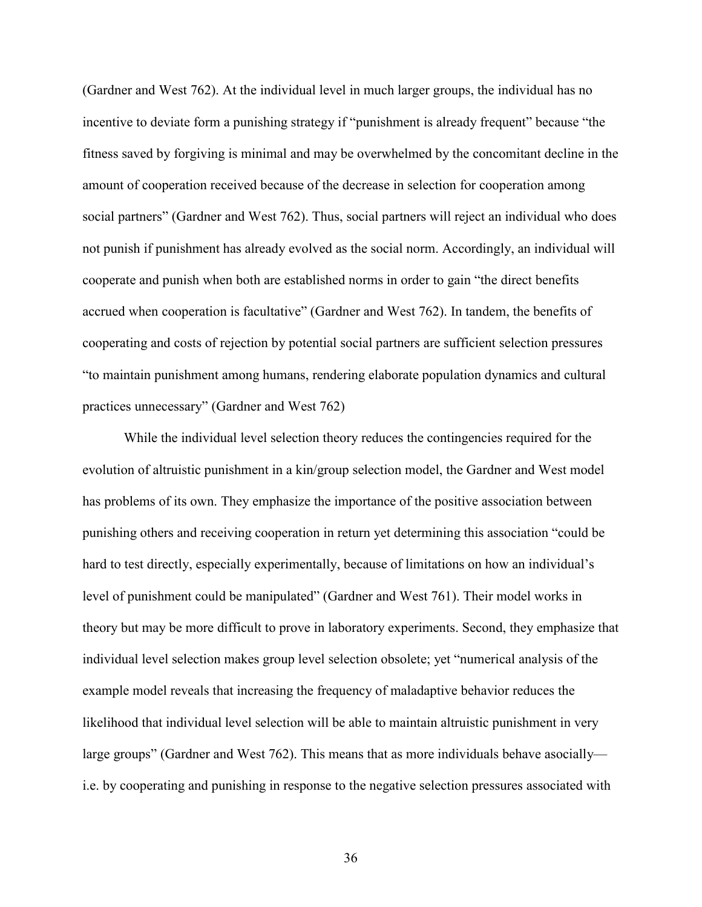(Gardner and West 762). At the individual level in much larger groups, the individual has no incentive to deviate form a punishing strategy if "punishment is already frequent" because "the fitness saved by forgiving is minimal and may be overwhelmed by the concomitant decline in the amount of cooperation received because of the decrease in selection for cooperation among social partners" (Gardner and West 762). Thus, social partners will reject an individual who does not punish if punishment has already evolved as the social norm. Accordingly, an individual will cooperate and punish when both are established norms in order to gain "the direct benefits accrued when cooperation is facultative" (Gardner and West 762). In tandem, the benefits of cooperating and costs of rejection by potential social partners are sufficient selection pressures "to maintain punishment among humans, rendering elaborate population dynamics and cultural practices unnecessary" (Gardner and West 762)

While the individual level selection theory reduces the contingencies required for the evolution of altruistic punishment in a kin/group selection model, the Gardner and West model has problems of its own. They emphasize the importance of the positive association between punishing others and receiving cooperation in return yet determining this association "could be hard to test directly, especially experimentally, because of limitations on how an individual's level of punishment could be manipulated" (Gardner and West 761). Their model works in theory but may be more difficult to prove in laboratory experiments. Second, they emphasize that individual level selection makes group level selection obsolete; yet "numerical analysis of the example model reveals that increasing the frequency of maladaptive behavior reduces the likelihood that individual level selection will be able to maintain altruistic punishment in very large groups" (Gardner and West 762). This means that as more individuals behave asocially—i.e. by cooperating and punishing in response to the negative selection pressures associated with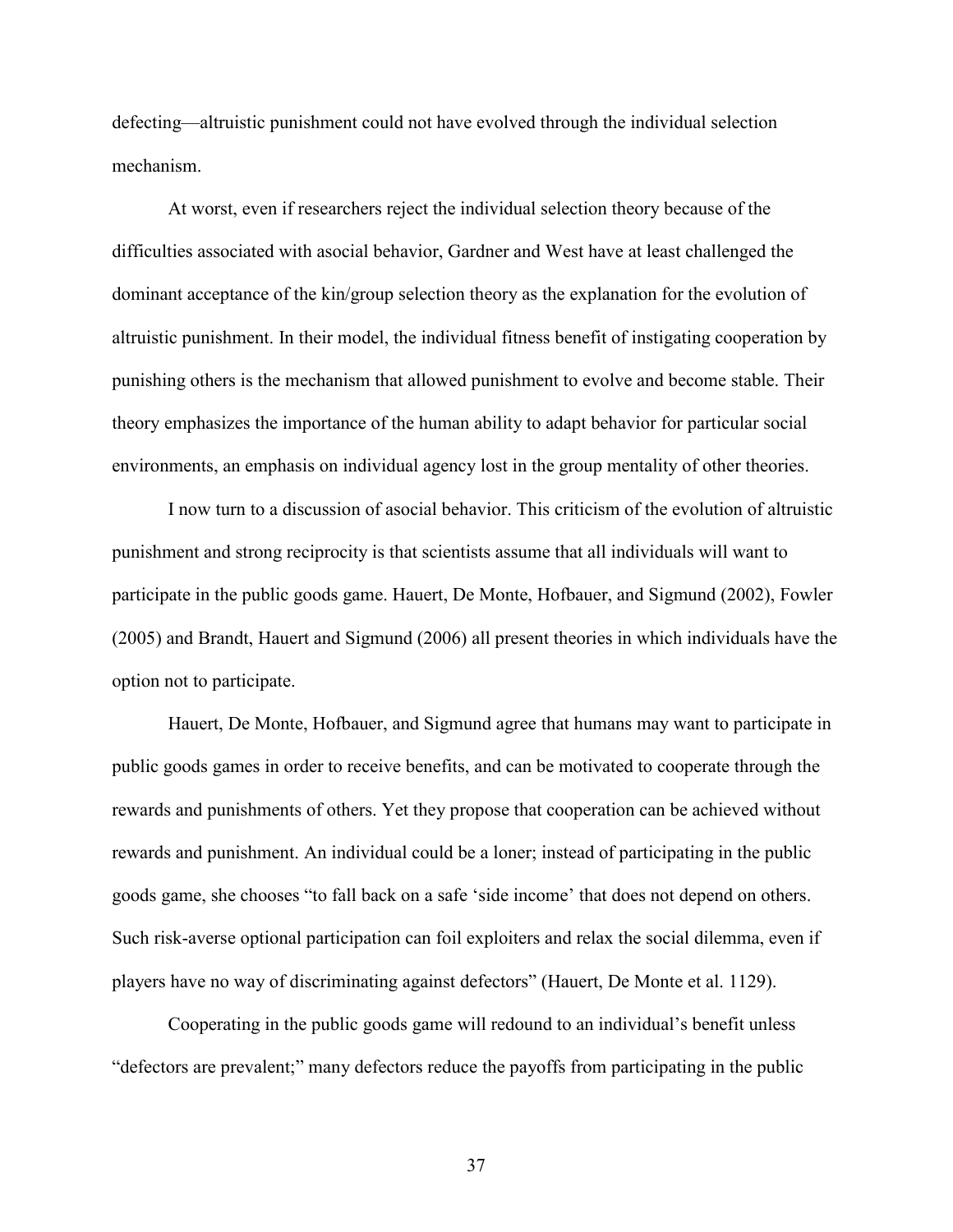defecting—altruistic punishment could not have evolved through the individual selection mechanism.

At worst, even if researchers reject the individual selection theory because of the difficulties associated with asocial behavior, Gardner and West have at least challenged the dominant acceptance of the kin/group selection theory as the explanation for the evolution of altruistic punishment. In their model, the individual fitness benefit of instigating cooperation by punishing others is the mechanism that allowed punishment to evolve and become stable. Their theory emphasizes the importance of the human ability to adapt behavior for particular social environments, an emphasis on individual agency lost in the group mentality of other theories.

I now turn to a discussion of asocial behavior. This criticism of the evolution of altruistic punishment and strong reciprocity is that scientists assume that all individuals will want to participate in the public goods game. Hauert, De Monte, Hofbauer, and Sigmund (2002), Fowler (2005) and Brandt, Hauert and Sigmund (2006) all present theories in which individuals have the option not to participate.

Hauert, De Monte, Hofbauer, and Sigmund agree that humans may want to participate in public goods games in order to receive benefits, and can be motivated to cooperate through the rewards and punishments of others. Yet they propose that cooperation can be achieved without rewards and punishment. An individual could be a loner; instead of participating in the public goods game, she chooses "to fall back on a safe 'side income' that does not depend on others. Such risk-averse optional participation can foil exploiters and relax the social dilemma, even if players have no way of discriminating against defectors" (Hauert, De Monte et al. 1129).

Cooperating in the public goods game will redound to an individual's benefit unless "defectors are prevalent;" many defectors reduce the payoffs from participating in the public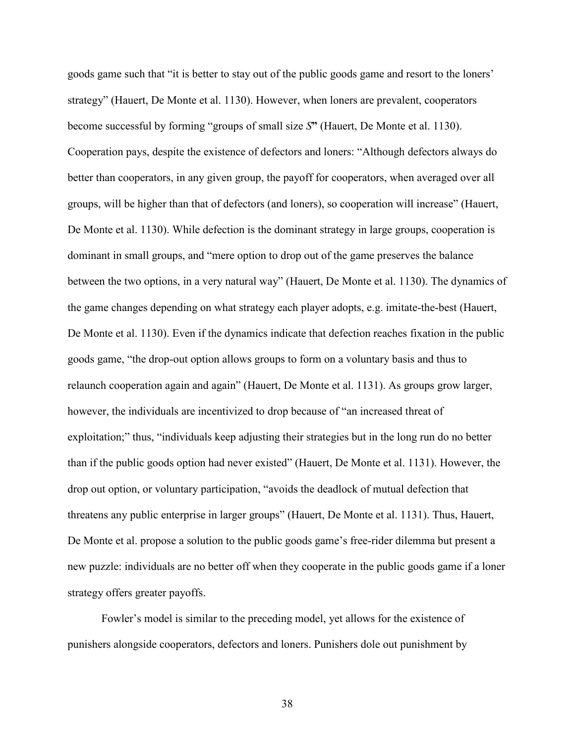goods game such that "it is better to stay out of the public goods game and resort to the loners' strategy" (Hauert, De Monte et al. 1130). However, when loners are prevalent, cooperators become successful by forming "groups of small size *S*" (Hauert, De Monte et al. 1130). Cooperation pays, despite the existence of defectors and loners: "Although defectors always do better than cooperators, in any given group, the payoff for cooperators, when averaged over all groups, will be higher than that of defectors (and loners), so cooperation will increase" (Hauert, De Monte et al. 1130). While defection is the dominant strategy in large groups, cooperation is dominant in small groups, and "mere option to drop out of the game preserves the balance between the two options, in a very natural way" (Hauert, De Monte et al. 1130). The dynamics of the game changes depending on what strategy each player adopts, e.g. imitate-the-best (Hauert, De Monte et al. 1130). Even if the dynamics indicate that defection reaches fixation in the public goods game, "the drop-out option allows groups to form on a voluntary basis and thus to relaunch cooperation again and again" (Hauert, De Monte et al. 1131). As groups grow larger, however, the individuals are incentivized to drop because of "an increased threat of exploitation;" thus, "individuals keep adjusting their strategies but in the long run do no better than if the public goods option had never existed" (Hauert, De Monte et al. 1131). However, the drop out option, or voluntary participation, "avoids the deadlock of mutual defection that threatens any public enterprise in larger groups" (Hauert, De Monte et al. 1131). Thus, Hauert, De Monte et al. propose a solution to the public goods game's free-rider dilemma but present a new puzzle: individuals are no better off when they cooperate in the public goods game if a loner strategy offers greater payoffs.

Fowler's model is similar to the preceding model, yet allows for the existence of punishers alongside cooperators, defectors and loners. Punishers dole out punishment by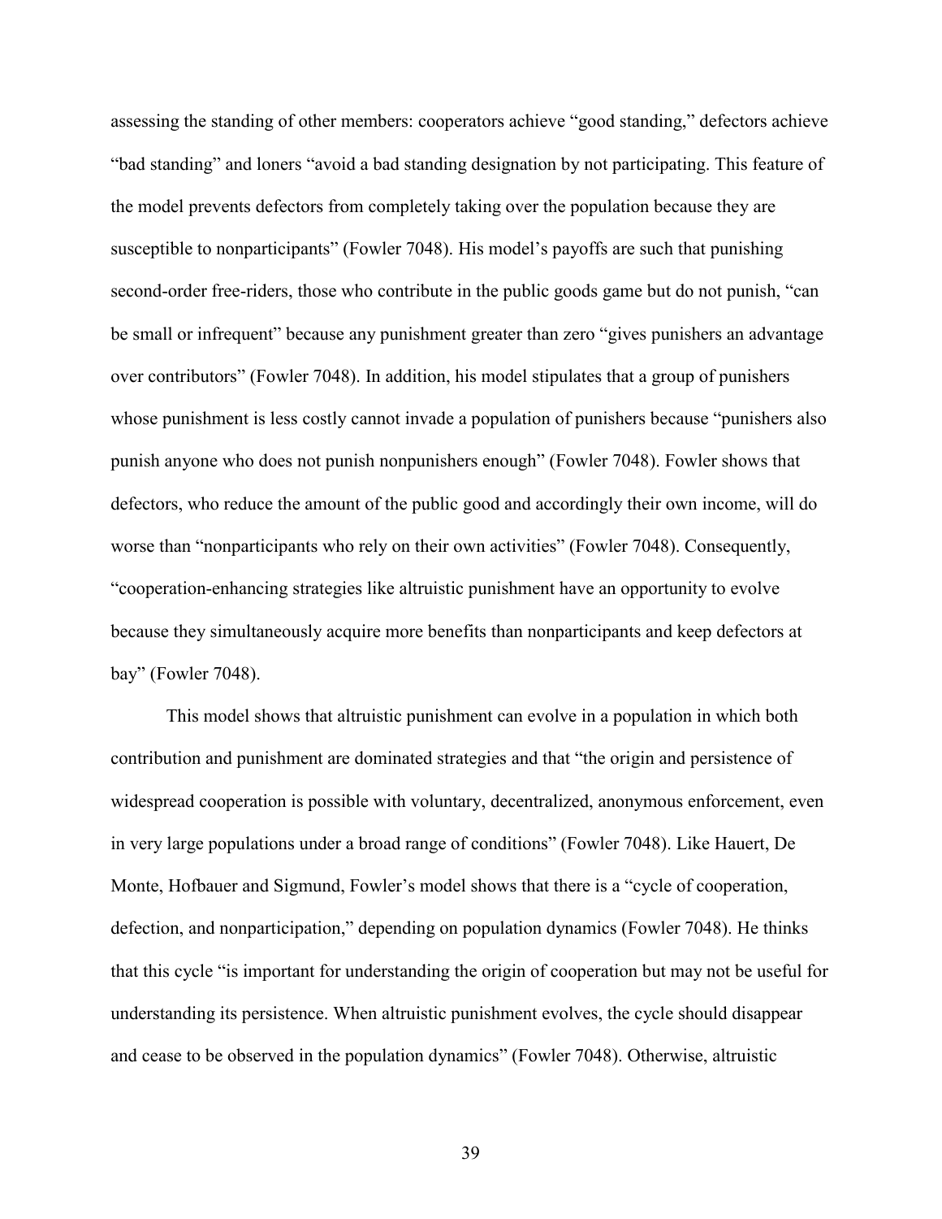assessing the standing of other members: cooperators achieve "good standing," defectors achieve "bad standing" and loners "avoid a bad standing designation by not participating. This feature of the model prevents defectors from completely taking over the population because they are susceptible to nonparticipants" (Fowler 7048). His model's payoffs are such that punishing second-order free-riders, those who contribute in the public goods game but do not punish, "can be small or infrequent" because any punishment greater than zero "gives punishers an advantage over contributors" (Fowler 7048). In addition, his model stipulates that a group of punishers whose punishment is less costly cannot invade a population of punishers because "punishers also punish anyone who does not punish nonpunishers enough" (Fowler 7048). Fowler shows that defectors, who reduce the amount of the public good and accordingly their own income, will do worse than "nonparticipants who rely on their own activities" (Fowler 7048). Consequently, "cooperation-enhancing strategies like altruistic punishment have an opportunity to evolve because they simultaneously acquire more benefits than nonparticipants and keep defectors at bay" (Fowler 7048).

This model shows that altruistic punishment can evolve in a population in which both contribution and punishment are dominated strategies and that "the origin and persistence of widespread cooperation is possible with voluntary, decentralized, anonymous enforcement, even in very large populations under a broad range of conditions" (Fowler 7048). Like Hauert, De Monte, Hofbauer and Sigmund, Fowler's model shows that there is a "cycle of cooperation, defection, and nonparticipation," depending on population dynamics (Fowler 7048). He thinks that this cycle "is important for understanding the origin of cooperation but may not be useful for understanding its persistence. When altruistic punishment evolves, the cycle should disappear and cease to be observed in the population dynamics" (Fowler 7048). Otherwise, altruistic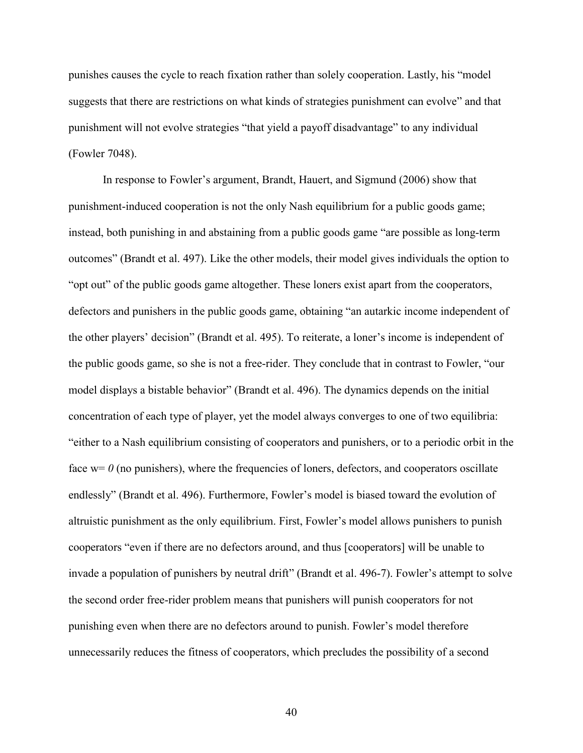punishes causes the cycle to reach fixation rather than solely cooperation. Lastly, his "model suggests that there are restrictions on what kinds of strategies punishment can evolve" and that punishment will not evolve strategies "that yield a payoff disadvantage" to any individual (Fowler 7048).

In response to Fowler's argument, Brandt, Hauert, and Sigmund (2006) show that punishment-induced cooperation is not the only Nash equilibrium for a public goods game; instead, both punishing in and abstaining from a public goods game "are possible as long-term outcomes" (Brandt et al. 497). Like the other models, their model gives individuals the option to "opt out" of the public goods game altogether. These loners exist apart from the cooperators, defectors and punishers in the public goods game, obtaining "an autarkic income independent of the other players' decision" (Brandt et al. 495). To reiterate, a loner's income is independent of the public goods game, so she is not a free-rider. They conclude that in contrast to Fowler, "our model displays a bistable behavior" (Brandt et al. 496). The dynamics depends on the initial concentration of each type of player, yet the model always converges to one of two equilibria: "either to a Nash equilibrium consisting of cooperators and punishers, or to a periodic orbit in the face $w= 0$ (no punishers), where the frequencies of loners, defectors, and cooperators oscillate endlessly" (Brandt et al. 496). Furthermore, Fowler's model is biased toward the evolution of altruistic punishment as the only equilibrium. First, Fowler's model allows punishers to punish cooperators "even if there are no defectors around, and thus [cooperators] will be unable to invade a population of punishers by neutral drift" (Brandt et al. 496-7). Fowler's attempt to solve the second order free-rider problem means that punishers will punish cooperators for not punishing even when there are no defectors around to punish. Fowler's model therefore unnecessarily reduces the fitness of cooperators, which precludes the possibility of a second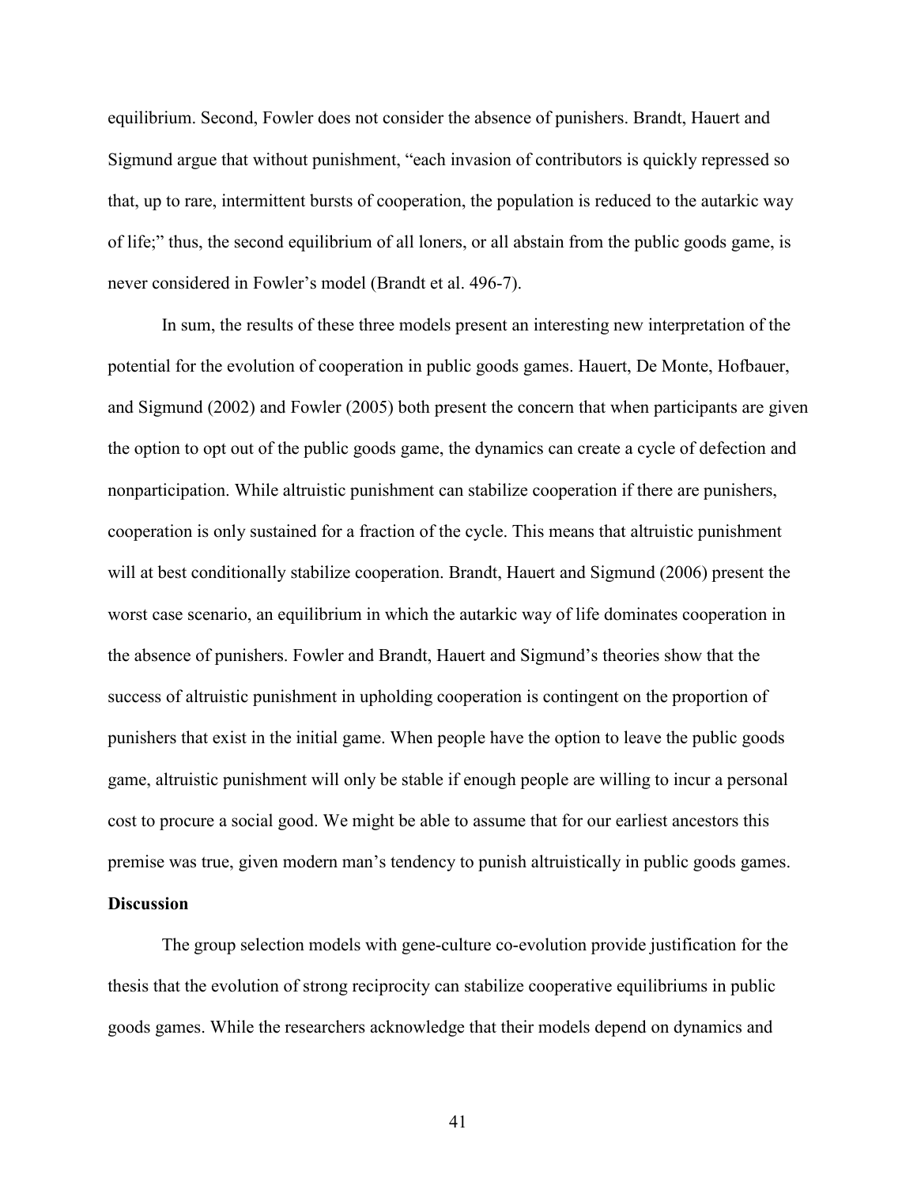equilibrium. Second, Fowler does not consider the absence of punishers. Brandt, Hauert and Sigmund argue that without punishment, "each invasion of contributors is quickly repressed so that, up to rare, intermittent bursts of cooperation, the population is reduced to the autarkic way of life;" thus, the second equilibrium of all loners, or all abstain from the public goods game, is never considered in Fowler's model (Brandt et al. 496-7).

In sum, the results of these three models present an interesting new interpretation of the potential for the evolution of cooperation in public goods games. Hauert, De Monte, Hofbauer, and Sigmund (2002) and Fowler (2005) both present the concern that when participants are given the option to opt out of the public goods game, the dynamics can create a cycle of defection and nonparticipation. While altruistic punishment can stabilize cooperation if there are punishers, cooperation is only sustained for a fraction of the cycle. This means that altruistic punishment will at best conditionally stabilize cooperation. Brandt, Hauert and Sigmund (2006) present the worst case scenario, an equilibrium in which the autarkic way of life dominates cooperation in the absence of punishers. Fowler and Brandt, Hauert and Sigmund's theories show that the success of altruistic punishment in upholding cooperation is contingent on the proportion of punishers that exist in the initial game. When people have the option to leave the public goods game, altruistic punishment will only be stable if enough people are willing to incur a personal cost to procure a social good. We might be able to assume that for our earliest ancestors this premise was true, given modern man's tendency to punish altruistically in public goods games.

**Discussion**

The group selection models with gene-culture co-evolution provide justification for the thesis that the evolution of strong reciprocity can stabilize cooperative equilibriums in public goods games. While the researchers acknowledge that their models depend on dynamics and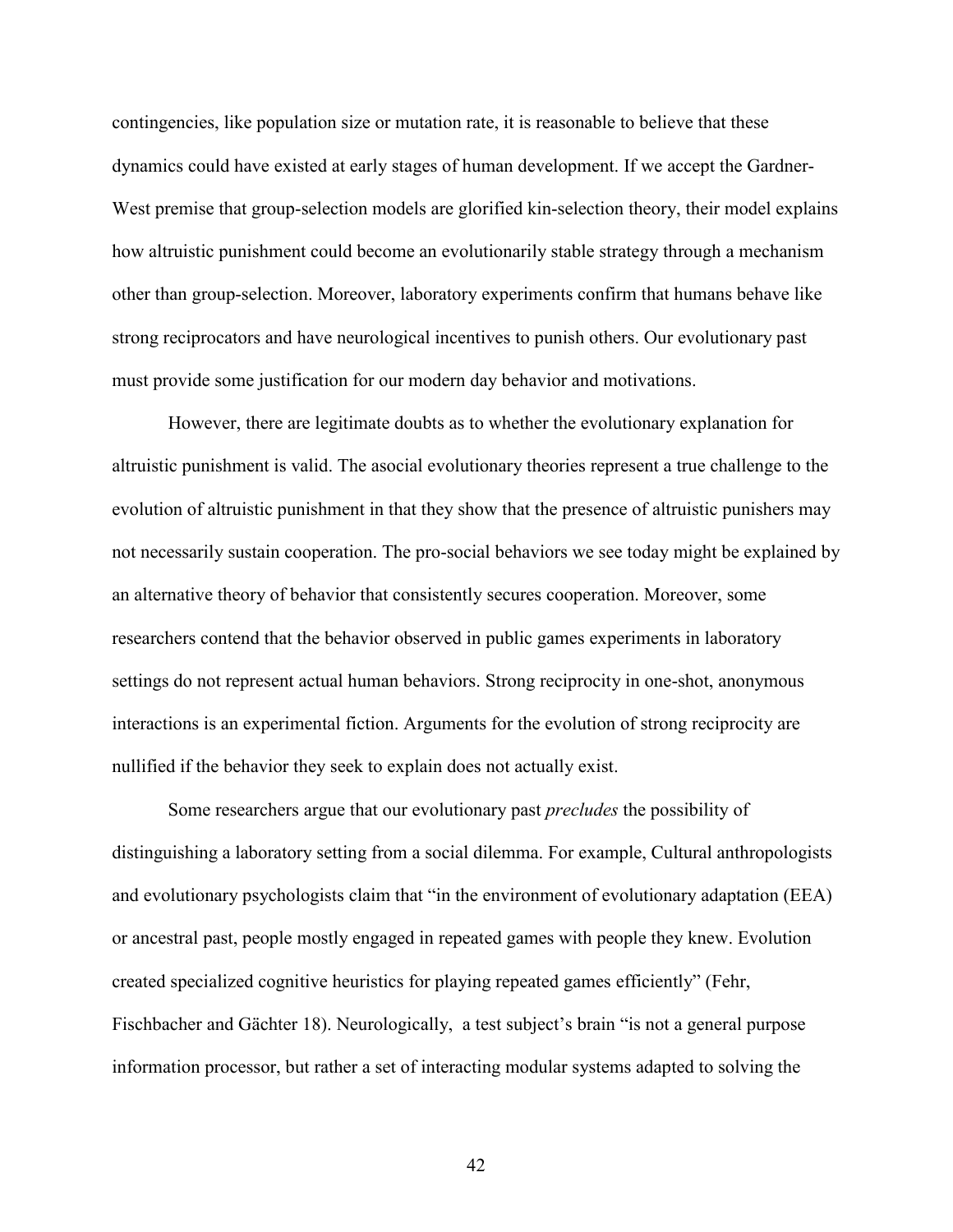contingencies, like population size or mutation rate, it is reasonable to believe that these dynamics could have existed at early stages of human development. If we accept the Gardner-West premise that group-selection models are glorified kin-selection theory, their model explains how altruistic punishment could become an evolutionarily stable strategy through a mechanism other than group-selection. Moreover, laboratory experiments confirm that humans behave like strong reciprocators and have neurological incentives to punish others. Our evolutionary past must provide some justification for our modern day behavior and motivations.

However, there are legitimate doubts as to whether the evolutionary explanation for altruistic punishment is valid. The asocial evolutionary theories represent a true challenge to the evolution of altruistic punishment in that they show that the presence of altruistic punishers may not necessarily sustain cooperation. The pro-social behaviors we see today might be explained by an alternative theory of behavior that consistently secures cooperation. Moreover, some researchers contend that the behavior observed in public games experiments in laboratory settings do not represent actual human behaviors. Strong reciprocity in one-shot, anonymous interactions is an experimental fiction. Arguments for the evolution of strong reciprocity are nullified if the behavior they seek to explain does not actually exist.

Some researchers argue that our evolutionary past *precludes* the possibility of distinguishing a laboratory setting from a social dilemma. For example, Cultural anthropologists and evolutionary psychologists claim that "in the environment of evolutionary adaptation (EEA) or ancestral past, people mostly engaged in repeated games with people they knew. Evolution created specialized cognitive heuristics for playing repeated games efficiently" (Fehr, Fischbacher and Gächter 18). Neurologically, a test subject's brain "is not a general purpose information processor, but rather a set of interacting modular systems adapted to solving the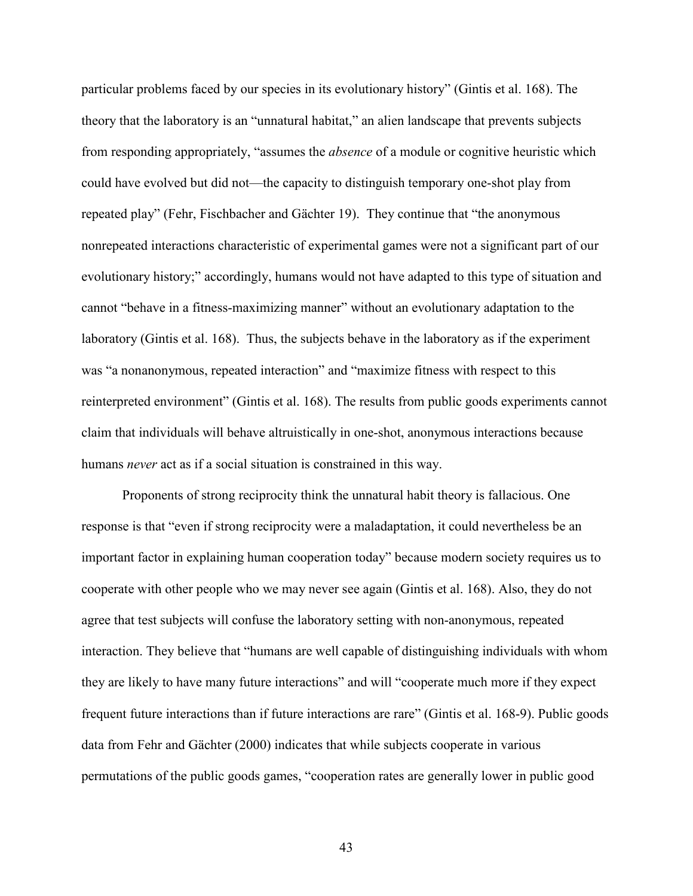particular problems faced by our species in its evolutionary history" (Gintis et al. 168). The theory that the laboratory is an "unnatural habitat," an alien landscape that prevents subjects from responding appropriately, "assumes the *absence* of a module or cognitive heuristic which could have evolved but did not—the capacity to distinguish temporary one-shot play from repeated play" (Fehr, Fischbacher and Gächter 19). They continue that "the anonymous nonrepeated interactions characteristic of experimental games were not a significant part of our evolutionary history;" accordingly, humans would not have adapted to this type of situation and cannot "behave in a fitness-maximizing manner" without an evolutionary adaptation to the laboratory (Gintis et al. 168). Thus, the subjects behave in the laboratory as if the experiment was "a nonanonymous, repeated interaction" and "maximize fitness with respect to this reinterpreted environment" (Gintis et al. 168). The results from public goods experiments cannot claim that individuals will behave altruistically in one-shot, anonymous interactions because humans *never* act as if a social situation is constrained in this way.

Proponents of strong reciprocity think the unnatural habit theory is fallacious. One response is that "even if strong reciprocity were a maladaptation, it could nevertheless be an important factor in explaining human cooperation today" because modern society requires us to cooperate with other people who we may never see again (Gintis et al. 168). Also, they do not agree that test subjects will confuse the laboratory setting with non-anonymous, repeated interaction. They believe that "humans are well capable of distinguishing individuals with whom they are likely to have many future interactions" and will "cooperate much more if they expect frequent future interactions than if future interactions are rare" (Gintis et al. 168-9). Public goods data from Fehr and Gächter (2000) indicates that while subjects cooperate in various permutations of the public goods games, "cooperation rates are generally lower in public good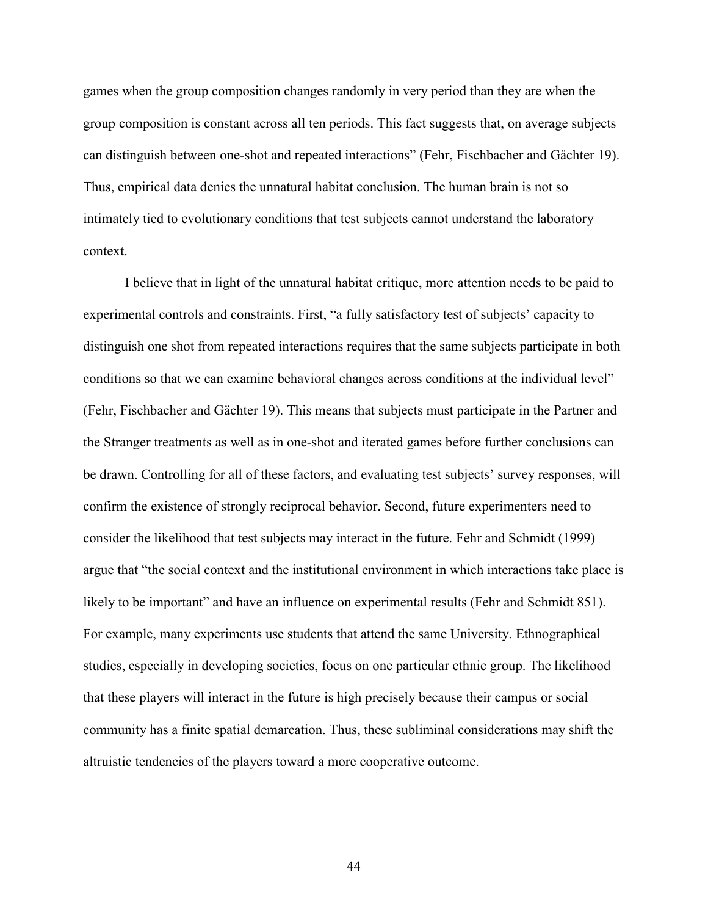games when the group composition changes randomly in very period than they are when the group composition is constant across all ten periods. This fact suggests that, on average subjects can distinguish between one-shot and repeated interactions" (Fehr, Fischbacher and Gächter 19). Thus, empirical data denies the unnatural habitat conclusion. The human brain is not so intimately tied to evolutionary conditions that test subjects cannot understand the laboratory context.

I believe that in light of the unnatural habitat critique, more attention needs to be paid to experimental controls and constraints. First, "a fully satisfactory test of subjects' capacity to distinguish one shot from repeated interactions requires that the same subjects participate in both conditions so that we can examine behavioral changes across conditions at the individual level" (Fehr, Fischbacher and Gächter 19). This means that subjects must participate in the Partner and the Stranger treatments as well as in one-shot and iterated games before further conclusions can be drawn. Controlling for all of these factors, and evaluating test subjects' survey responses, will confirm the existence of strongly reciprocal behavior. Second, future experimenters need to consider the likelihood that test subjects may interact in the future. Fehr and Schmidt (1999) argue that "the social context and the institutional environment in which interactions take place is likely to be important" and have an influence on experimental results (Fehr and Schmidt 851). For example, many experiments use students that attend the same University. Ethnographical studies, especially in developing societies, focus on one particular ethnic group. The likelihood that these players will interact in the future is high precisely because their campus or social community has a finite spatial demarcation. Thus, these subliminal considerations may shift the altruistic tendencies of the players toward a more cooperative outcome.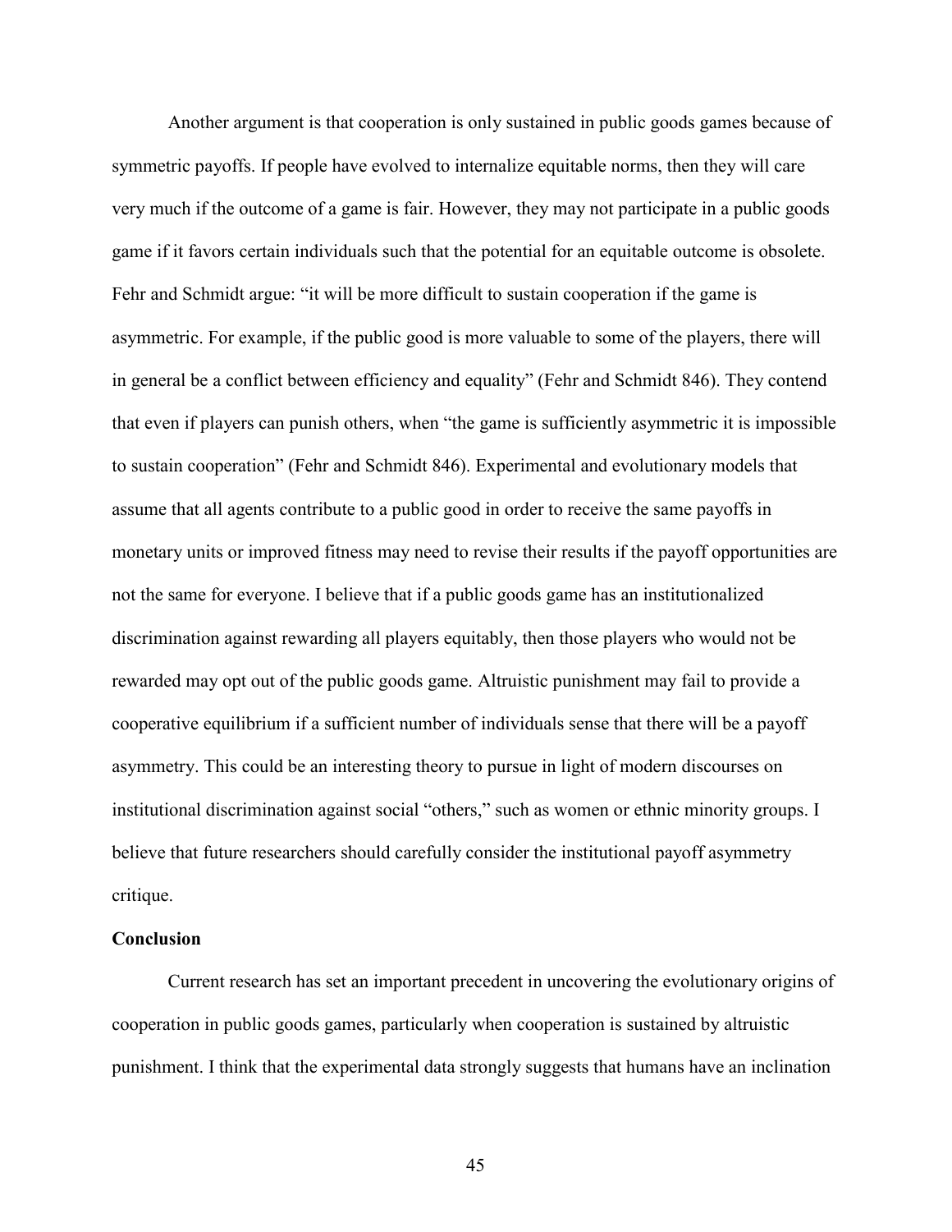Another argument is that cooperation is only sustained in public goods games because of symmetric payoffs. If people have evolved to internalize equitable norms, then they will care very much if the outcome of a game is fair. However, they may not participate in a public goods game if it favors certain individuals such that the potential for an equitable outcome is obsolete. Fehr and Schmidt argue: “it will be more difficult to sustain cooperation if the game is asymmetric. For example, if the public good is more valuable to some of the players, there will in general be a conflict between efficiency and equality” (Fehr and Schmidt 846). They contend that even if players can punish others, when “the game is sufficiently asymmetric it is impossible to sustain cooperation” (Fehr and Schmidt 846). Experimental and evolutionary models that assume that all agents contribute to a public good in order to receive the same payoffs in monetary units or improved fitness may need to revise their results if the payoff opportunities are not the same for everyone. I believe that if a public goods game has an institutionalized discrimination against rewarding all players equitably, then those players who would not be rewarded may opt out of the public goods game. Altruistic punishment may fail to provide a cooperative equilibrium if a sufficient number of individuals sense that there will be a payoff asymmetry. This could be an interesting theory to pursue in light of modern discourses on institutional discrimination against social “others,” such as women or ethnic minority groups. I believe that future researchers should carefully consider the institutional payoff asymmetry critique.

**Conclusion**

Current research has set an important precedent in uncovering the evolutionary origins of cooperation in public goods games, particularly when cooperation is sustained by altruistic punishment. I think that the experimental data strongly suggests that humans have an inclination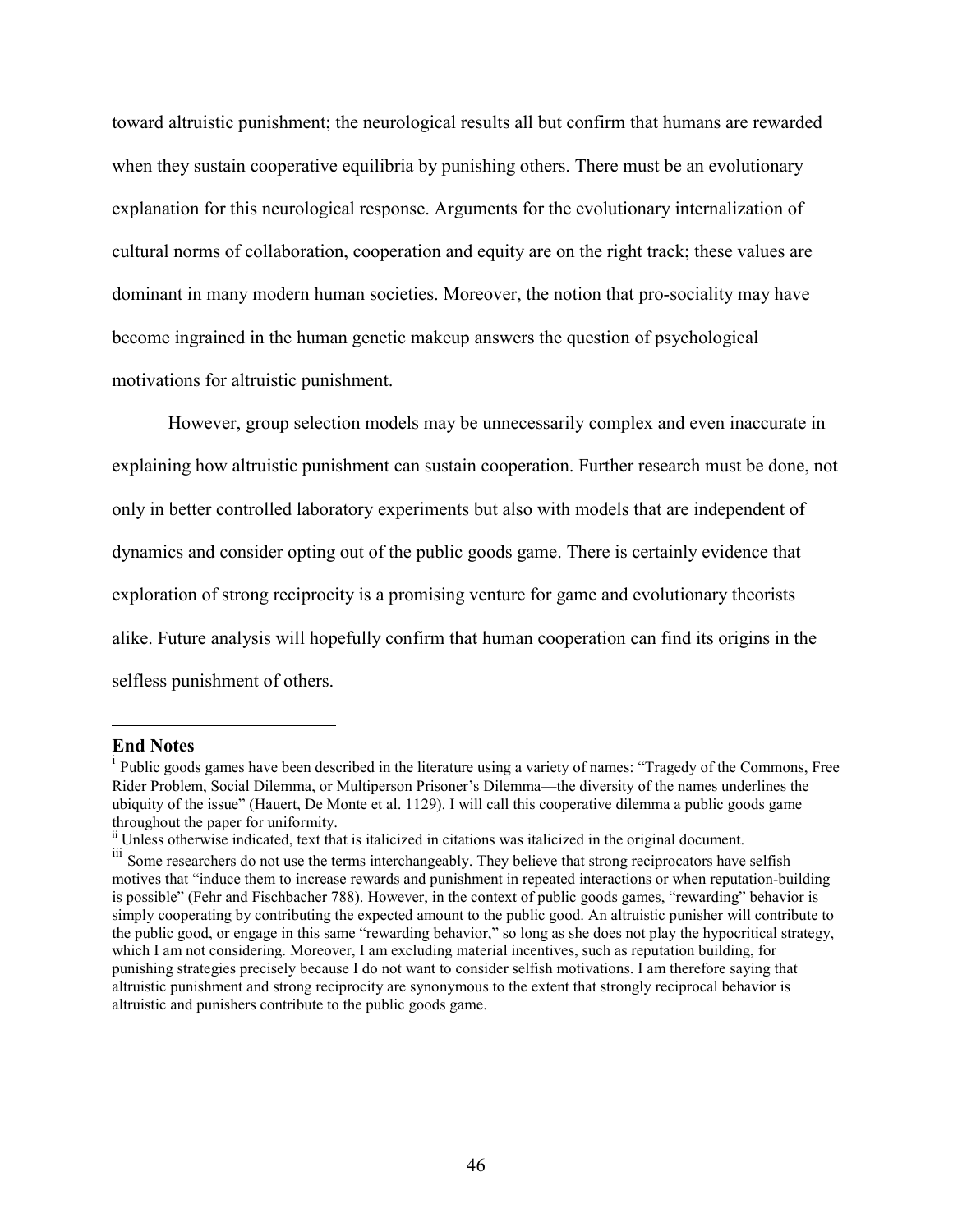toward altruistic punishment; the neurological results all but confirm that humans are rewarded when they sustain cooperative equilibria by punishing others. There must be an evolutionary explanation for this neurological response. Arguments for the evolutionary internalization of cultural norms of collaboration, cooperation and equity are on the right track; these values are dominant in many modern human societies. Moreover, the notion that pro-sociality may have become ingrained in the human genetic makeup answers the question of psychological motivations for altruistic punishment.

However, group selection models may be unnecessarily complex and even inaccurate in explaining how altruistic punishment can sustain cooperation. Further research must be done, not only in better controlled laboratory experiments but also with models that are independent of dynamics and consider opting out of the public goods game. There is certainly evidence that exploration of strong reciprocity is a promising venture for game and evolutionary theorists alike. Future analysis will hopefully confirm that human cooperation can find its origins in the selfless punishment of others.

---

**End Notes**

[i] Public goods games have been described in the literature using a variety of names: "Tragedy of the Commons, Free Rider Problem, Social Dilemma, or Multiperson Prisoner's Dilemma—the diversity of the names underlines the ubiquity of the issue" (Hauert, De Monte et al. 1129). I will call this cooperative dilemma a public goods game throughout the paper for uniformity.

[ii] Unless otherwise indicated, text that is italicized in citations was italicized in the original document.

[iii] Some researchers do not use the terms interchangeably. They believe that strong reciprocators have selfish motives that "induce them to increase rewards and punishment in repeated interactions or when reputation-building is possible" (Fehr and Fischbacher 788). However, in the context of public goods games, "rewarding" behavior is simply cooperating by contributing the expected amount to the public good. An altruistic punisher will contribute to the public good, or engage in this same "rewarding behavior," so long as she does not play the hypocritical strategy, which I am not considering. Moreover, I am excluding material incentives, such as reputation building, for punishing strategies precisely because I do not want to consider selfish motivations. I am therefore saying that altruistic punishment and strong reciprocity are synonymous to the extent that strongly reciprocal behavior is altruistic and punishers contribute to the public goods game.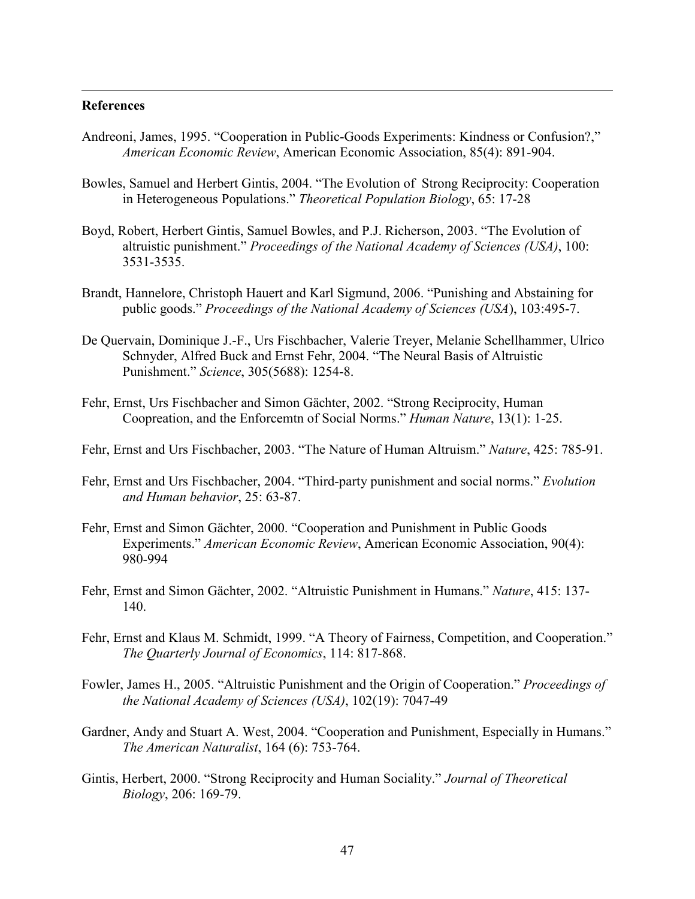**References**

Andreoni, James, 1995. "Cooperation in Public-Goods Experiments: Kindness or Confusion?," *American Economic Review*, American Economic Association, 85(4): 891-904.

Bowles, Samuel and Herbert Gintis, 2004. "The Evolution of Strong Reciprocity: Cooperation in Heterogeneous Populations." *Theoretical Population Biology*, 65: 17-28

Boyd, Robert, Herbert Gintis, Samuel Bowles, and P.J. Richerson, 2003. "The Evolution of altruistic punishment." *Proceedings of the National Academy of Sciences (USA)*, 100: 3531-3535.

Brandt, Hannelore, Christoph Hauert and Karl Sigmund, 2006. "Punishing and Abstaining for public goods." *Proceedings of the National Academy of Sciences (USA*), 103:495-7.

De Quervain, Dominique J.-F., Urs Fischbacher, Valerie Treyer, Melanie Schellhammer, Ulrico Schnyder, Alfred Buck and Ernst Fehr, 2004. "The Neural Basis of Altruistic Punishment." *Science*, 305(5688): 1254-8.

Fehr, Ernst, Urs Fischbacher and Simon Gächter, 2002. "Strong Reciprocity, Human Coopreation, and the Enforcemtn of Social Norms." *Human Nature*, 13(1): 1-25.

Fehr, Ernst and Urs Fischbacher, 2003. "The Nature of Human Altruism." *Nature*, 425: 785-91.

Fehr, Ernst and Urs Fischbacher, 2004. "Third-party punishment and social norms." *Evolution and Human behavior*, 25: 63-87.

Fehr, Ernst and Simon Gächter, 2000. "Cooperation and Punishment in Public Goods Experiments." *American Economic Review*, American Economic Association, 90(4): 980-994

Fehr, Ernst and Simon Gächter, 2002. "Altruistic Punishment in Humans." *Nature*, 415: 137-140.

Fehr, Ernst and Klaus M. Schmidt, 1999. "A Theory of Fairness, Competition, and Cooperation." *The Quarterly Journal of Economics*, 114: 817-868.

Fowler, James H., 2005. "Altruistic Punishment and the Origin of Cooperation." *Proceedings of the National Academy of Sciences (USA)*, 102(19): 7047-49

Gardner, Andy and Stuart A. West, 2004. "Cooperation and Punishment, Especially in Humans." *The American Naturalist*, 164 (6): 753-764.

Gintis, Herbert, 2000. "Strong Reciprocity and Human Sociality." *Journal of Theoretical Biology*, 206: 169-79.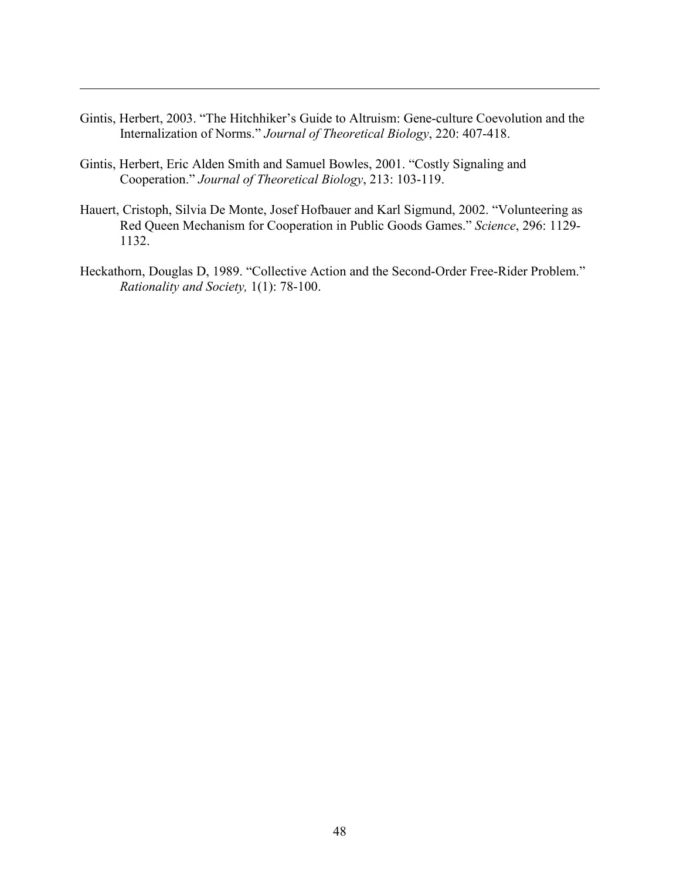Gintis, Herbert, 2003. "The Hitchhiker's Guide to Altruism: Gene-culture Coevolution and the Internalization of Norms." *Journal of Theoretical Biology*, 220: 407-418.

Gintis, Herbert, Eric Alden Smith and Samuel Bowles, 2001. "Costly Signaling and Cooperation." *Journal of Theoretical Biology*, 213: 103-119.

Hauert, Cristoph, Silvia De Monte, Josef Hofbauer and Karl Sigmund, 2002. "Volunteering as Red Queen Mechanism for Cooperation in Public Goods Games." *Science*, 296: 1129-1132.

Heckathorn, Douglas D, 1989. "Collective Action and the Second-Order Free-Rider Problem." *Rationality and Society,* 1(1): 78-100.